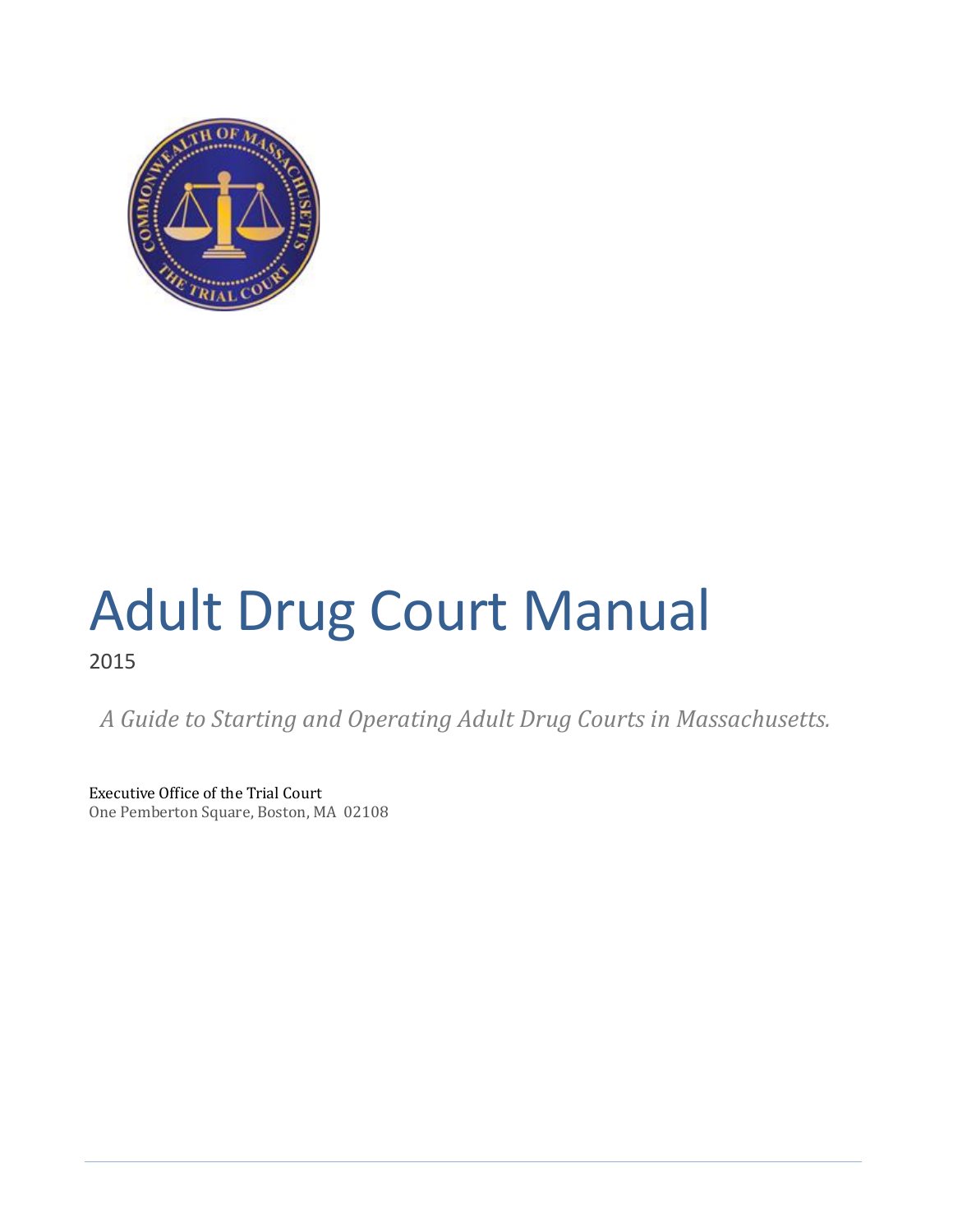# Adult Drug Court Manual

2015

*A Guide to Starting and Operating Adult Drug Courts in Massachusetts.*

Executive Office of the Trial Court
One Pemberton Square, Boston, MA 02108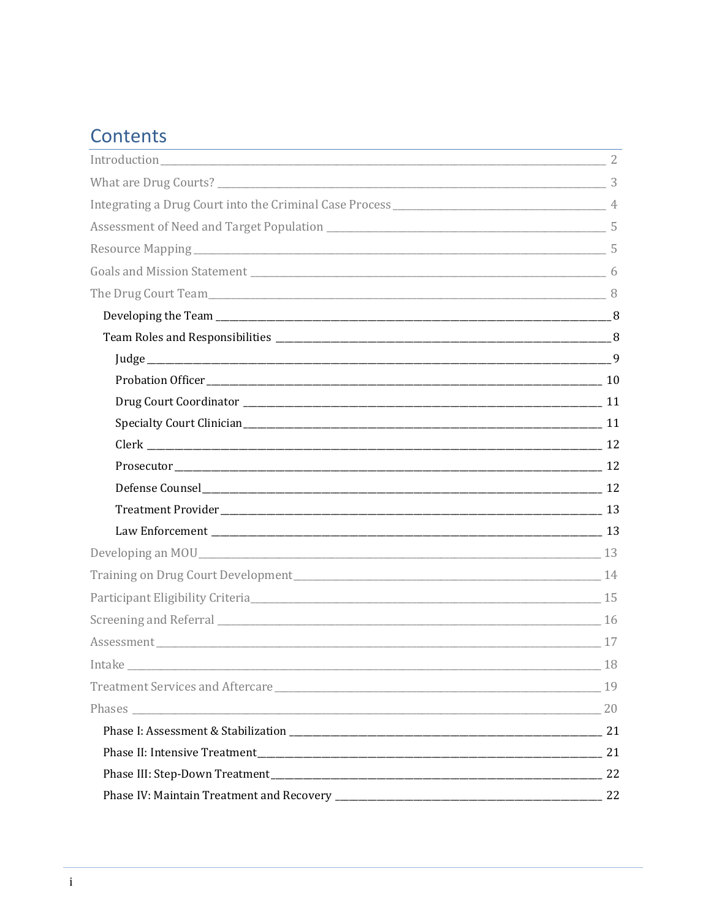# Contents

- Introduction — 2
- What are Drug Courts? — 3
- Integrating a Drug Court into the Criminal Case Process — 4
- Assessment of Need and Target Population — 5
- Resource Mapping — 5
- Goals and Mission Statement — 6
- The Drug Court Team — 8
  - Developing the Team — 8
  - Team Roles and Responsibilities — 8
    - Judge — 9
    - Probation Officer — 10
    - Drug Court Coordinator — 11
    - Specialty Court Clinician — 11
    - Clerk — 12
    - Prosecutor — 12
    - Defense Counsel — 12
    - Treatment Provider — 13
    - Law Enforcement — 13
- Developing an MOU — 13
- Training on Drug Court Development — 14
- Participant Eligibility Criteria — 15
- Screening and Referral — 16
- Assessment — 17
- Intake — 18
- Treatment Services and Aftercare — 19
- Phases — 20
  - Phase I: Assessment & Stabilization — 21
  - Phase II: Intensive Treatment — 21
  - Phase III: Step-Down Treatment — 22
  - Phase IV: Maintain Treatment and Recovery — 22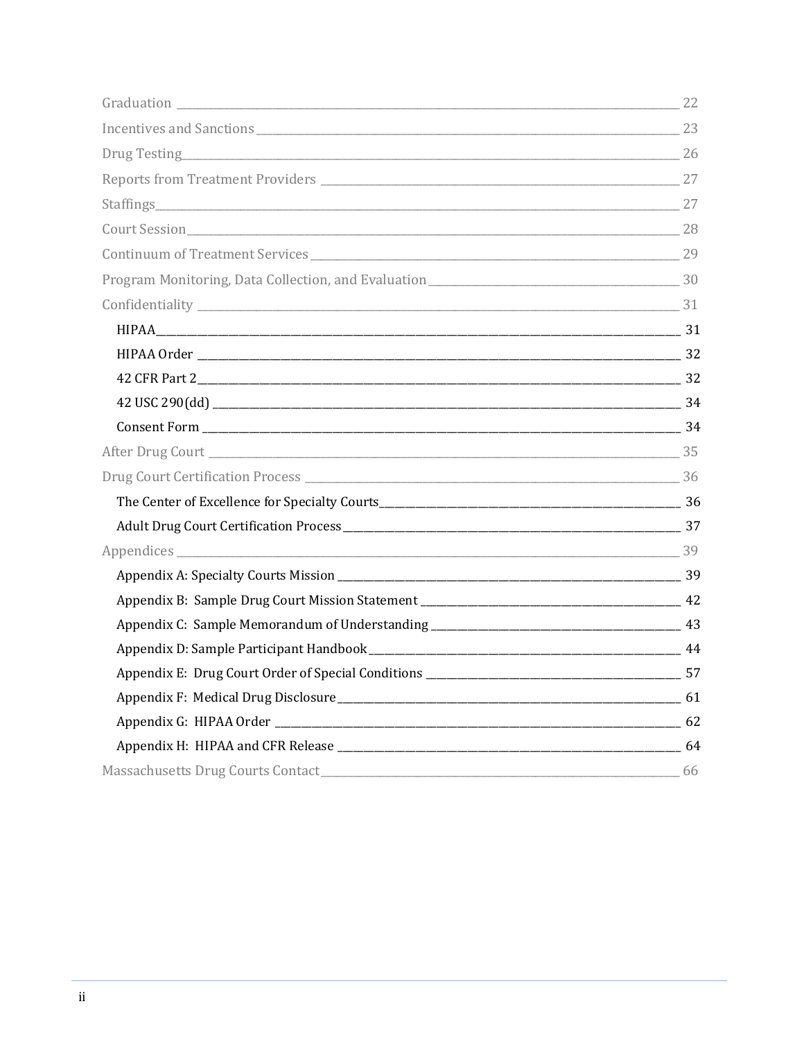Graduation ____________________ 22
Incentives and Sanctions ____________________ 23
Drug Testing ____________________ 26
Reports from Treatment Providers ____________________ 27
Staffings ____________________ 27
Court Session ____________________ 28
Continuum of Treatment Services ____________________ 29
Program Monitoring, Data Collection, and Evaluation ____________________ 30
Confidentiality ____________________ 31
- HIPAA ____________________ 31
- HIPAA Order ____________________ 32
- 42 CFR Part 2 ____________________ 32
- 42 USC 290(dd) ____________________ 34
- Consent Form ____________________ 34

After Drug Court ____________________ 35
Drug Court Certification Process ____________________ 36
- The Center of Excellence for Specialty Courts ____________________ 36
- Adult Drug Court Certification Process ____________________ 37

Appendices ____________________ 39
- Appendix A: Specialty Courts Mission ____________________ 39
- Appendix B: Sample Drug Court Mission Statement ____________________ 42
- Appendix C: Sample Memorandum of Understanding ____________________ 43
- Appendix D: Sample Participant Handbook ____________________ 44
- Appendix E: Drug Court Order of Special Conditions ____________________ 57
- Appendix F: Medical Drug Disclosure ____________________ 61
- Appendix G: HIPAA Order ____________________ 62
- Appendix H: HIPAA and CFR Release ____________________ 64

Massachusetts Drug Courts Contact ____________________ 66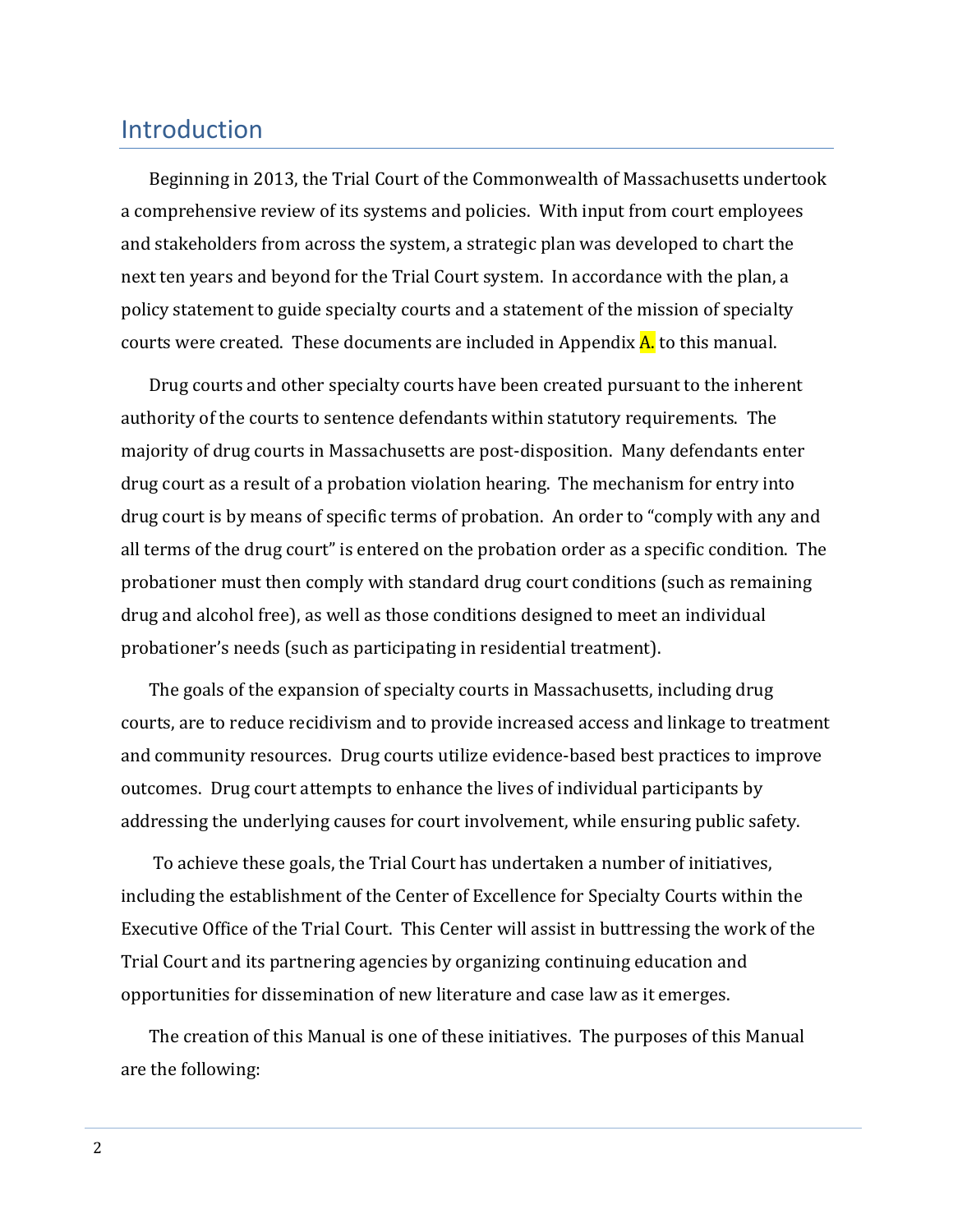## Introduction

Beginning in 2013, the Trial Court of the Commonwealth of Massachusetts undertook a comprehensive review of its systems and policies. With input from court employees and stakeholders from across the system, a strategic plan was developed to chart the next ten years and beyond for the Trial Court system. In accordance with the plan, a policy statement to guide specialty courts and a statement of the mission of specialty courts were created. These documents are included in Appendix A. to this manual.

Drug courts and other specialty courts have been created pursuant to the inherent authority of the courts to sentence defendants within statutory requirements. The majority of drug courts in Massachusetts are post-disposition. Many defendants enter drug court as a result of a probation violation hearing. The mechanism for entry into drug court is by means of specific terms of probation. An order to "comply with any and all terms of the drug court" is entered on the probation order as a specific condition. The probationer must then comply with standard drug court conditions (such as remaining drug and alcohol free), as well as those conditions designed to meet an individual probationer's needs (such as participating in residential treatment).

The goals of the expansion of specialty courts in Massachusetts, including drug courts, are to reduce recidivism and to provide increased access and linkage to treatment and community resources. Drug courts utilize evidence-based best practices to improve outcomes. Drug court attempts to enhance the lives of individual participants by addressing the underlying causes for court involvement, while ensuring public safety.

To achieve these goals, the Trial Court has undertaken a number of initiatives, including the establishment of the Center of Excellence for Specialty Courts within the Executive Office of the Trial Court. This Center will assist in buttressing the work of the Trial Court and its partnering agencies by organizing continuing education and opportunities for dissemination of new literature and case law as it emerges.

The creation of this Manual is one of these initiatives. The purposes of this Manual are the following: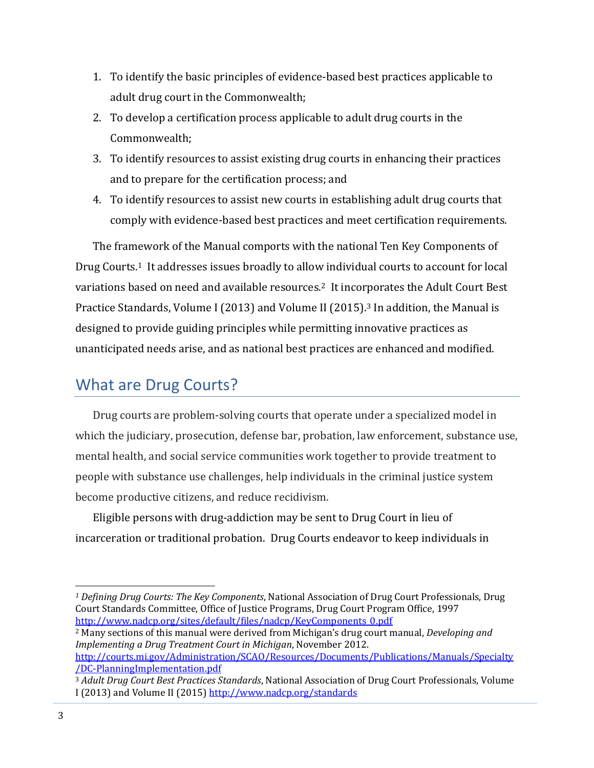1. To identify the basic principles of evidence-based best practices applicable to adult drug court in the Commonwealth;
2. To develop a certification process applicable to adult drug courts in the Commonwealth;
3. To identify resources to assist existing drug courts in enhancing their practices and to prepare for the certification process; and
4. To identify resources to assist new courts in establishing adult drug courts that comply with evidence-based best practices and meet certification requirements.

The framework of the Manual comports with the national Ten Key Components of Drug Courts.[1] It addresses issues broadly to allow individual courts to account for local variations based on need and available resources.[2] It incorporates the Adult Court Best Practice Standards, Volume I (2013) and Volume II (2015).[3] In addition, the Manual is designed to provide guiding principles while permitting innovative practices as unanticipated needs arise, and as national best practices are enhanced and modified.

## What are Drug Courts?

Drug courts are problem-solving courts that operate under a specialized model in which the judiciary, prosecution, defense bar, probation, law enforcement, substance use, mental health, and social service communities work together to provide treatment to people with substance use challenges, help individuals in the criminal justice system become productive citizens, and reduce recidivism.

Eligible persons with drug-addiction may be sent to Drug Court in lieu of incarceration or traditional probation. Drug Courts endeavor to keep individuals in

---

[1] *Defining Drug Courts: The Key Components*, National Association of Drug Court Professionals, Drug Court Standards Committee, Office of Justice Programs, Drug Court Program Office, 1997 http://www.nadcp.org/sites/default/files/nadcp/KeyComponents_0.pdf

[2] Many sections of this manual were derived from Michigan's drug court manual, *Developing and Implementing a Drug Treatment Court in Michigan*, November 2012. http://courts.mi.gov/Administration/SCAO/Resources/Documents/Publications/Manuals/Specialty/DC-PlanningImplementation.pdf

[3] *Adult Drug Court Best Practices Standards*, National Association of Drug Court Professionals, Volume I (2013) and Volume II (2015) http://www.nadcp.org/standards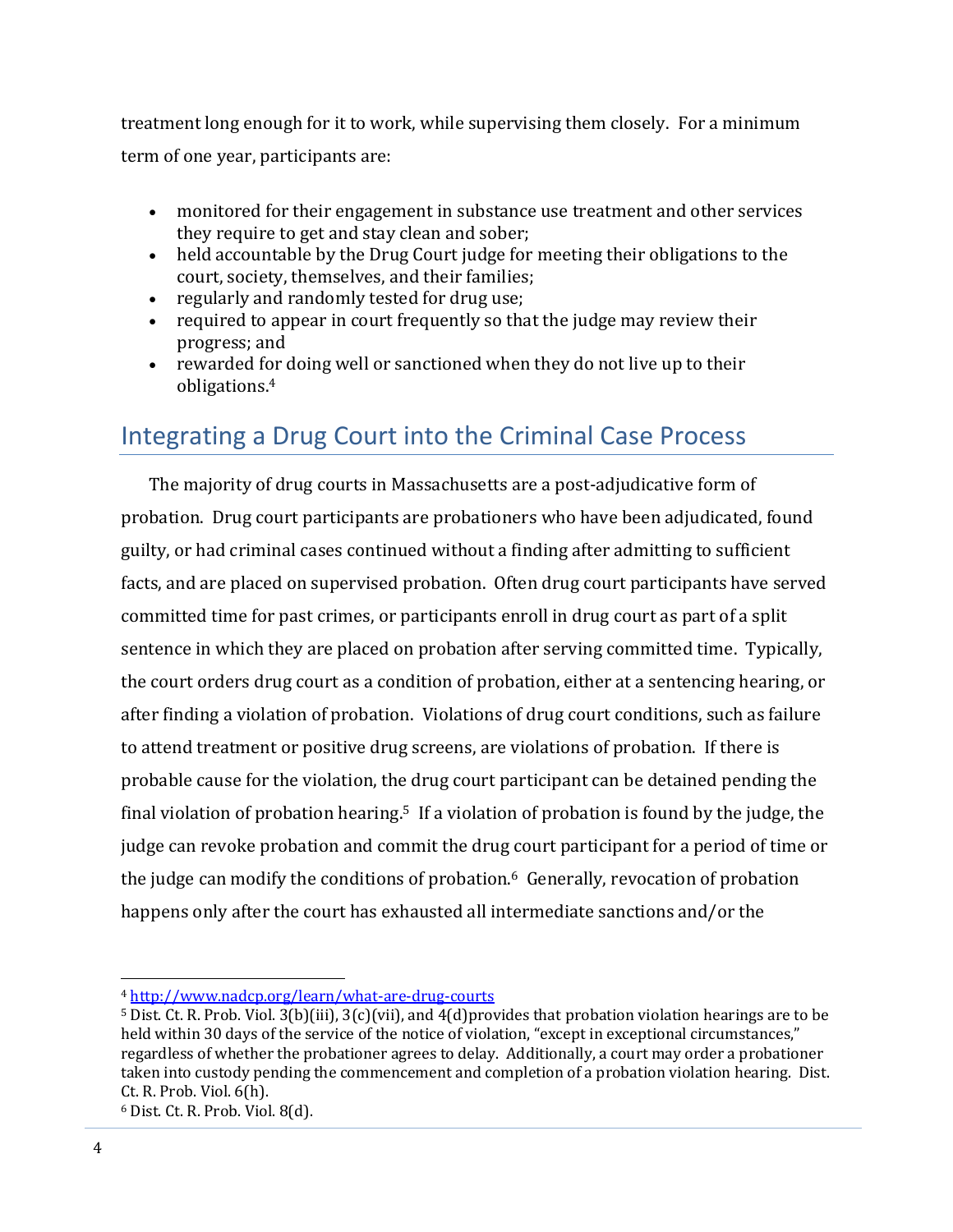treatment long enough for it to work, while supervising them closely. For a minimum term of one year, participants are:

- monitored for their engagement in substance use treatment and other services they require to get and stay clean and sober;
- held accountable by the Drug Court judge for meeting their obligations to the court, society, themselves, and their families;
- regularly and randomly tested for drug use;
- required to appear in court frequently so that the judge may review their progress; and
- rewarded for doing well or sanctioned when they do not live up to their obligations.[4]

## Integrating a Drug Court into the Criminal Case Process

The majority of drug courts in Massachusetts are a post-adjudicative form of probation. Drug court participants are probationers who have been adjudicated, found guilty, or had criminal cases continued without a finding after admitting to sufficient facts, and are placed on supervised probation. Often drug court participants have served committed time for past crimes, or participants enroll in drug court as part of a split sentence in which they are placed on probation after serving committed time. Typically, the court orders drug court as a condition of probation, either at a sentencing hearing, or after finding a violation of probation. Violations of drug court conditions, such as failure to attend treatment or positive drug screens, are violations of probation. If there is probable cause for the violation, the drug court participant can be detained pending the final violation of probation hearing.[5] If a violation of probation is found by the judge, the judge can revoke probation and commit the drug court participant for a period of time or the judge can modify the conditions of probation.[6] Generally, revocation of probation happens only after the court has exhausted all intermediate sanctions and/or the

---

[4] http://www.nadcp.org/learn/what-are-drug-courts

[5] Dist. Ct. R. Prob. Viol. 3(b)(iii), 3(c)(vii), and 4(d)provides that probation violation hearings are to be held within 30 days of the service of the notice of violation, "except in exceptional circumstances," regardless of whether the probationer agrees to delay. Additionally, a court may order a probationer taken into custody pending the commencement and completion of a probation violation hearing. Dist. Ct. R. Prob. Viol. 6(h).

[6] Dist. Ct. R. Prob. Viol. 8(d).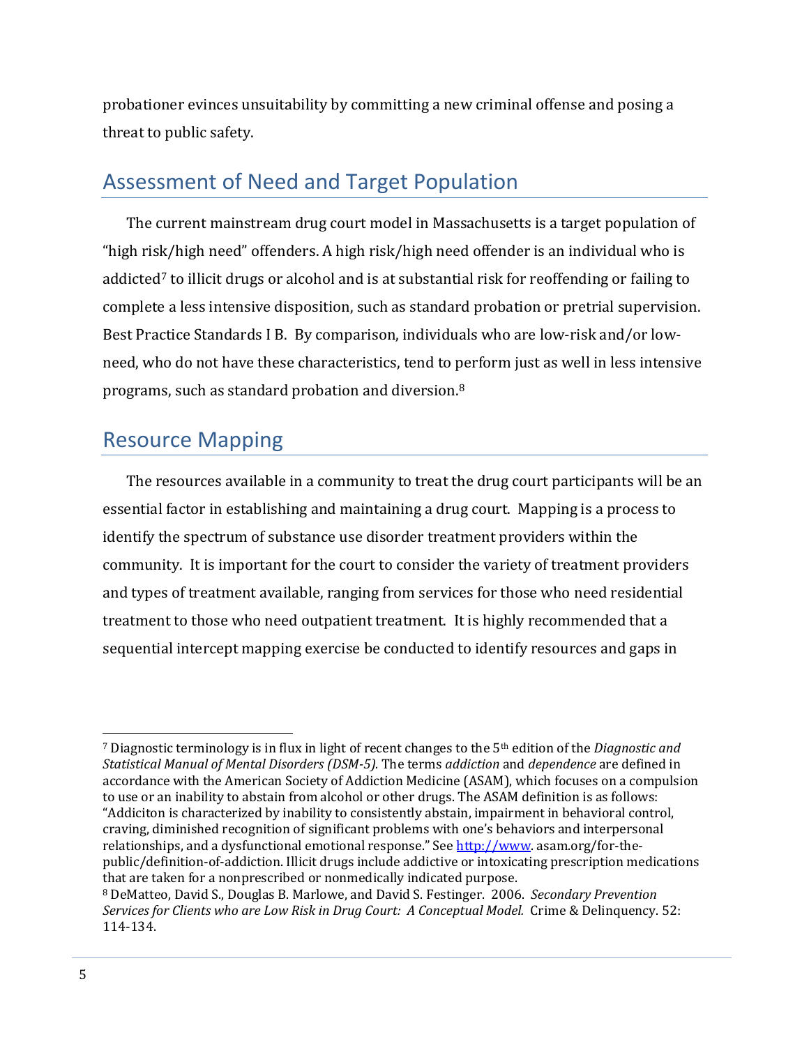probationer evinces unsuitability by committing a new criminal offense and posing a threat to public safety.

## Assessment of Need and Target Population

The current mainstream drug court model in Massachusetts is a target population of "high risk/high need" offenders. A high risk/high need offender is an individual who is addicted[7] to illicit drugs or alcohol and is at substantial risk for reoffending or failing to complete a less intensive disposition, such as standard probation or pretrial supervision. Best Practice Standards I B. By comparison, individuals who are low-risk and/or low-need, who do not have these characteristics, tend to perform just as well in less intensive programs, such as standard probation and diversion.[8]

## Resource Mapping

The resources available in a community to treat the drug court participants will be an essential factor in establishing and maintaining a drug court. Mapping is a process to identify the spectrum of substance use disorder treatment providers within the community. It is important for the court to consider the variety of treatment providers and types of treatment available, ranging from services for those who need residential treatment to those who need outpatient treatment. It is highly recommended that a sequential intercept mapping exercise be conducted to identify resources and gaps in

---

[7] Diagnostic terminology is in flux in light of recent changes to the 5th edition of the *Diagnostic and Statistical Manual of Mental Disorders (DSM-5).* The terms *addiction* and *dependence* are defined in accordance with the American Society of Addiction Medicine (ASAM), which focuses on a compulsion to use or an inability to abstain from alcohol or other drugs. The ASAM definition is as follows: "Addiciton is characterized by inability to consistently abstain, impairment in behavioral control, craving, diminished recognition of significant problems with one's behaviors and interpersonal relationships, and a dysfunctional emotional response." See http://www. asam.org/for-the-public/definition-of-addiction. Illicit drugs include addictive or intoxicating prescription medications that are taken for a nonprescribed or nonmedically indicated purpose.

[8] DeMatteo, David S., Douglas B. Marlowe, and David S. Festinger. 2006. *Secondary Prevention Services for Clients who are Low Risk in Drug Court: A Conceptual Model.* Crime & Delinquency. 52: 114-134.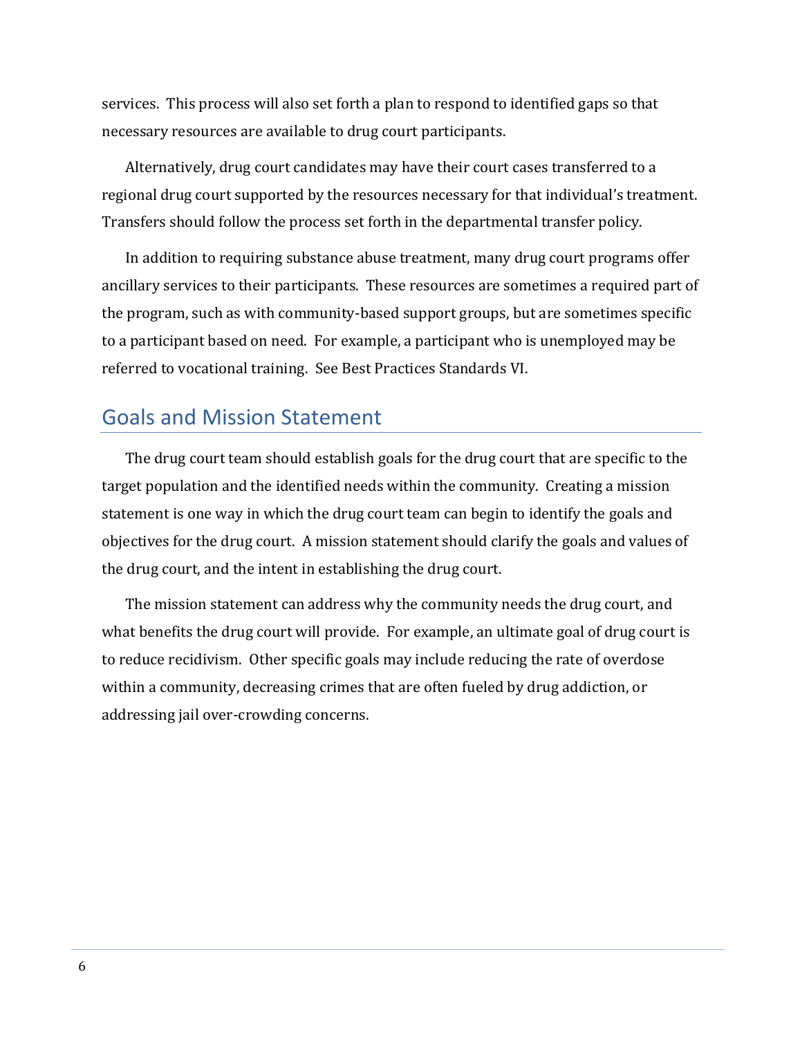services. This process will also set forth a plan to respond to identified gaps so that necessary resources are available to drug court participants.

Alternatively, drug court candidates may have their court cases transferred to a regional drug court supported by the resources necessary for that individual's treatment. Transfers should follow the process set forth in the departmental transfer policy.

In addition to requiring substance abuse treatment, many drug court programs offer ancillary services to their participants. These resources are sometimes a required part of the program, such as with community-based support groups, but are sometimes specific to a participant based on need. For example, a participant who is unemployed may be referred to vocational training. See Best Practices Standards VI.

## Goals and Mission Statement

The drug court team should establish goals for the drug court that are specific to the target population and the identified needs within the community. Creating a mission statement is one way in which the drug court team can begin to identify the goals and objectives for the drug court. A mission statement should clarify the goals and values of the drug court, and the intent in establishing the drug court.

The mission statement can address why the community needs the drug court, and what benefits the drug court will provide. For example, an ultimate goal of drug court is to reduce recidivism. Other specific goals may include reducing the rate of overdose within a community, decreasing crimes that are often fueled by drug addiction, or addressing jail over-crowding concerns.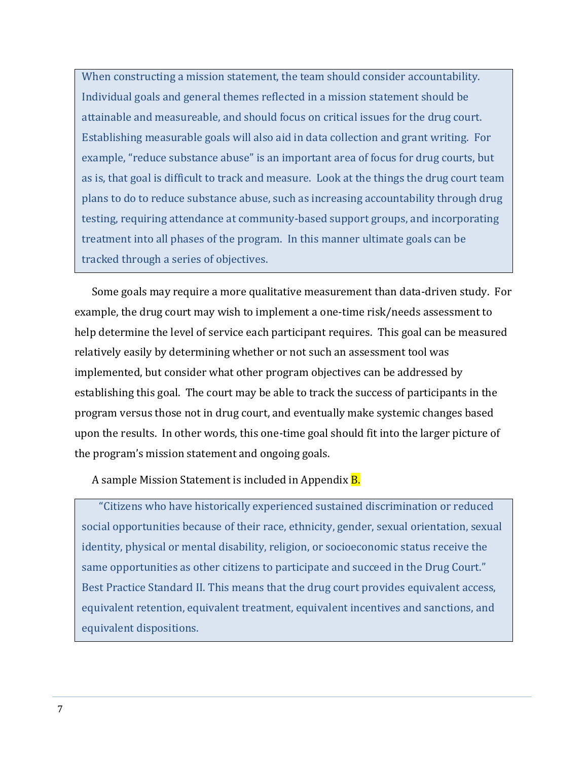> When constructing a mission statement, the team should consider accountability. Individual goals and general themes reflected in a mission statement should be attainable and measureable, and should focus on critical issues for the drug court. Establishing measurable goals will also aid in data collection and grant writing. For example, "reduce substance abuse" is an important area of focus for drug courts, but as is, that goal is difficult to track and measure. Look at the things the drug court team plans to do to reduce substance abuse, such as increasing accountability through drug testing, requiring attendance at community-based support groups, and incorporating treatment into all phases of the program. In this manner ultimate goals can be tracked through a series of objectives.

Some goals may require a more qualitative measurement than data-driven study. For example, the drug court may wish to implement a one-time risk/needs assessment to help determine the level of service each participant requires. This goal can be measured relatively easily by determining whether or not such an assessment tool was implemented, but consider what other program objectives can be addressed by establishing this goal. The court may be able to track the success of participants in the program versus those not in drug court, and eventually make systemic changes based upon the results. In other words, this one-time goal should fit into the larger picture of the program's mission statement and ongoing goals.

A sample Mission Statement is included in Appendix B.

> "Citizens who have historically experienced sustained discrimination or reduced social opportunities because of their race, ethnicity, gender, sexual orientation, sexual identity, physical or mental disability, religion, or socioeconomic status receive the same opportunities as other citizens to participate and succeed in the Drug Court." Best Practice Standard II. This means that the drug court provides equivalent access, equivalent retention, equivalent treatment, equivalent incentives and sanctions, and equivalent dispositions.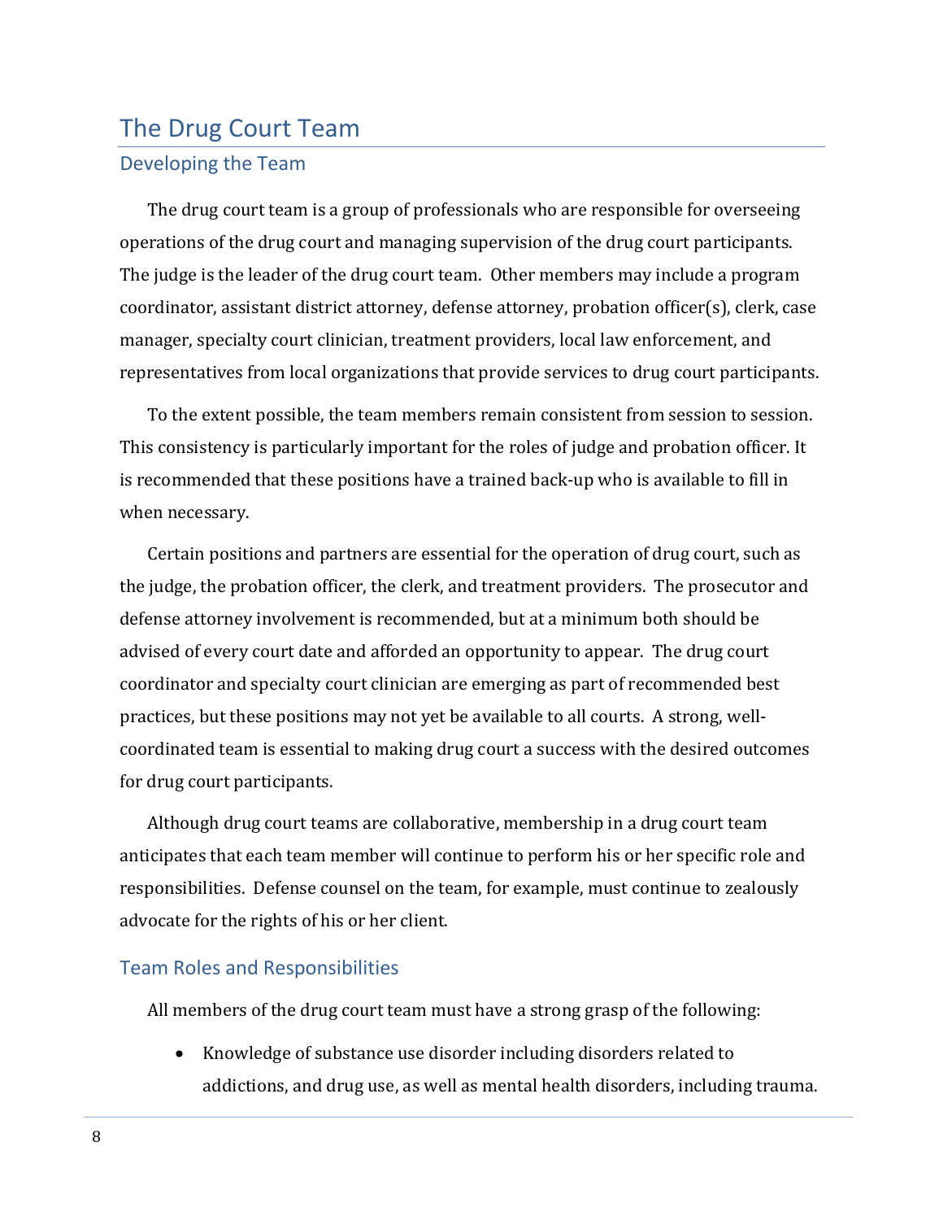# The Drug Court Team

## Developing the Team

The drug court team is a group of professionals who are responsible for overseeing operations of the drug court and managing supervision of the drug court participants. The judge is the leader of the drug court team. Other members may include a program coordinator, assistant district attorney, defense attorney, probation officer(s), clerk, case manager, specialty court clinician, treatment providers, local law enforcement, and representatives from local organizations that provide services to drug court participants.

To the extent possible, the team members remain consistent from session to session. This consistency is particularly important for the roles of judge and probation officer. It is recommended that these positions have a trained back-up who is available to fill in when necessary.

Certain positions and partners are essential for the operation of drug court, such as the judge, the probation officer, the clerk, and treatment providers. The prosecutor and defense attorney involvement is recommended, but at a minimum both should be advised of every court date and afforded an opportunity to appear. The drug court coordinator and specialty court clinician are emerging as part of recommended best practices, but these positions may not yet be available to all courts. A strong, well-coordinated team is essential to making drug court a success with the desired outcomes for drug court participants.

Although drug court teams are collaborative, membership in a drug court team anticipates that each team member will continue to perform his or her specific role and responsibilities. Defense counsel on the team, for example, must continue to zealously advocate for the rights of his or her client.

## Team Roles and Responsibilities

All members of the drug court team must have a strong grasp of the following:

- Knowledge of substance use disorder including disorders related to addictions, and drug use, as well as mental health disorders, including trauma.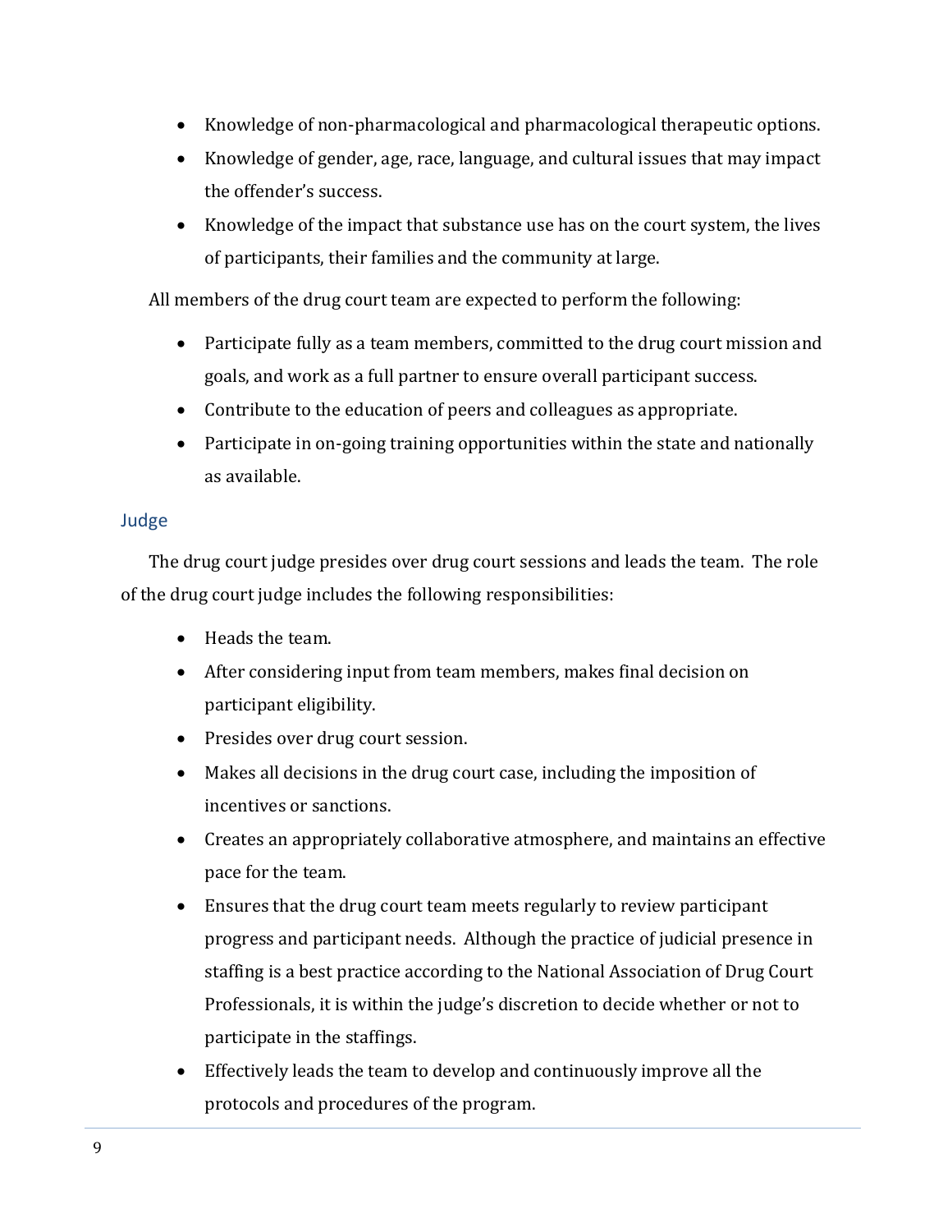- Knowledge of non-pharmacological and pharmacological therapeutic options.
- Knowledge of gender, age, race, language, and cultural issues that may impact the offender's success.
- Knowledge of the impact that substance use has on the court system, the lives of participants, their families and the community at large.

All members of the drug court team are expected to perform the following:

- Participate fully as a team members, committed to the drug court mission and goals, and work as a full partner to ensure overall participant success.
- Contribute to the education of peers and colleagues as appropriate.
- Participate in on-going training opportunities within the state and nationally as available.

### Judge

The drug court judge presides over drug court sessions and leads the team. The role of the drug court judge includes the following responsibilities:

- Heads the team.
- After considering input from team members, makes final decision on participant eligibility.
- Presides over drug court session.
- Makes all decisions in the drug court case, including the imposition of incentives or sanctions.
- Creates an appropriately collaborative atmosphere, and maintains an effective pace for the team.
- Ensures that the drug court team meets regularly to review participant progress and participant needs. Although the practice of judicial presence in staffing is a best practice according to the National Association of Drug Court Professionals, it is within the judge's discretion to decide whether or not to participate in the staffings.
- Effectively leads the team to develop and continuously improve all the protocols and procedures of the program.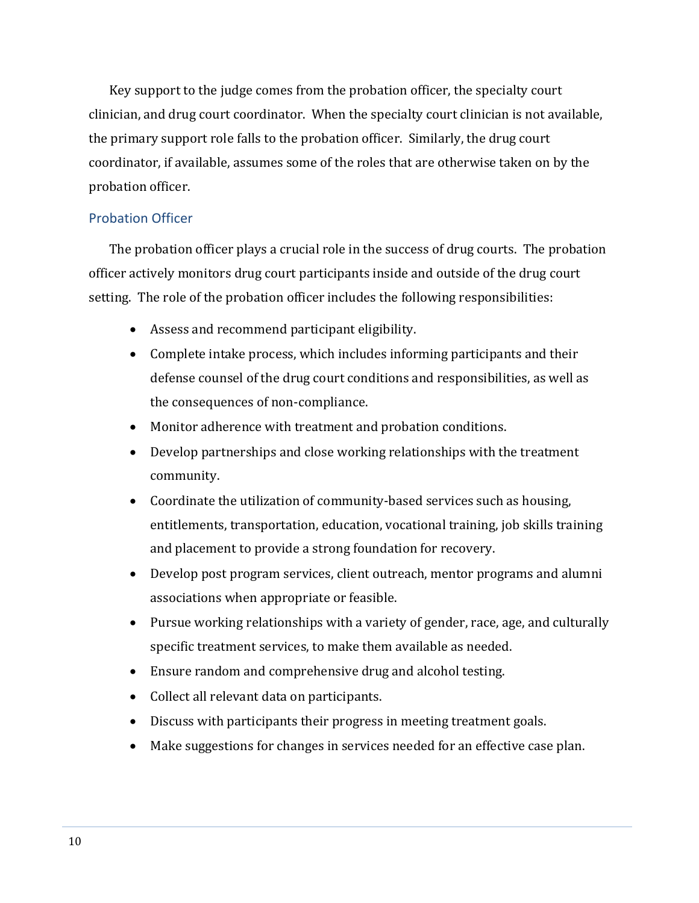Key support to the judge comes from the probation officer, the specialty court clinician, and drug court coordinator. When the specialty court clinician is not available, the primary support role falls to the probation officer. Similarly, the drug court coordinator, if available, assumes some of the roles that are otherwise taken on by the probation officer.

## Probation Officer

The probation officer plays a crucial role in the success of drug courts. The probation officer actively monitors drug court participants inside and outside of the drug court setting. The role of the probation officer includes the following responsibilities:

- Assess and recommend participant eligibility.
- Complete intake process, which includes informing participants and their defense counsel of the drug court conditions and responsibilities, as well as the consequences of non-compliance.
- Monitor adherence with treatment and probation conditions.
- Develop partnerships and close working relationships with the treatment community.
- Coordinate the utilization of community-based services such as housing, entitlements, transportation, education, vocational training, job skills training and placement to provide a strong foundation for recovery.
- Develop post program services, client outreach, mentor programs and alumni associations when appropriate or feasible.
- Pursue working relationships with a variety of gender, race, age, and culturally specific treatment services, to make them available as needed.
- Ensure random and comprehensive drug and alcohol testing.
- Collect all relevant data on participants.
- Discuss with participants their progress in meeting treatment goals.
- Make suggestions for changes in services needed for an effective case plan.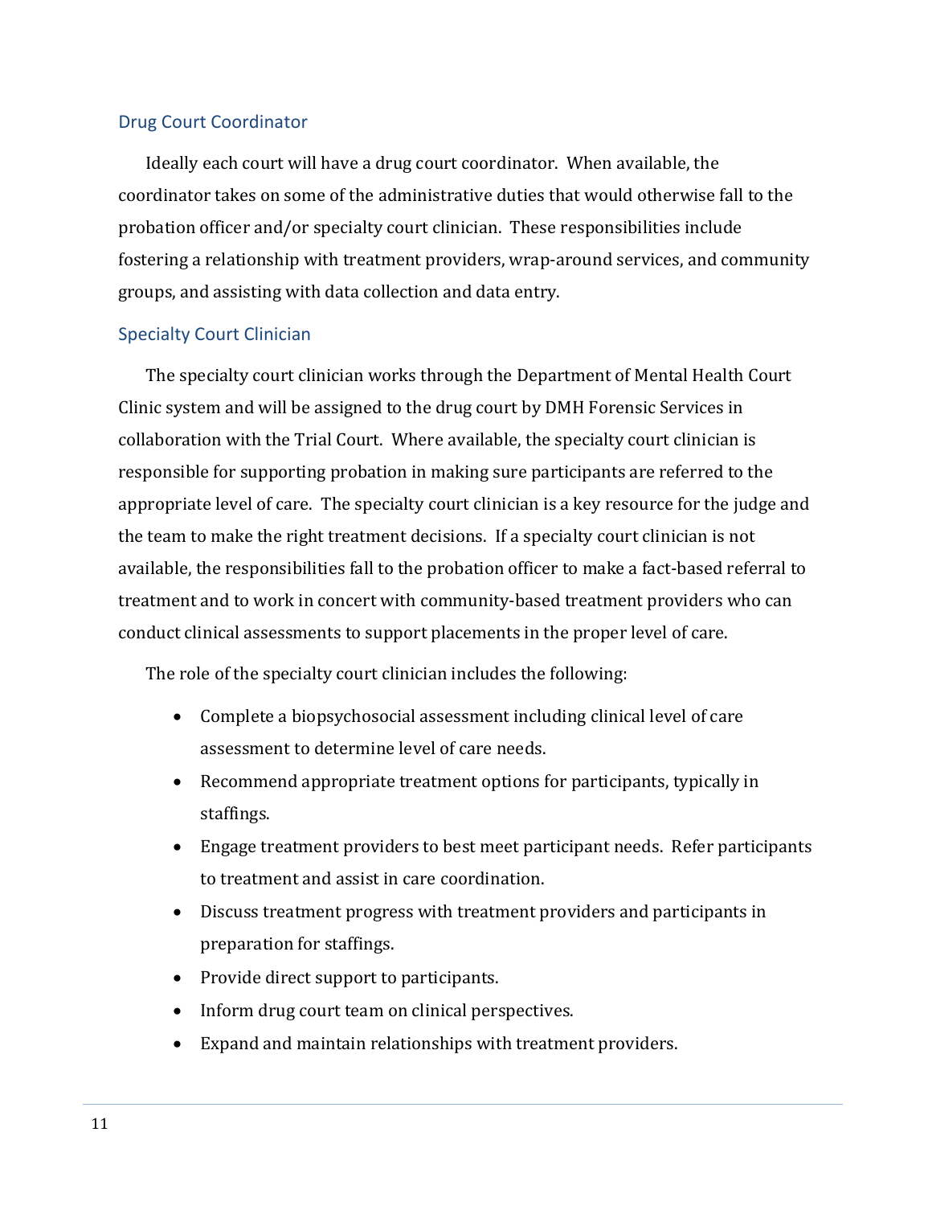### Drug Court Coordinator

Ideally each court will have a drug court coordinator. When available, the coordinator takes on some of the administrative duties that would otherwise fall to the probation officer and/or specialty court clinician. These responsibilities include fostering a relationship with treatment providers, wrap-around services, and community groups, and assisting with data collection and data entry.

### Specialty Court Clinician

The specialty court clinician works through the Department of Mental Health Court Clinic system and will be assigned to the drug court by DMH Forensic Services in collaboration with the Trial Court. Where available, the specialty court clinician is responsible for supporting probation in making sure participants are referred to the appropriate level of care. The specialty court clinician is a key resource for the judge and the team to make the right treatment decisions. If a specialty court clinician is not available, the responsibilities fall to the probation officer to make a fact-based referral to treatment and to work in concert with community-based treatment providers who can conduct clinical assessments to support placements in the proper level of care.

The role of the specialty court clinician includes the following:

- Complete a biopsychosocial assessment including clinical level of care assessment to determine level of care needs.
- Recommend appropriate treatment options for participants, typically in staffings.
- Engage treatment providers to best meet participant needs. Refer participants to treatment and assist in care coordination.
- Discuss treatment progress with treatment providers and participants in preparation for staffings.
- Provide direct support to participants.
- Inform drug court team on clinical perspectives.
- Expand and maintain relationships with treatment providers.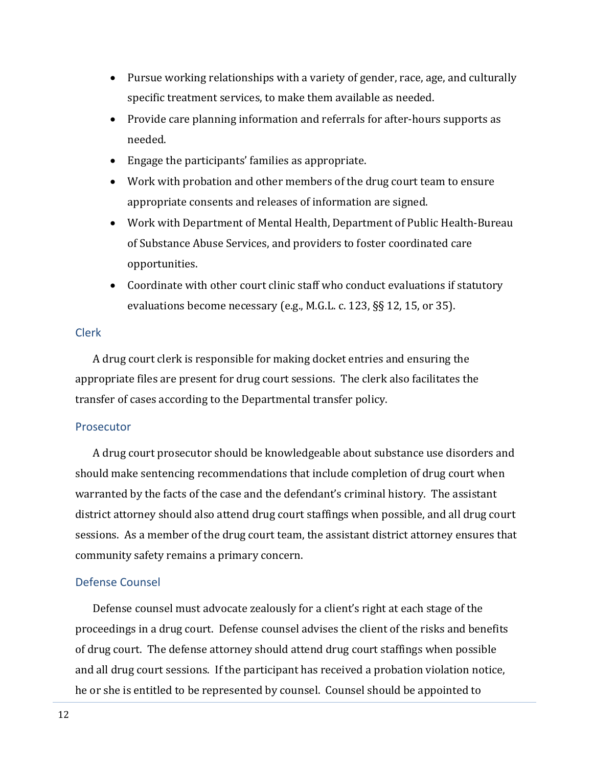- Pursue working relationships with a variety of gender, race, age, and culturally specific treatment services, to make them available as needed.
- Provide care planning information and referrals for after-hours supports as needed.
- Engage the participants' families as appropriate.
- Work with probation and other members of the drug court team to ensure appropriate consents and releases of information are signed.
- Work with Department of Mental Health, Department of Public Health-Bureau of Substance Abuse Services, and providers to foster coordinated care opportunities.
- Coordinate with other court clinic staff who conduct evaluations if statutory evaluations become necessary (e.g., M.G.L. c. 123, §§ 12, 15, or 35).

### Clerk

A drug court clerk is responsible for making docket entries and ensuring the appropriate files are present for drug court sessions. The clerk also facilitates the transfer of cases according to the Departmental transfer policy.

### Prosecutor

A drug court prosecutor should be knowledgeable about substance use disorders and should make sentencing recommendations that include completion of drug court when warranted by the facts of the case and the defendant's criminal history. The assistant district attorney should also attend drug court staffings when possible, and all drug court sessions. As a member of the drug court team, the assistant district attorney ensures that community safety remains a primary concern.

### Defense Counsel

Defense counsel must advocate zealously for a client's right at each stage of the proceedings in a drug court. Defense counsel advises the client of the risks and benefits of drug court. The defense attorney should attend drug court staffings when possible and all drug court sessions. If the participant has received a probation violation notice, he or she is entitled to be represented by counsel. Counsel should be appointed to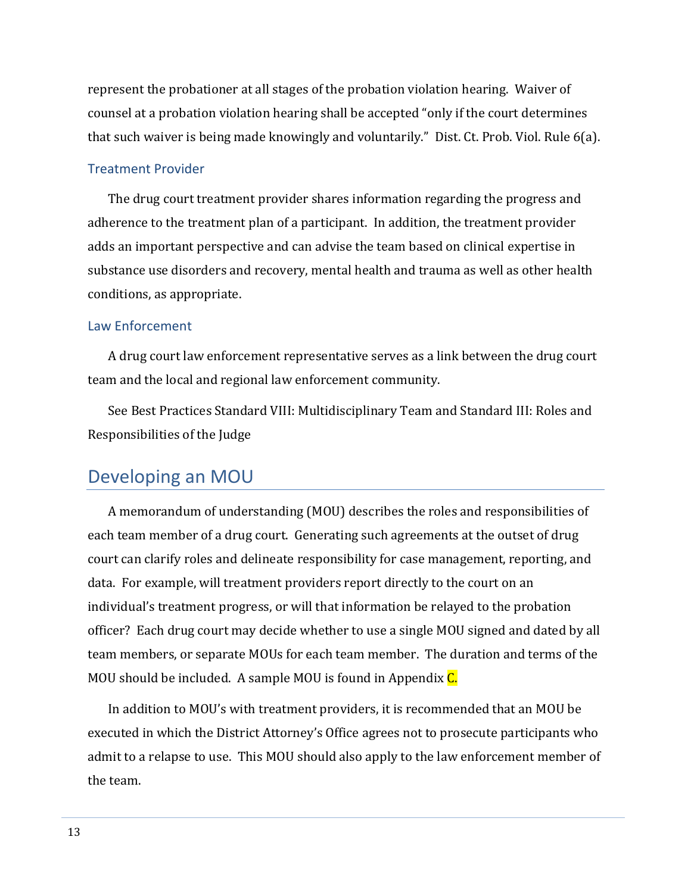represent the probationer at all stages of the probation violation hearing. Waiver of counsel at a probation violation hearing shall be accepted "only if the court determines that such waiver is being made knowingly and voluntarily." Dist. Ct. Prob. Viol. Rule 6(a).

### Treatment Provider

The drug court treatment provider shares information regarding the progress and adherence to the treatment plan of a participant. In addition, the treatment provider adds an important perspective and can advise the team based on clinical expertise in substance use disorders and recovery, mental health and trauma as well as other health conditions, as appropriate.

### Law Enforcement

A drug court law enforcement representative serves as a link between the drug court team and the local and regional law enforcement community.

See Best Practices Standard VIII: Multidisciplinary Team and Standard III: Roles and Responsibilities of the Judge

## Developing an MOU

A memorandum of understanding (MOU) describes the roles and responsibilities of each team member of a drug court. Generating such agreements at the outset of drug court can clarify roles and delineate responsibility for case management, reporting, and data. For example, will treatment providers report directly to the court on an individual's treatment progress, or will that information be relayed to the probation officer? Each drug court may decide whether to use a single MOU signed and dated by all team members, or separate MOUs for each team member. The duration and terms of the MOU should be included. A sample MOU is found in Appendix C.

In addition to MOU's with treatment providers, it is recommended that an MOU be executed in which the District Attorney's Office agrees not to prosecute participants who admit to a relapse to use. This MOU should also apply to the law enforcement member of the team.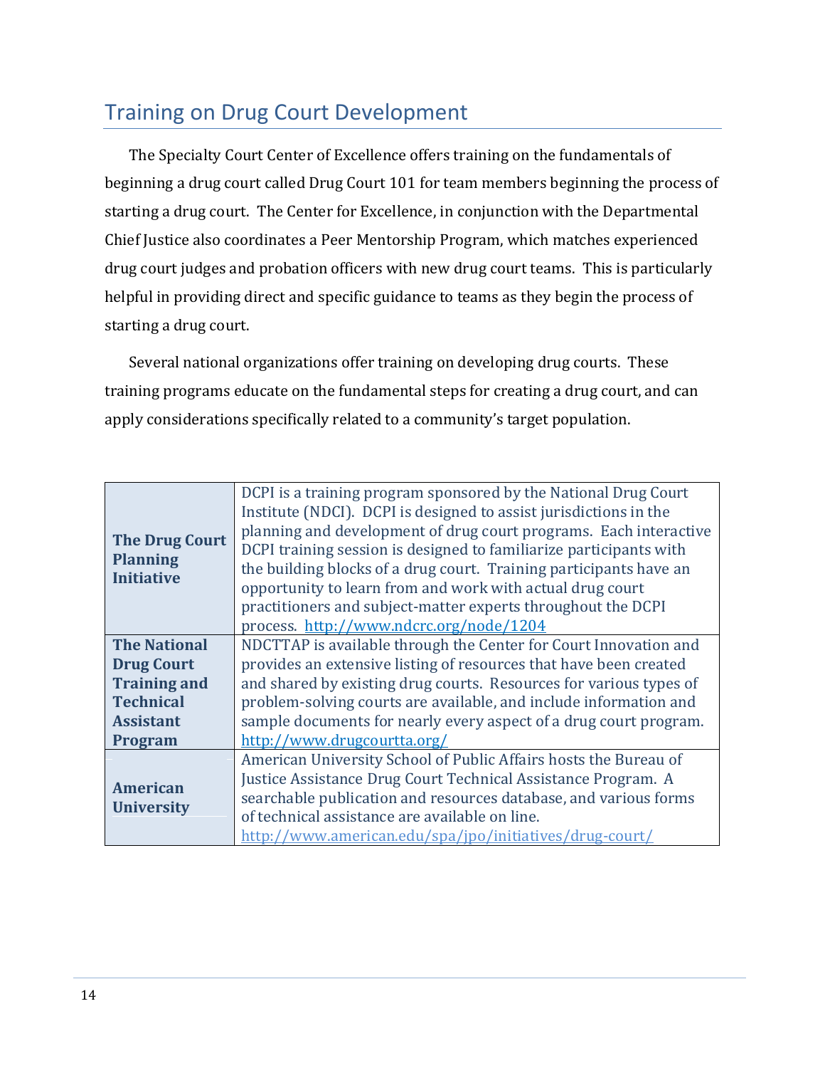## Training on Drug Court Development

The Specialty Court Center of Excellence offers training on the fundamentals of beginning a drug court called Drug Court 101 for team members beginning the process of starting a drug court. The Center for Excellence, in conjunction with the Departmental Chief Justice also coordinates a Peer Mentorship Program, which matches experienced drug court judges and probation officers with new drug court teams. This is particularly helpful in providing direct and specific guidance to teams as they begin the process of starting a drug court.

Several national organizations offer training on developing drug courts. These training programs educate on the fundamental steps for creating a drug court, and can apply considerations specifically related to a community's target population.

| | |
|---|---|
| **The Drug Court Planning Initiative** | DCPI is a training program sponsored by the National Drug Court Institute (NDCI). DCPI is designed to assist jurisdictions in the planning and development of drug court programs. Each interactive DCPI training session is designed to familiarize participants with the building blocks of a drug court. Training participants have an opportunity to learn from and work with actual drug court practitioners and subject-matter experts throughout the DCPI process. http://www.ndcrc.org/node/1204 |
| **The National Drug Court Training and Technical Assistant Program** | NDCTTAP is available through the Center for Court Innovation and provides an extensive listing of resources that have been created and shared by existing drug courts. Resources for various types of problem-solving courts are available, and include information and sample documents for nearly every aspect of a drug court program. http://www.drugcourtta.org/ |
| **American University** | American University School of Public Affairs hosts the Bureau of Justice Assistance Drug Court Technical Assistance Program. A searchable publication and resources database, and various forms of technical assistance are available on line. http://www.american.edu/spa/jpo/initiatives/drug-court/ |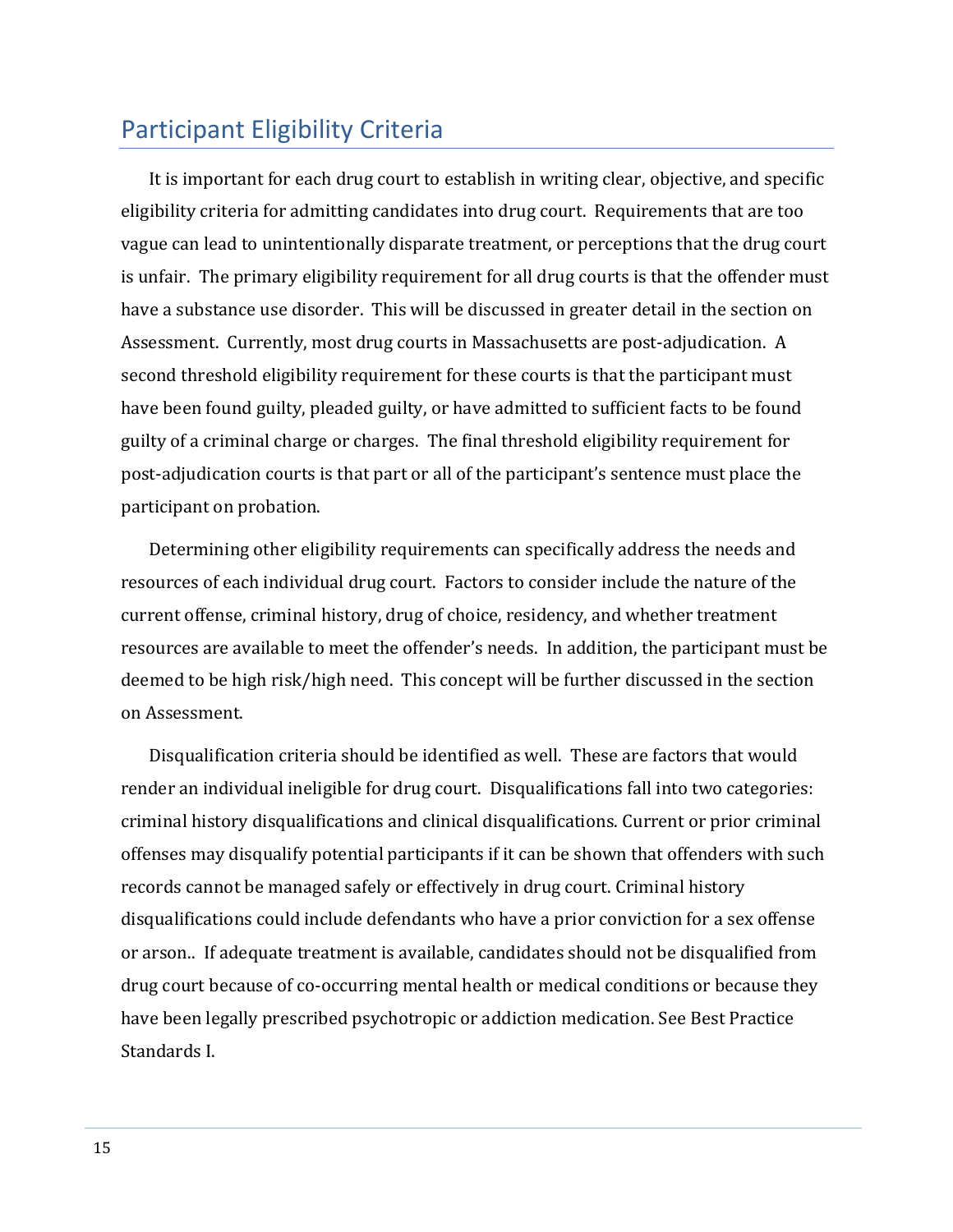## Participant Eligibility Criteria

It is important for each drug court to establish in writing clear, objective, and specific eligibility criteria for admitting candidates into drug court. Requirements that are too vague can lead to unintentionally disparate treatment, or perceptions that the drug court is unfair. The primary eligibility requirement for all drug courts is that the offender must have a substance use disorder. This will be discussed in greater detail in the section on Assessment. Currently, most drug courts in Massachusetts are post-adjudication. A second threshold eligibility requirement for these courts is that the participant must have been found guilty, pleaded guilty, or have admitted to sufficient facts to be found guilty of a criminal charge or charges. The final threshold eligibility requirement for post-adjudication courts is that part or all of the participant's sentence must place the participant on probation.

Determining other eligibility requirements can specifically address the needs and resources of each individual drug court. Factors to consider include the nature of the current offense, criminal history, drug of choice, residency, and whether treatment resources are available to meet the offender's needs. In addition, the participant must be deemed to be high risk/high need. This concept will be further discussed in the section on Assessment.

Disqualification criteria should be identified as well. These are factors that would render an individual ineligible for drug court. Disqualifications fall into two categories: criminal history disqualifications and clinical disqualifications. Current or prior criminal offenses may disqualify potential participants if it can be shown that offenders with such records cannot be managed safely or effectively in drug court. Criminal history disqualifications could include defendants who have a prior conviction for a sex offense or arson.. If adequate treatment is available, candidates should not be disqualified from drug court because of co-occurring mental health or medical conditions or because they have been legally prescribed psychotropic or addiction medication. See Best Practice Standards I.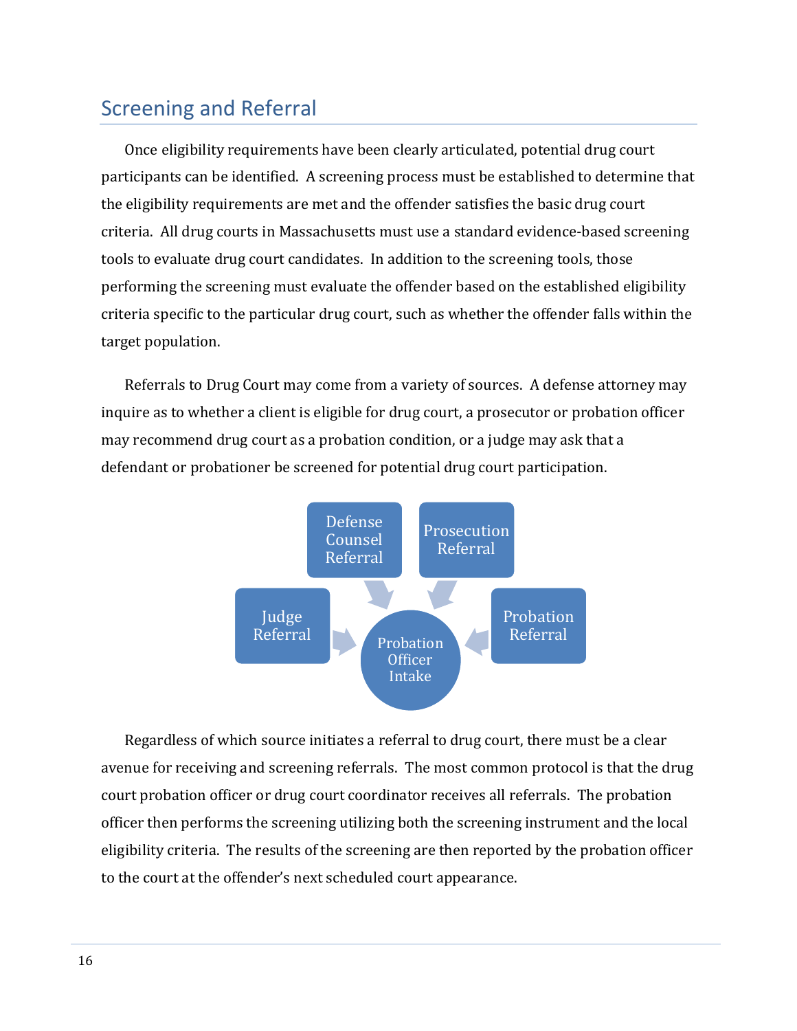## Screening and Referral

Once eligibility requirements have been clearly articulated, potential drug court participants can be identified. A screening process must be established to determine that the eligibility requirements are met and the offender satisfies the basic drug court criteria. All drug courts in Massachusetts must use a standard evidence-based screening tools to evaluate drug court candidates. In addition to the screening tools, those performing the screening must evaluate the offender based on the established eligibility criteria specific to the particular drug court, such as whether the offender falls within the target population.

Referrals to Drug Court may come from a variety of sources. A defense attorney may inquire as to whether a client is eligible for drug court, a prosecutor or probation officer may recommend drug court as a probation condition, or a judge may ask that a defendant or probationer be screened for potential drug court participation.

Defense Counsel Referral

Prosecution Referral

Judge Referral

Probation Referral

Probation Officer Intake

Regardless of which source initiates a referral to drug court, there must be a clear avenue for receiving and screening referrals. The most common protocol is that the drug court probation officer or drug court coordinator receives all referrals. The probation officer then performs the screening utilizing both the screening instrument and the local eligibility criteria. The results of the screening are then reported by the probation officer to the court at the offender's next scheduled court appearance.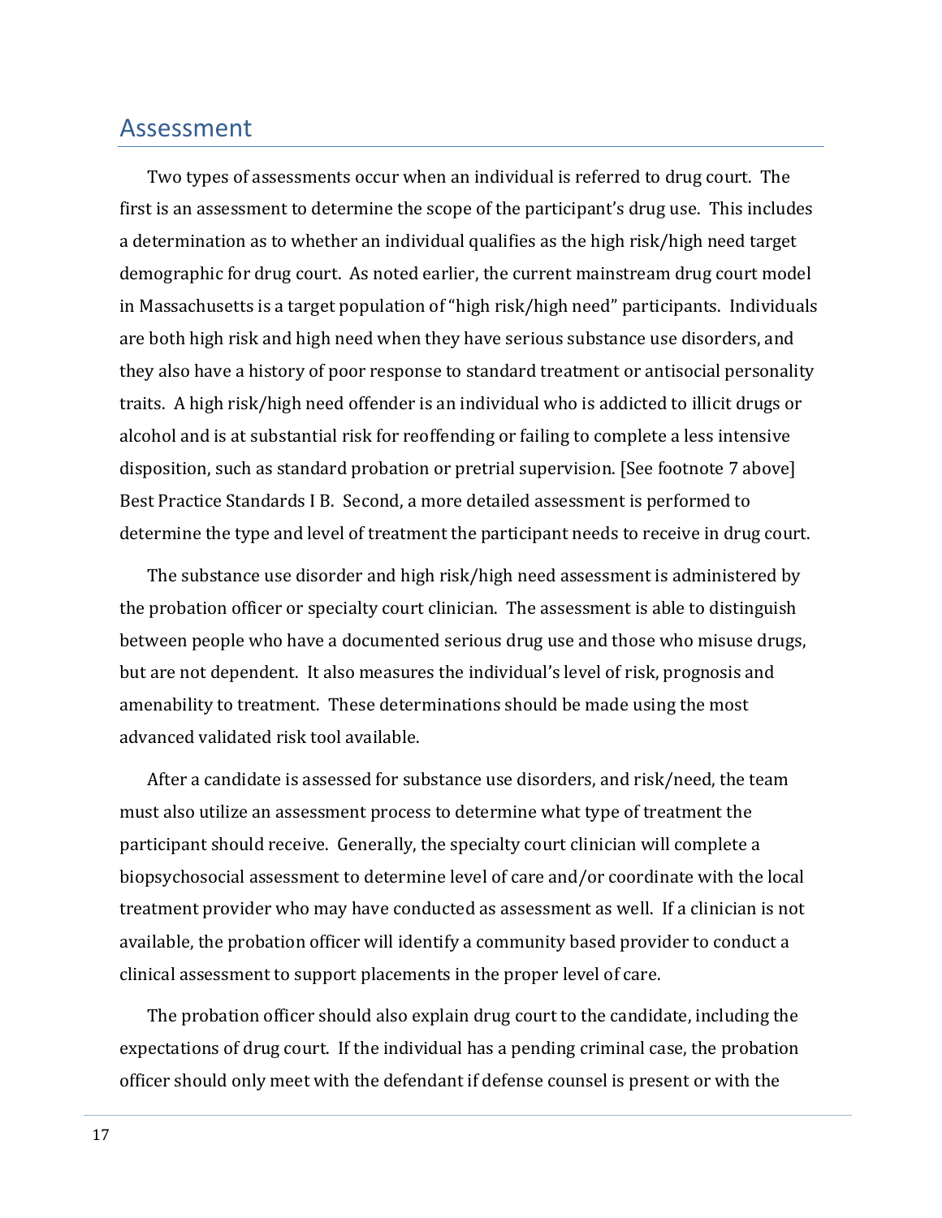## Assessment

Two types of assessments occur when an individual is referred to drug court. The first is an assessment to determine the scope of the participant's drug use. This includes a determination as to whether an individual qualifies as the high risk/high need target demographic for drug court. As noted earlier, the current mainstream drug court model in Massachusetts is a target population of "high risk/high need" participants. Individuals are both high risk and high need when they have serious substance use disorders, and they also have a history of poor response to standard treatment or antisocial personality traits. A high risk/high need offender is an individual who is addicted to illicit drugs or alcohol and is at substantial risk for reoffending or failing to complete a less intensive disposition, such as standard probation or pretrial supervision. [See footnote 7 above] Best Practice Standards I B. Second, a more detailed assessment is performed to determine the type and level of treatment the participant needs to receive in drug court.

The substance use disorder and high risk/high need assessment is administered by the probation officer or specialty court clinician. The assessment is able to distinguish between people who have a documented serious drug use and those who misuse drugs, but are not dependent. It also measures the individual's level of risk, prognosis and amenability to treatment. These determinations should be made using the most advanced validated risk tool available.

After a candidate is assessed for substance use disorders, and risk/need, the team must also utilize an assessment process to determine what type of treatment the participant should receive. Generally, the specialty court clinician will complete a biopsychosocial assessment to determine level of care and/or coordinate with the local treatment provider who may have conducted as assessment as well. If a clinician is not available, the probation officer will identify a community based provider to conduct a clinical assessment to support placements in the proper level of care.

The probation officer should also explain drug court to the candidate, including the expectations of drug court. If the individual has a pending criminal case, the probation officer should only meet with the defendant if defense counsel is present or with the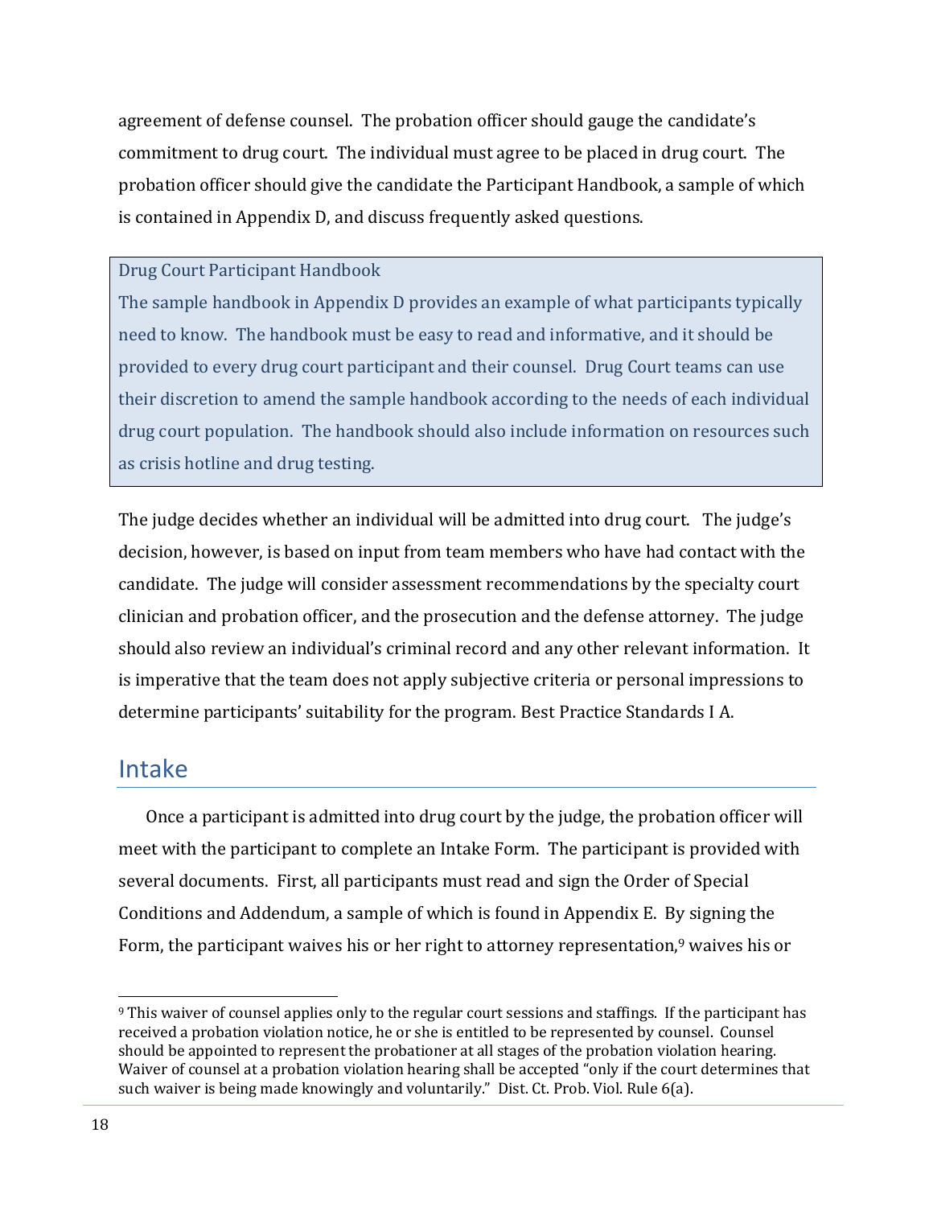agreement of defense counsel. The probation officer should gauge the candidate's commitment to drug court. The individual must agree to be placed in drug court. The probation officer should give the candidate the Participant Handbook, a sample of which is contained in Appendix D, and discuss frequently asked questions.

> Drug Court Participant Handbook
>
> The sample handbook in Appendix D provides an example of what participants typically need to know. The handbook must be easy to read and informative, and it should be provided to every drug court participant and their counsel. Drug Court teams can use their discretion to amend the sample handbook according to the needs of each individual drug court population. The handbook should also include information on resources such as crisis hotline and drug testing.

The judge decides whether an individual will be admitted into drug court. The judge's decision, however, is based on input from team members who have had contact with the candidate. The judge will consider assessment recommendations by the specialty court clinician and probation officer, and the prosecution and the defense attorney. The judge should also review an individual's criminal record and any other relevant information. It is imperative that the team does not apply subjective criteria or personal impressions to determine participants' suitability for the program. Best Practice Standards I A.

## Intake

Once a participant is admitted into drug court by the judge, the probation officer will meet with the participant to complete an Intake Form. The participant is provided with several documents. First, all participants must read and sign the Order of Special Conditions and Addendum, a sample of which is found in Appendix E. By signing the Form, the participant waives his or her right to attorney representation,[9] waives his or

[9] This waiver of counsel applies only to the regular court sessions and staffings. If the participant has received a probation violation notice, he or she is entitled to be represented by counsel. Counsel should be appointed to represent the probationer at all stages of the probation violation hearing. Waiver of counsel at a probation violation hearing shall be accepted "only if the court determines that such waiver is being made knowingly and voluntarily." Dist. Ct. Prob. Viol. Rule 6(a).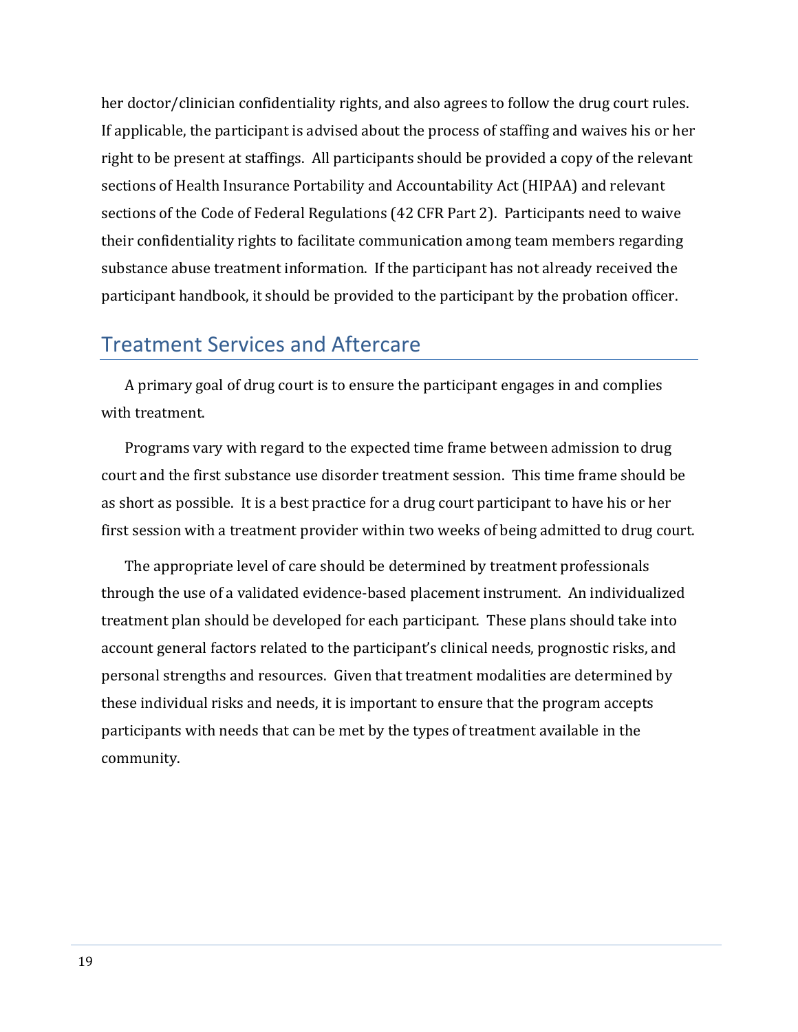her doctor/clinician confidentiality rights, and also agrees to follow the drug court rules. If applicable, the participant is advised about the process of staffing and waives his or her right to be present at staffings. All participants should be provided a copy of the relevant sections of Health Insurance Portability and Accountability Act (HIPAA) and relevant sections of the Code of Federal Regulations (42 CFR Part 2). Participants need to waive their confidentiality rights to facilitate communication among team members regarding substance abuse treatment information. If the participant has not already received the participant handbook, it should be provided to the participant by the probation officer.

## Treatment Services and Aftercare

A primary goal of drug court is to ensure the participant engages in and complies with treatment.

Programs vary with regard to the expected time frame between admission to drug court and the first substance use disorder treatment session. This time frame should be as short as possible. It is a best practice for a drug court participant to have his or her first session with a treatment provider within two weeks of being admitted to drug court.

The appropriate level of care should be determined by treatment professionals through the use of a validated evidence-based placement instrument. An individualized treatment plan should be developed for each participant. These plans should take into account general factors related to the participant's clinical needs, prognostic risks, and personal strengths and resources. Given that treatment modalities are determined by these individual risks and needs, it is important to ensure that the program accepts participants with needs that can be met by the types of treatment available in the community.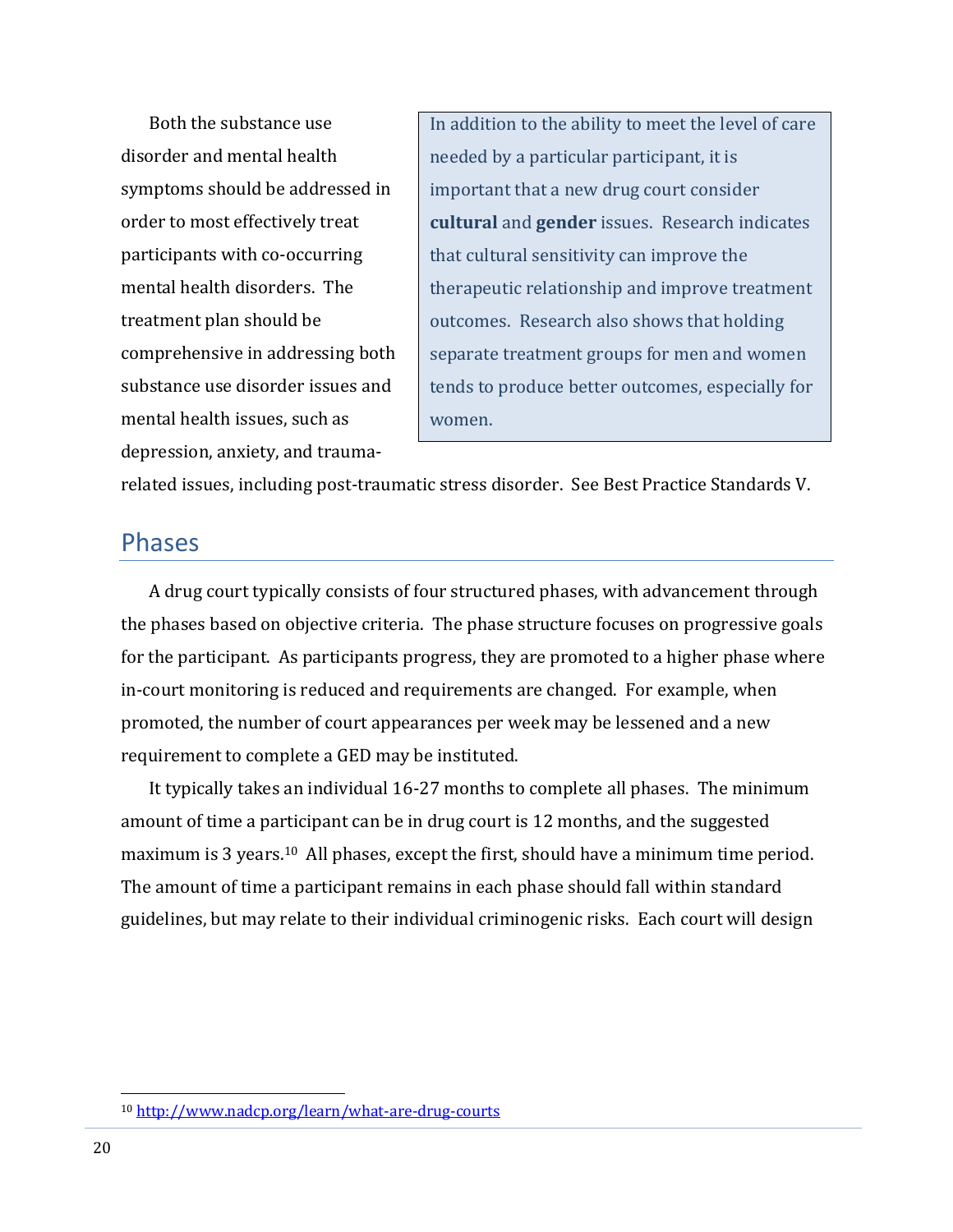Both the substance use disorder and mental health symptoms should be addressed in order to most effectively treat participants with co-occurring mental health disorders. The treatment plan should be comprehensive in addressing both substance use disorder issues and mental health issues, such as depression, anxiety, and trauma-related issues, including post-traumatic stress disorder. See Best Practice Standards V.

> In addition to the ability to meet the level of care needed by a particular participant, it is important that a new drug court consider **cultural** and **gender** issues. Research indicates that cultural sensitivity can improve the therapeutic relationship and improve treatment outcomes. Research also shows that holding separate treatment groups for men and women tends to produce better outcomes, especially for women.

## Phases

A drug court typically consists of four structured phases, with advancement through the phases based on objective criteria. The phase structure focuses on progressive goals for the participant. As participants progress, they are promoted to a higher phase where in-court monitoring is reduced and requirements are changed. For example, when promoted, the number of court appearances per week may be lessened and a new requirement to complete a GED may be instituted.

It typically takes an individual 16-27 months to complete all phases. The minimum amount of time a participant can be in drug court is 12 months, and the suggested maximum is 3 years.[10] All phases, except the first, should have a minimum time period. The amount of time a participant remains in each phase should fall within standard guidelines, but may relate to their individual criminogenic risks. Each court will design

[10] http://www.nadcp.org/learn/what-are-drug-courts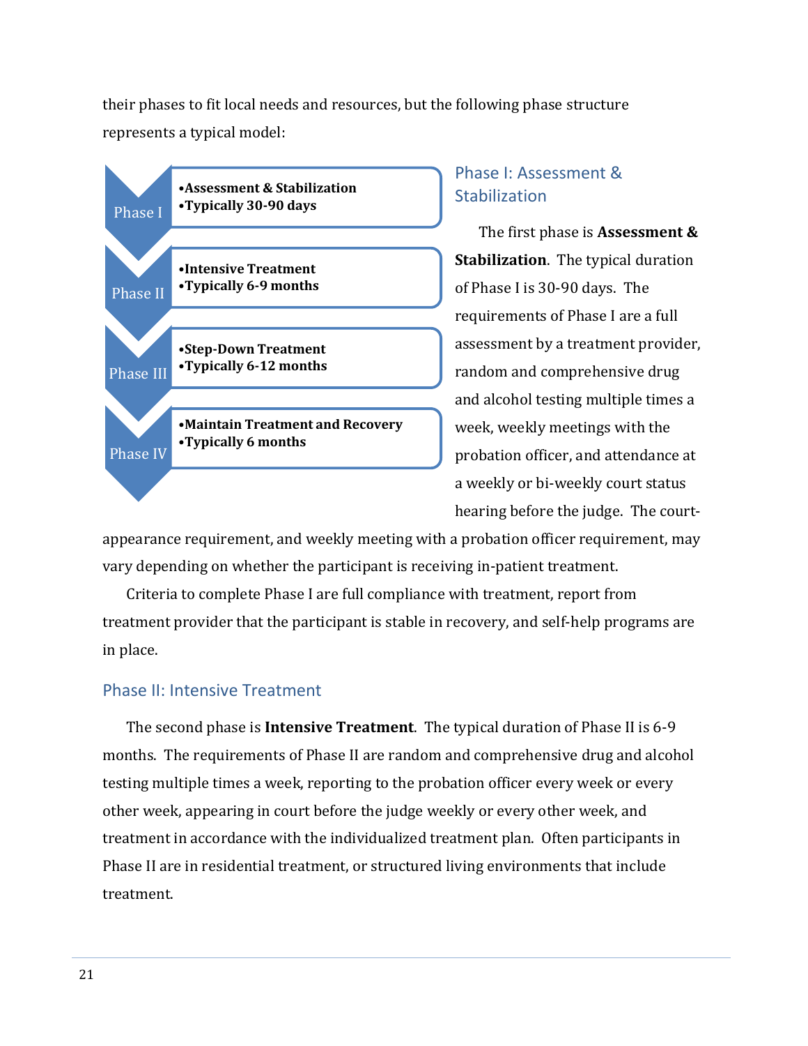their phases to fit local needs and resources, but the following phase structure represents a typical model:

| Phase | Description |
|---|---|
| Phase I | •**Assessment & Stabilization**<br>•**Typically 30-90 days** |
| Phase II | •**Intensive Treatment**<br>•**Typically 6-9 months** |
| Phase III | •**Step-Down Treatment**<br>•**Typically 6-12 months** |
| Phase IV | •**Maintain Treatment and Recovery**<br>•**Typically 6 months** |

## Phase I: Assessment & Stabilization

The first phase is **Assessment & Stabilization**. The typical duration of Phase I is 30-90 days. The requirements of Phase I are a full assessment by a treatment provider, random and comprehensive drug and alcohol testing multiple times a week, weekly meetings with the probation officer, and attendance at a weekly or bi-weekly court status hearing before the judge. The court-appearance requirement, and weekly meeting with a probation officer requirement, may vary depending on whether the participant is receiving in-patient treatment.

Criteria to complete Phase I are full compliance with treatment, report from treatment provider that the participant is stable in recovery, and self-help programs are in place.

## Phase II: Intensive Treatment

The second phase is **Intensive Treatment**. The typical duration of Phase II is 6-9 months. The requirements of Phase II are random and comprehensive drug and alcohol testing multiple times a week, reporting to the probation officer every week or every other week, appearing in court before the judge weekly or every other week, and treatment in accordance with the individualized treatment plan. Often participants in Phase II are in residential treatment, or structured living environments that include treatment.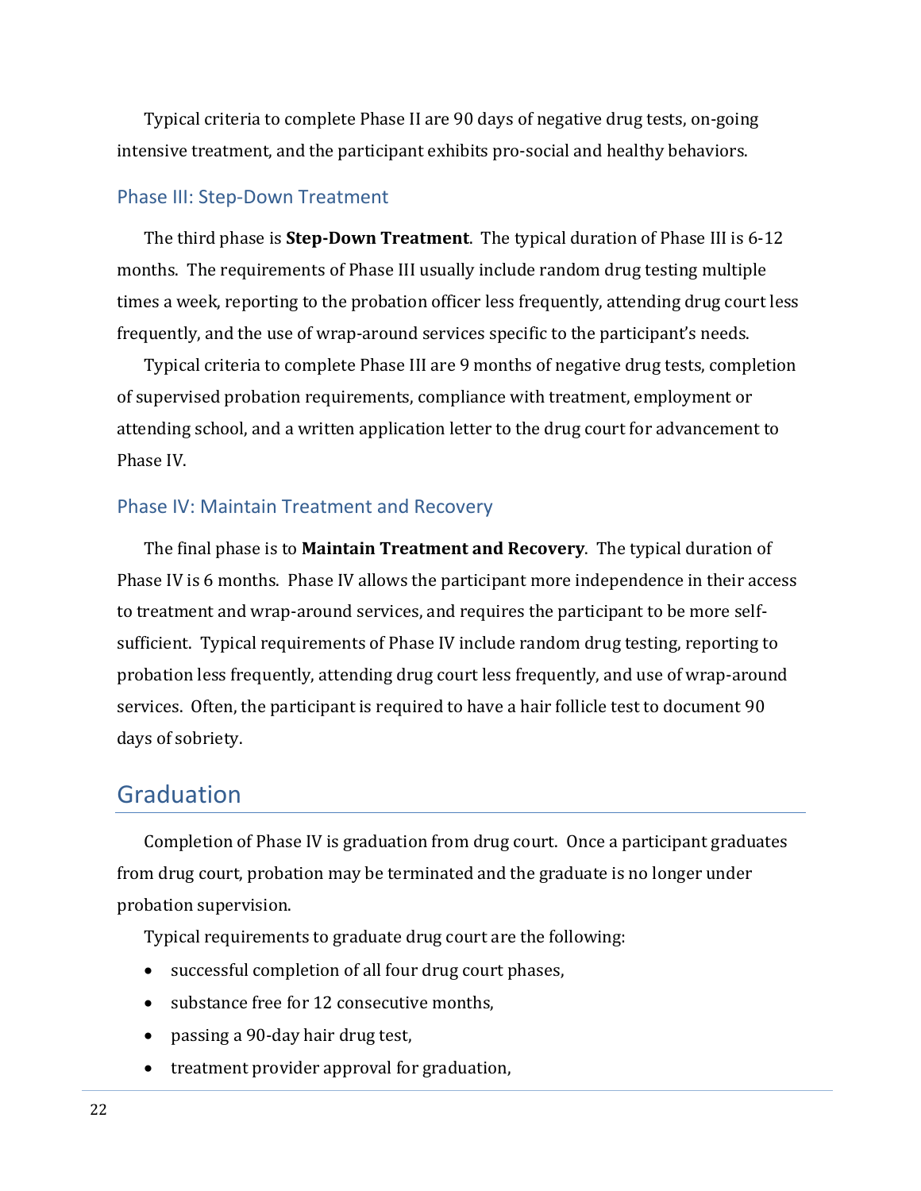Typical criteria to complete Phase II are 90 days of negative drug tests, on-going intensive treatment, and the participant exhibits pro-social and healthy behaviors.

### Phase III: Step-Down Treatment

The third phase is **Step-Down Treatment**. The typical duration of Phase III is 6-12 months. The requirements of Phase III usually include random drug testing multiple times a week, reporting to the probation officer less frequently, attending drug court less frequently, and the use of wrap-around services specific to the participant's needs.

Typical criteria to complete Phase III are 9 months of negative drug tests, completion of supervised probation requirements, compliance with treatment, employment or attending school, and a written application letter to the drug court for advancement to Phase IV.

### Phase IV: Maintain Treatment and Recovery

The final phase is to **Maintain Treatment and Recovery**. The typical duration of Phase IV is 6 months. Phase IV allows the participant more independence in their access to treatment and wrap-around services, and requires the participant to be more self-sufficient. Typical requirements of Phase IV include random drug testing, reporting to probation less frequently, attending drug court less frequently, and use of wrap-around services. Often, the participant is required to have a hair follicle test to document 90 days of sobriety.

## Graduation

Completion of Phase IV is graduation from drug court. Once a participant graduates from drug court, probation may be terminated and the graduate is no longer under probation supervision.

Typical requirements to graduate drug court are the following:

- successful completion of all four drug court phases,
- substance free for 12 consecutive months,
- passing a 90-day hair drug test,
- treatment provider approval for graduation,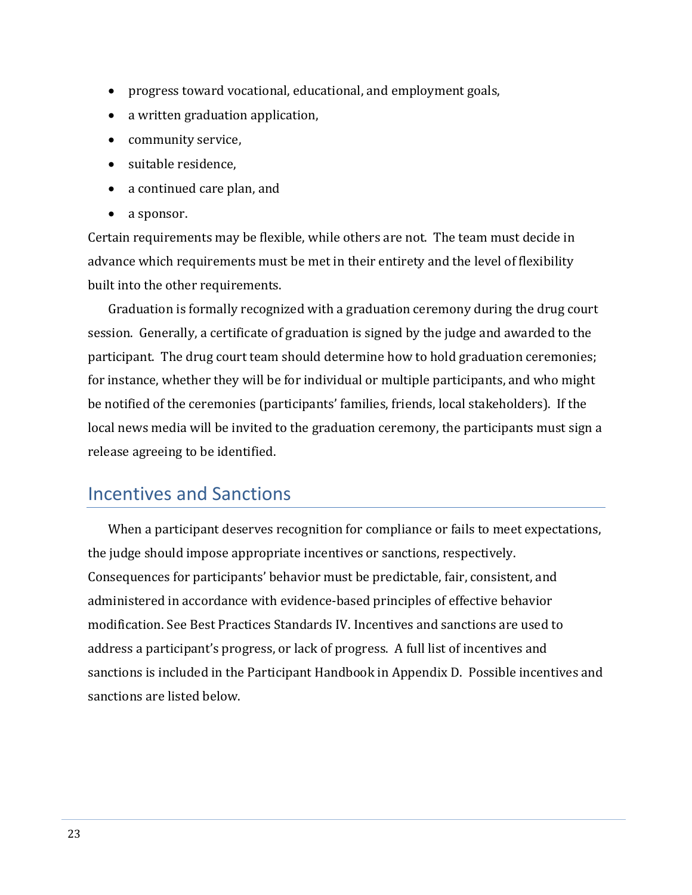- progress toward vocational, educational, and employment goals,
- a written graduation application,
- community service,
- suitable residence,
- a continued care plan, and
- a sponsor.

Certain requirements may be flexible, while others are not. The team must decide in advance which requirements must be met in their entirety and the level of flexibility built into the other requirements.

Graduation is formally recognized with a graduation ceremony during the drug court session. Generally, a certificate of graduation is signed by the judge and awarded to the participant. The drug court team should determine how to hold graduation ceremonies; for instance, whether they will be for individual or multiple participants, and who might be notified of the ceremonies (participants' families, friends, local stakeholders). If the local news media will be invited to the graduation ceremony, the participants must sign a release agreeing to be identified.

## Incentives and Sanctions

When a participant deserves recognition for compliance or fails to meet expectations, the judge should impose appropriate incentives or sanctions, respectively. Consequences for participants' behavior must be predictable, fair, consistent, and administered in accordance with evidence-based principles of effective behavior modification. See Best Practices Standards IV. Incentives and sanctions are used to address a participant's progress, or lack of progress. A full list of incentives and sanctions is included in the Participant Handbook in Appendix D. Possible incentives and sanctions are listed below.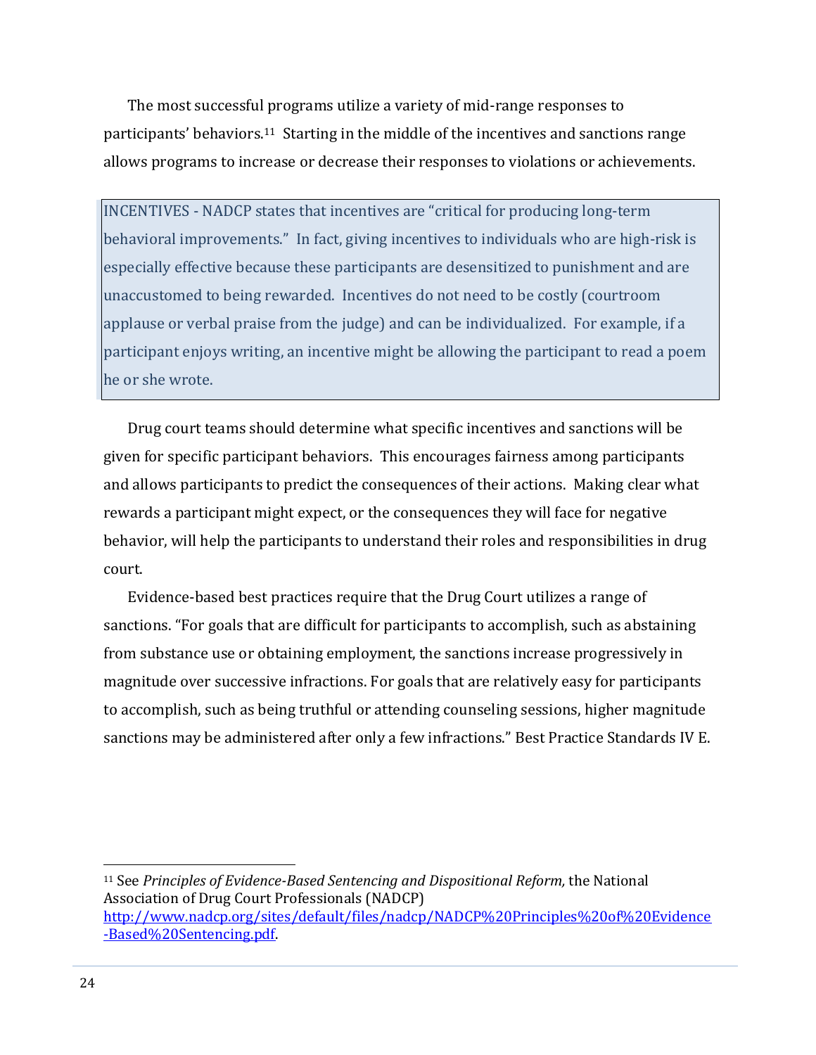The most successful programs utilize a variety of mid-range responses to participants' behaviors.[11] Starting in the middle of the incentives and sanctions range allows programs to increase or decrease their responses to violations or achievements.

> INCENTIVES - NADCP states that incentives are "critical for producing long-term behavioral improvements." In fact, giving incentives to individuals who are high-risk is especially effective because these participants are desensitized to punishment and are unaccustomed to being rewarded. Incentives do not need to be costly (courtroom applause or verbal praise from the judge) and can be individualized. For example, if a participant enjoys writing, an incentive might be allowing the participant to read a poem he or she wrote.

Drug court teams should determine what specific incentives and sanctions will be given for specific participant behaviors. This encourages fairness among participants and allows participants to predict the consequences of their actions. Making clear what rewards a participant might expect, or the consequences they will face for negative behavior, will help the participants to understand their roles and responsibilities in drug court.

Evidence-based best practices require that the Drug Court utilizes a range of sanctions. "For goals that are difficult for participants to accomplish, such as abstaining from substance use or obtaining employment, the sanctions increase progressively in magnitude over successive infractions. For goals that are relatively easy for participants to accomplish, such as being truthful or attending counseling sessions, higher magnitude sanctions may be administered after only a few infractions." Best Practice Standards IV E.

---

[11] See *Principles of Evidence-Based Sentencing and Dispositional Reform,* the National Association of Drug Court Professionals (NADCP) http://www.nadcp.org/sites/default/files/nadcp/NADCP%20Principles%20of%20Evidence-Based%20Sentencing.pdf.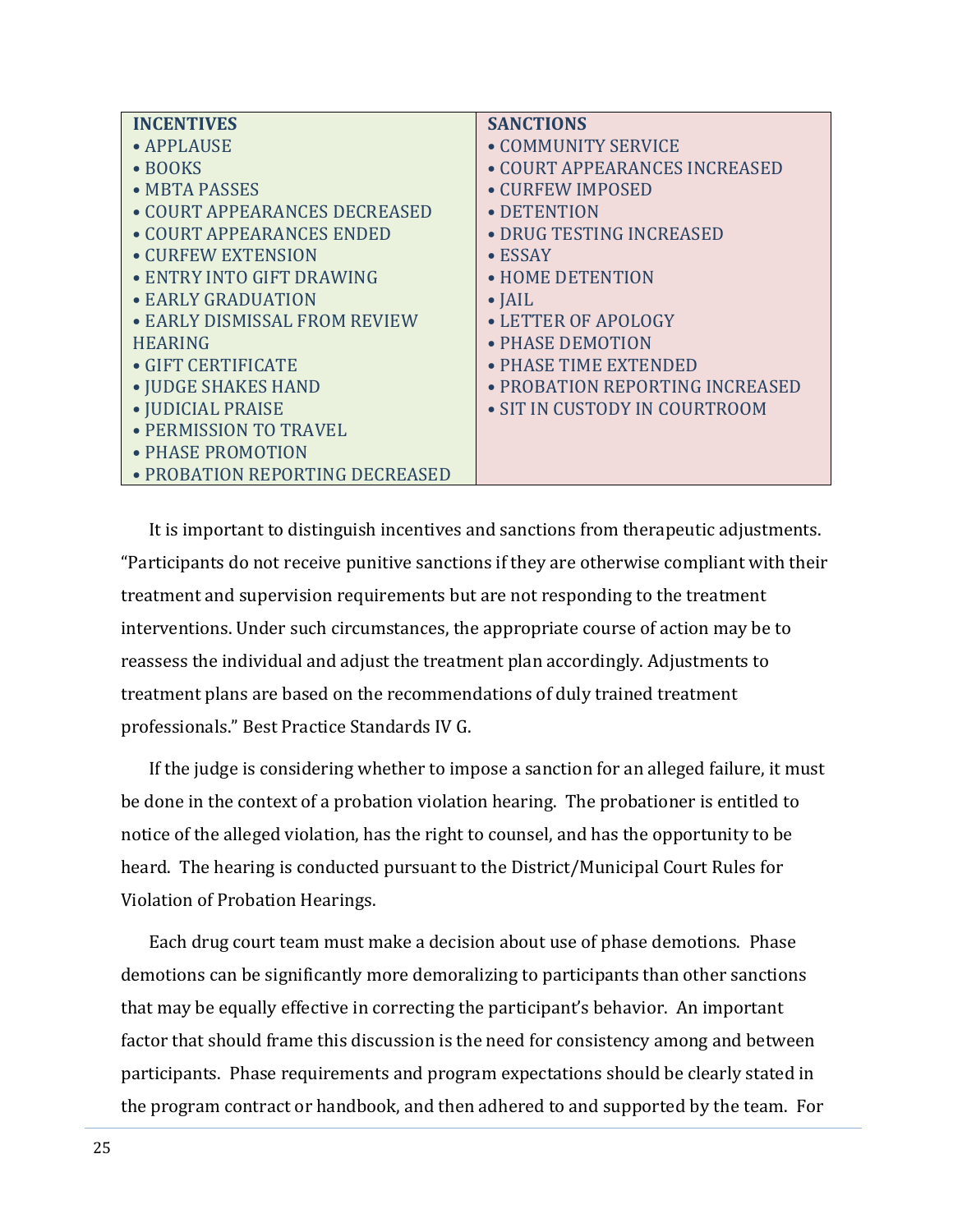| INCENTIVES | SANCTIONS |
|---|---|
| • APPLAUSE | • COMMUNITY SERVICE |
| • BOOKS | • COURT APPEARANCES INCREASED |
| • MBTA PASSES | • CURFEW IMPOSED |
| • COURT APPEARANCES DECREASED | • DETENTION |
| • COURT APPEARANCES ENDED | • DRUG TESTING INCREASED |
| • CURFEW EXTENSION | • ESSAY |
| • ENTRY INTO GIFT DRAWING | • HOME DETENTION |
| • EARLY GRADUATION | • JAIL |
| • EARLY DISMISSAL FROM REVIEW HEARING | • LETTER OF APOLOGY |
| • GIFT CERTIFICATE | • PHASE DEMOTION |
| • JUDGE SHAKES HAND | • PHASE TIME EXTENDED |
| • JUDICIAL PRAISE | • PROBATION REPORTING INCREASED |
| • PERMISSION TO TRAVEL | • SIT IN CUSTODY IN COURTROOM |
| • PHASE PROMOTION | |
| • PROBATION REPORTING DECREASED | |

It is important to distinguish incentives and sanctions from therapeutic adjustments. "Participants do not receive punitive sanctions if they are otherwise compliant with their treatment and supervision requirements but are not responding to the treatment interventions. Under such circumstances, the appropriate course of action may be to reassess the individual and adjust the treatment plan accordingly. Adjustments to treatment plans are based on the recommendations of duly trained treatment professionals." Best Practice Standards IV G.

If the judge is considering whether to impose a sanction for an alleged failure, it must be done in the context of a probation violation hearing. The probationer is entitled to notice of the alleged violation, has the right to counsel, and has the opportunity to be heard. The hearing is conducted pursuant to the District/Municipal Court Rules for Violation of Probation Hearings.

Each drug court team must make a decision about use of phase demotions. Phase demotions can be significantly more demoralizing to participants than other sanctions that may be equally effective in correcting the participant's behavior. An important factor that should frame this discussion is the need for consistency among and between participants. Phase requirements and program expectations should be clearly stated in the program contract or handbook, and then adhered to and supported by the team. For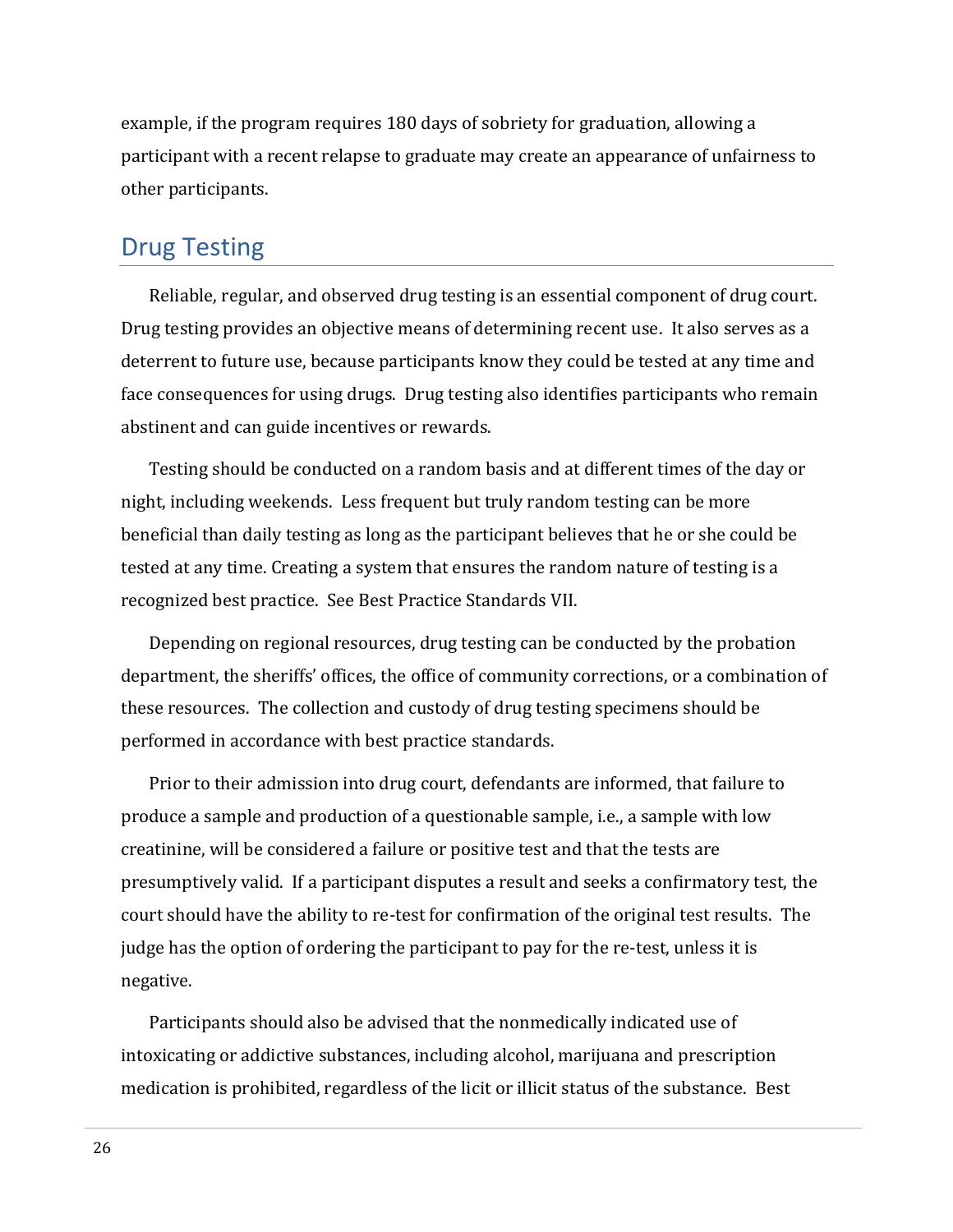example, if the program requires 180 days of sobriety for graduation, allowing a participant with a recent relapse to graduate may create an appearance of unfairness to other participants.

## Drug Testing

Reliable, regular, and observed drug testing is an essential component of drug court. Drug testing provides an objective means of determining recent use. It also serves as a deterrent to future use, because participants know they could be tested at any time and face consequences for using drugs. Drug testing also identifies participants who remain abstinent and can guide incentives or rewards.

Testing should be conducted on a random basis and at different times of the day or night, including weekends. Less frequent but truly random testing can be more beneficial than daily testing as long as the participant believes that he or she could be tested at any time. Creating a system that ensures the random nature of testing is a recognized best practice. See Best Practice Standards VII.

Depending on regional resources, drug testing can be conducted by the probation department, the sheriffs' offices, the office of community corrections, or a combination of these resources. The collection and custody of drug testing specimens should be performed in accordance with best practice standards.

Prior to their admission into drug court, defendants are informed, that failure to produce a sample and production of a questionable sample, i.e., a sample with low creatinine, will be considered a failure or positive test and that the tests are presumptively valid. If a participant disputes a result and seeks a confirmatory test, the court should have the ability to re-test for confirmation of the original test results. The judge has the option of ordering the participant to pay for the re-test, unless it is negative.

Participants should also be advised that the nonmedically indicated use of intoxicating or addictive substances, including alcohol, marijuana and prescription medication is prohibited, regardless of the licit or illicit status of the substance. Best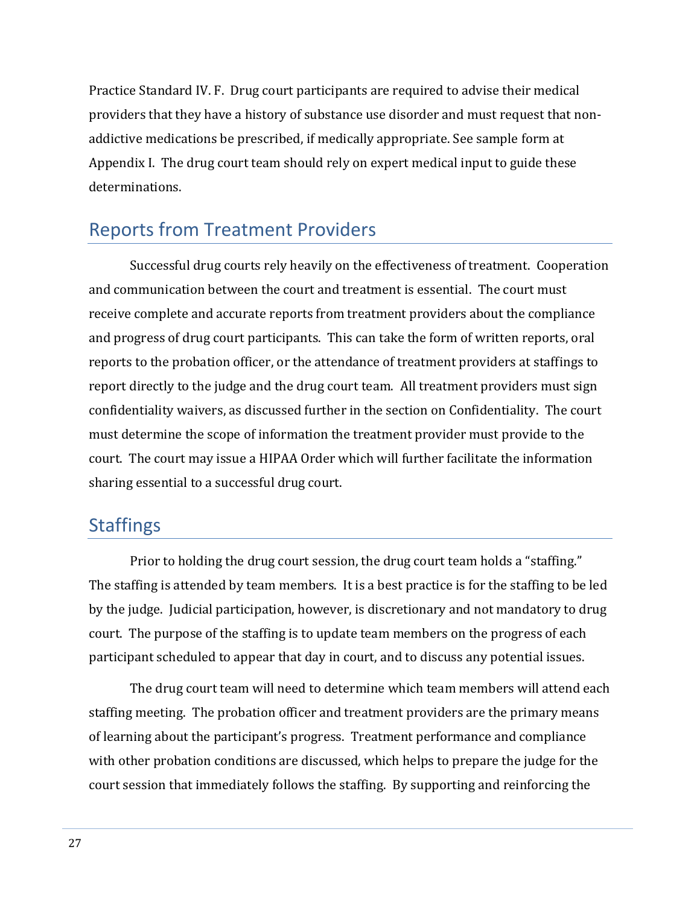Practice Standard IV. F. Drug court participants are required to advise their medical providers that they have a history of substance use disorder and must request that non-addictive medications be prescribed, if medically appropriate. See sample form at Appendix I. The drug court team should rely on expert medical input to guide these determinations.

## Reports from Treatment Providers

Successful drug courts rely heavily on the effectiveness of treatment. Cooperation and communication between the court and treatment is essential. The court must receive complete and accurate reports from treatment providers about the compliance and progress of drug court participants. This can take the form of written reports, oral reports to the probation officer, or the attendance of treatment providers at staffings to report directly to the judge and the drug court team. All treatment providers must sign confidentiality waivers, as discussed further in the section on Confidentiality. The court must determine the scope of information the treatment provider must provide to the court. The court may issue a HIPAA Order which will further facilitate the information sharing essential to a successful drug court.

## Staffings

Prior to holding the drug court session, the drug court team holds a "staffing." The staffing is attended by team members. It is a best practice is for the staffing to be led by the judge. Judicial participation, however, is discretionary and not mandatory to drug court. The purpose of the staffing is to update team members on the progress of each participant scheduled to appear that day in court, and to discuss any potential issues.

The drug court team will need to determine which team members will attend each staffing meeting. The probation officer and treatment providers are the primary means of learning about the participant's progress. Treatment performance and compliance with other probation conditions are discussed, which helps to prepare the judge for the court session that immediately follows the staffing. By supporting and reinforcing the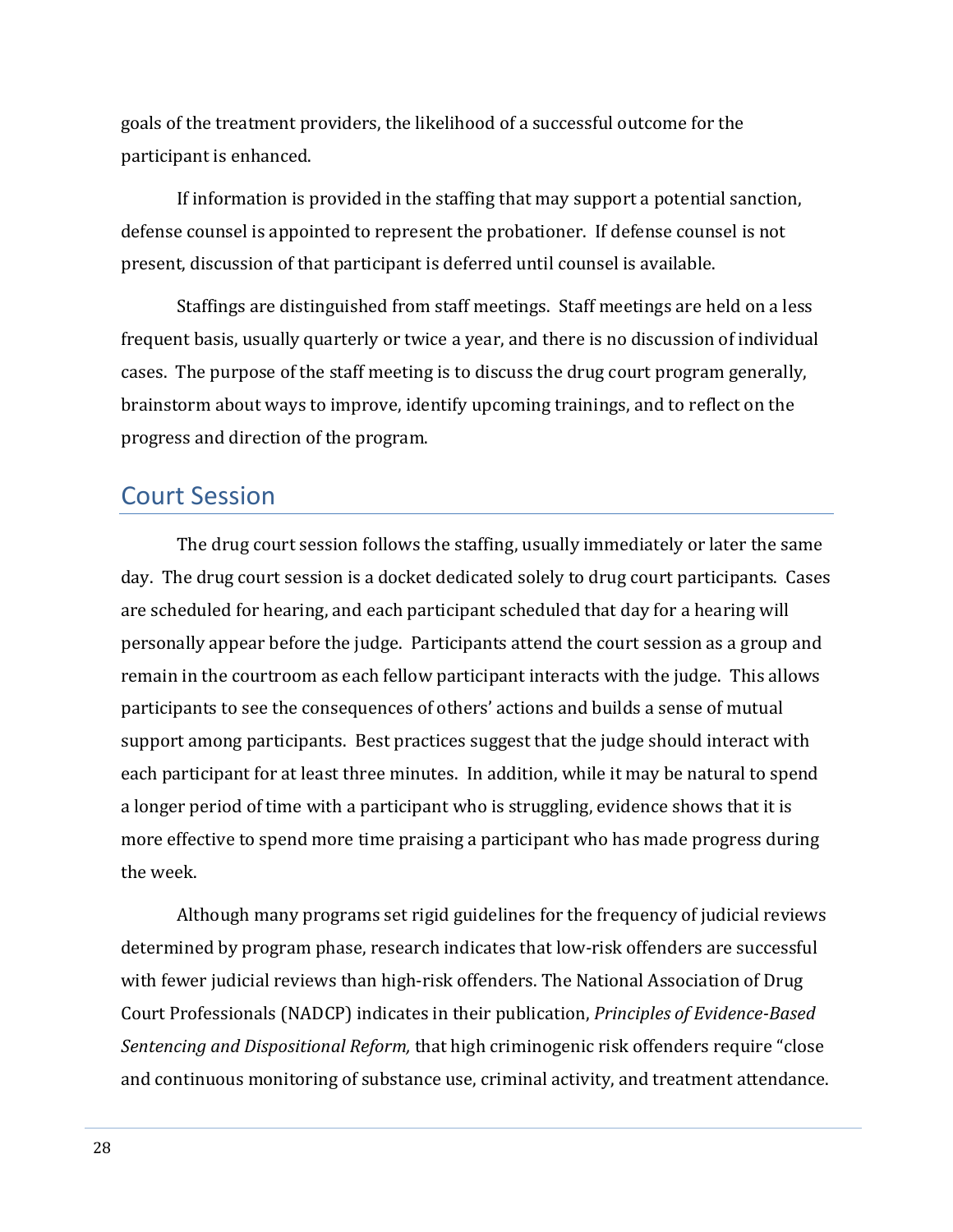goals of the treatment providers, the likelihood of a successful outcome for the participant is enhanced.

If information is provided in the staffing that may support a potential sanction, defense counsel is appointed to represent the probationer. If defense counsel is not present, discussion of that participant is deferred until counsel is available.

Staffings are distinguished from staff meetings. Staff meetings are held on a less frequent basis, usually quarterly or twice a year, and there is no discussion of individual cases. The purpose of the staff meeting is to discuss the drug court program generally, brainstorm about ways to improve, identify upcoming trainings, and to reflect on the progress and direction of the program.

## Court Session

The drug court session follows the staffing, usually immediately or later the same day. The drug court session is a docket dedicated solely to drug court participants. Cases are scheduled for hearing, and each participant scheduled that day for a hearing will personally appear before the judge. Participants attend the court session as a group and remain in the courtroom as each fellow participant interacts with the judge. This allows participants to see the consequences of others' actions and builds a sense of mutual support among participants. Best practices suggest that the judge should interact with each participant for at least three minutes. In addition, while it may be natural to spend a longer period of time with a participant who is struggling, evidence shows that it is more effective to spend more time praising a participant who has made progress during the week.

Although many programs set rigid guidelines for the frequency of judicial reviews determined by program phase, research indicates that low-risk offenders are successful with fewer judicial reviews than high-risk offenders. The National Association of Drug Court Professionals (NADCP) indicates in their publication, *Principles of Evidence-Based Sentencing and Dispositional Reform,* that high criminogenic risk offenders require "close and continuous monitoring of substance use, criminal activity, and treatment attendance.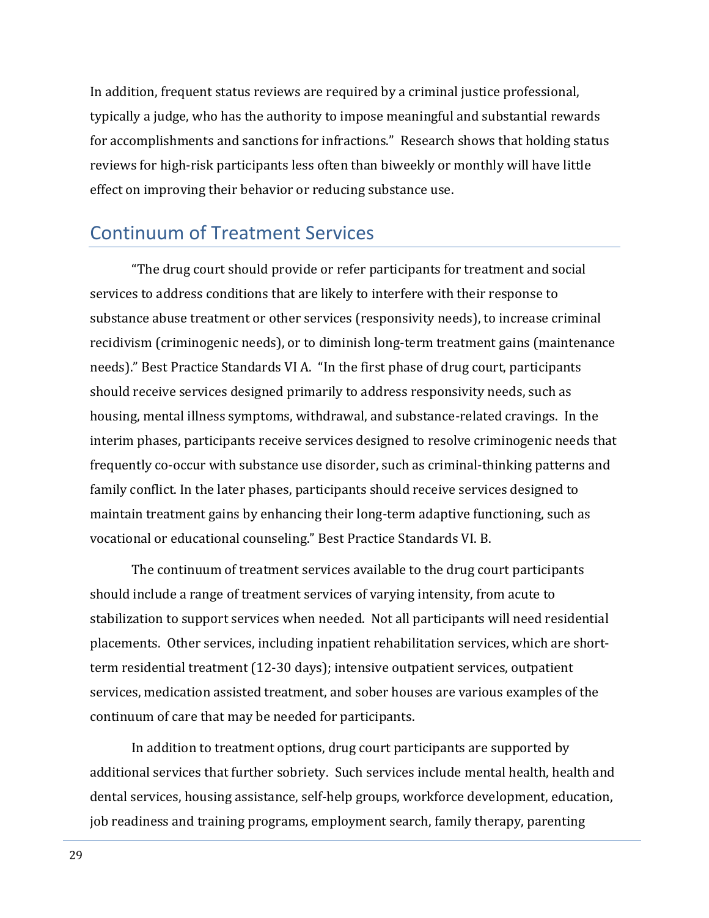In addition, frequent status reviews are required by a criminal justice professional, typically a judge, who has the authority to impose meaningful and substantial rewards for accomplishments and sanctions for infractions." Research shows that holding status reviews for high-risk participants less often than biweekly or monthly will have little effect on improving their behavior or reducing substance use.

## Continuum of Treatment Services

"The drug court should provide or refer participants for treatment and social services to address conditions that are likely to interfere with their response to substance abuse treatment or other services (responsivity needs), to increase criminal recidivism (criminogenic needs), or to diminish long-term treatment gains (maintenance needs)." Best Practice Standards VI A. "In the first phase of drug court, participants should receive services designed primarily to address responsivity needs, such as housing, mental illness symptoms, withdrawal, and substance-related cravings. In the interim phases, participants receive services designed to resolve criminogenic needs that frequently co-occur with substance use disorder, such as criminal-thinking patterns and family conflict. In the later phases, participants should receive services designed to maintain treatment gains by enhancing their long-term adaptive functioning, such as vocational or educational counseling." Best Practice Standards VI. B.

The continuum of treatment services available to the drug court participants should include a range of treatment services of varying intensity, from acute to stabilization to support services when needed. Not all participants will need residential placements. Other services, including inpatient rehabilitation services, which are short-term residential treatment (12-30 days); intensive outpatient services, outpatient services, medication assisted treatment, and sober houses are various examples of the continuum of care that may be needed for participants.

In addition to treatment options, drug court participants are supported by additional services that further sobriety. Such services include mental health, health and dental services, housing assistance, self-help groups, workforce development, education, job readiness and training programs, employment search, family therapy, parenting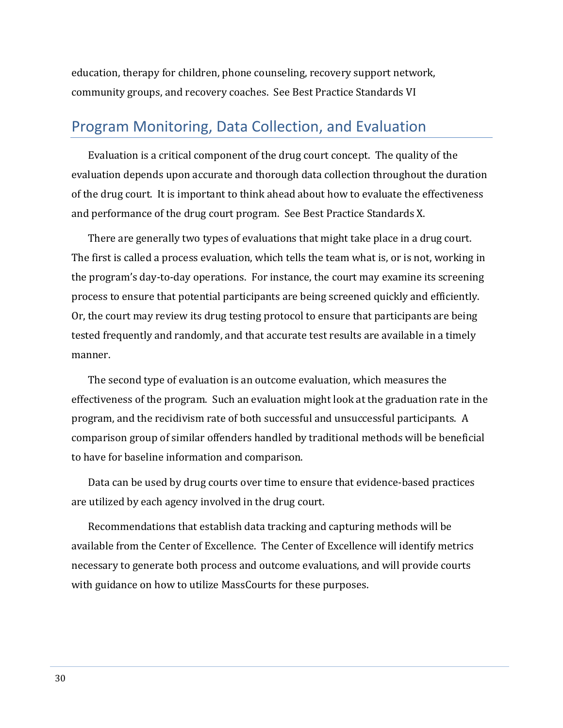education, therapy for children, phone counseling, recovery support network, community groups, and recovery coaches. See Best Practice Standards VI

## Program Monitoring, Data Collection, and Evaluation

Evaluation is a critical component of the drug court concept. The quality of the evaluation depends upon accurate and thorough data collection throughout the duration of the drug court. It is important to think ahead about how to evaluate the effectiveness and performance of the drug court program. See Best Practice Standards X.

There are generally two types of evaluations that might take place in a drug court. The first is called a process evaluation, which tells the team what is, or is not, working in the program's day-to-day operations. For instance, the court may examine its screening process to ensure that potential participants are being screened quickly and efficiently. Or, the court may review its drug testing protocol to ensure that participants are being tested frequently and randomly, and that accurate test results are available in a timely manner.

The second type of evaluation is an outcome evaluation, which measures the effectiveness of the program. Such an evaluation might look at the graduation rate in the program, and the recidivism rate of both successful and unsuccessful participants. A comparison group of similar offenders handled by traditional methods will be beneficial to have for baseline information and comparison.

Data can be used by drug courts over time to ensure that evidence-based practices are utilized by each agency involved in the drug court.

Recommendations that establish data tracking and capturing methods will be available from the Center of Excellence. The Center of Excellence will identify metrics necessary to generate both process and outcome evaluations, and will provide courts with guidance on how to utilize MassCourts for these purposes.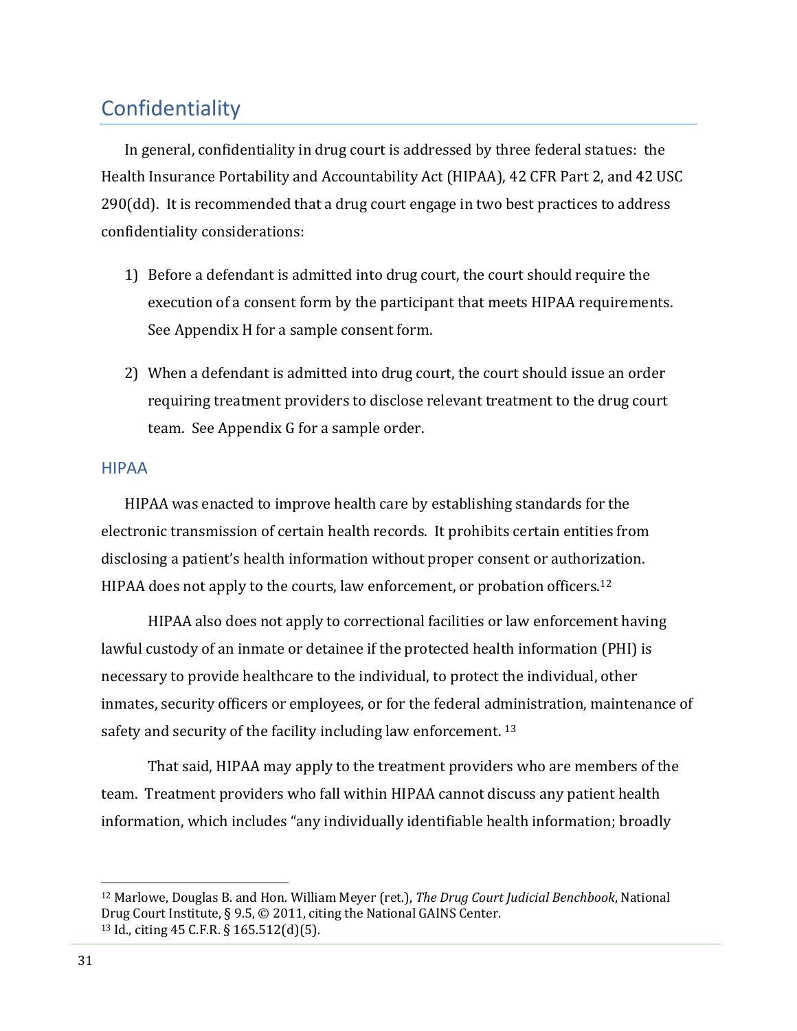## Confidentiality

In general, confidentiality in drug court is addressed by three federal statues: the Health Insurance Portability and Accountability Act (HIPAA), 42 CFR Part 2, and 42 USC 290(dd). It is recommended that a drug court engage in two best practices to address confidentiality considerations:

1) Before a defendant is admitted into drug court, the court should require the execution of a consent form by the participant that meets HIPAA requirements. See Appendix H for a sample consent form.

2) When a defendant is admitted into drug court, the court should issue an order requiring treatment providers to disclose relevant treatment to the drug court team. See Appendix G for a sample order.

### HIPAA

HIPAA was enacted to improve health care by establishing standards for the electronic transmission of certain health records. It prohibits certain entities from disclosing a patient's health information without proper consent or authorization. HIPAA does not apply to the courts, law enforcement, or probation officers.[12]

HIPAA also does not apply to correctional facilities or law enforcement having lawful custody of an inmate or detainee if the protected health information (PHI) is necessary to provide healthcare to the individual, to protect the individual, other inmates, security officers or employees, or for the federal administration, maintenance of safety and security of the facility including law enforcement. [13]

That said, HIPAA may apply to the treatment providers who are members of the team. Treatment providers who fall within HIPAA cannot discuss any patient health information, which includes "any individually identifiable health information; broadly

---

[12] Marlowe, Douglas B. and Hon. William Meyer (ret.), *The Drug Court Judicial Benchbook*, National Drug Court Institute, § 9.5, © 2011, citing the National GAINS Center.

[13] Id., citing 45 C.F.R. § 165.512(d)(5).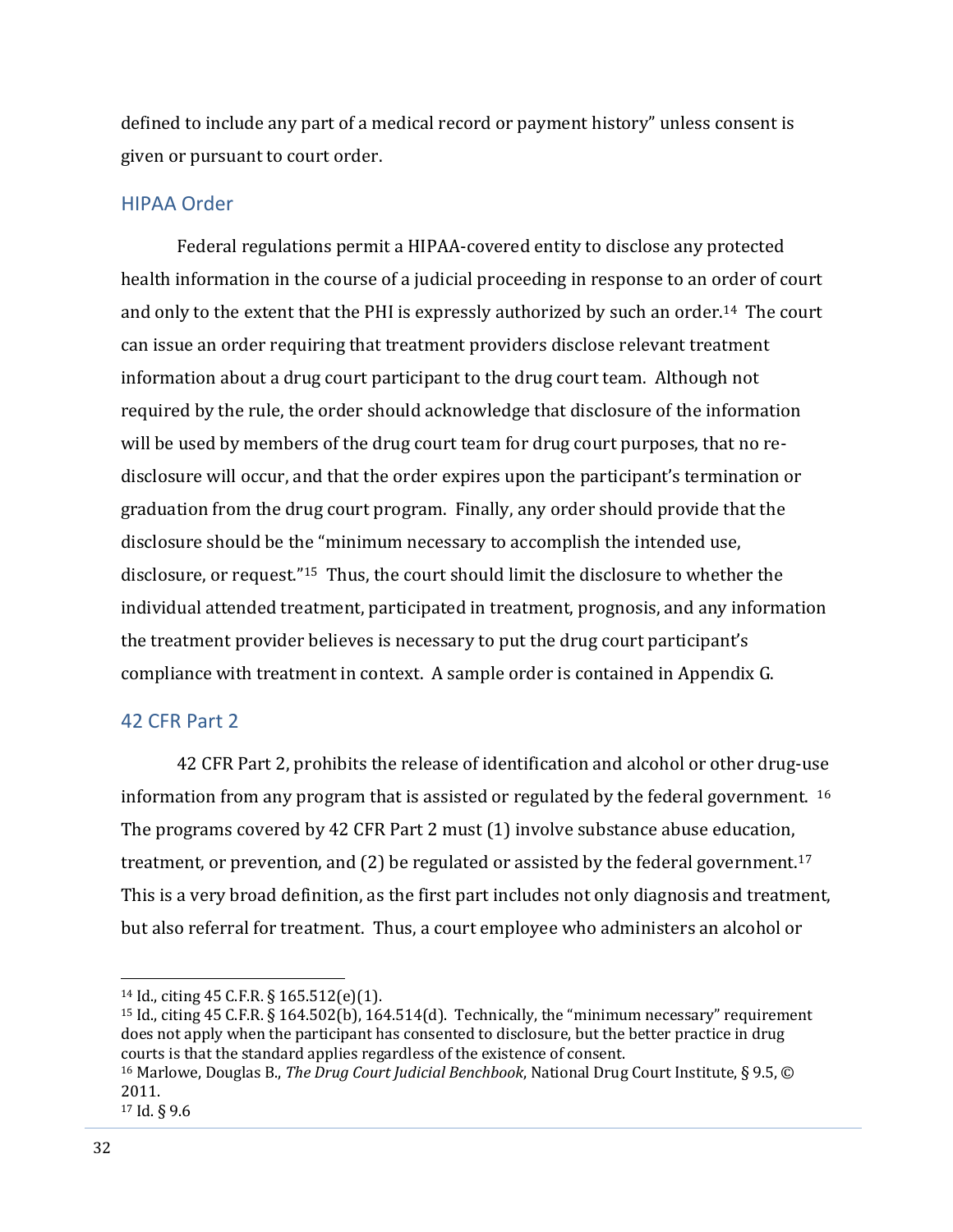defined to include any part of a medical record or payment history" unless consent is given or pursuant to court order.

## HIPAA Order

Federal regulations permit a HIPAA-covered entity to disclose any protected health information in the course of a judicial proceeding in response to an order of court and only to the extent that the PHI is expressly authorized by such an order.[14] The court can issue an order requiring that treatment providers disclose relevant treatment information about a drug court participant to the drug court team. Although not required by the rule, the order should acknowledge that disclosure of the information will be used by members of the drug court team for drug court purposes, that no re-disclosure will occur, and that the order expires upon the participant's termination or graduation from the drug court program. Finally, any order should provide that the disclosure should be the "minimum necessary to accomplish the intended use, disclosure, or request."[15] Thus, the court should limit the disclosure to whether the individual attended treatment, participated in treatment, prognosis, and any information the treatment provider believes is necessary to put the drug court participant's compliance with treatment in context. A sample order is contained in Appendix G.

## 42 CFR Part 2

42 CFR Part 2, prohibits the release of identification and alcohol or other drug-use information from any program that is assisted or regulated by the federal government. [16] The programs covered by 42 CFR Part 2 must (1) involve substance abuse education, treatment, or prevention, and (2) be regulated or assisted by the federal government.[17] This is a very broad definition, as the first part includes not only diagnosis and treatment, but also referral for treatment. Thus, a court employee who administers an alcohol or

---

[14] Id., citing 45 C.F.R. § 165.512(e)(1).

[15] Id., citing 45 C.F.R. § 164.502(b), 164.514(d). Technically, the "minimum necessary" requirement does not apply when the participant has consented to disclosure, but the better practice in drug courts is that the standard applies regardless of the existence of consent.

[16] Marlowe, Douglas B., *The Drug Court Judicial Benchbook*, National Drug Court Institute, § 9.5, © 2011.

[17] Id. § 9.6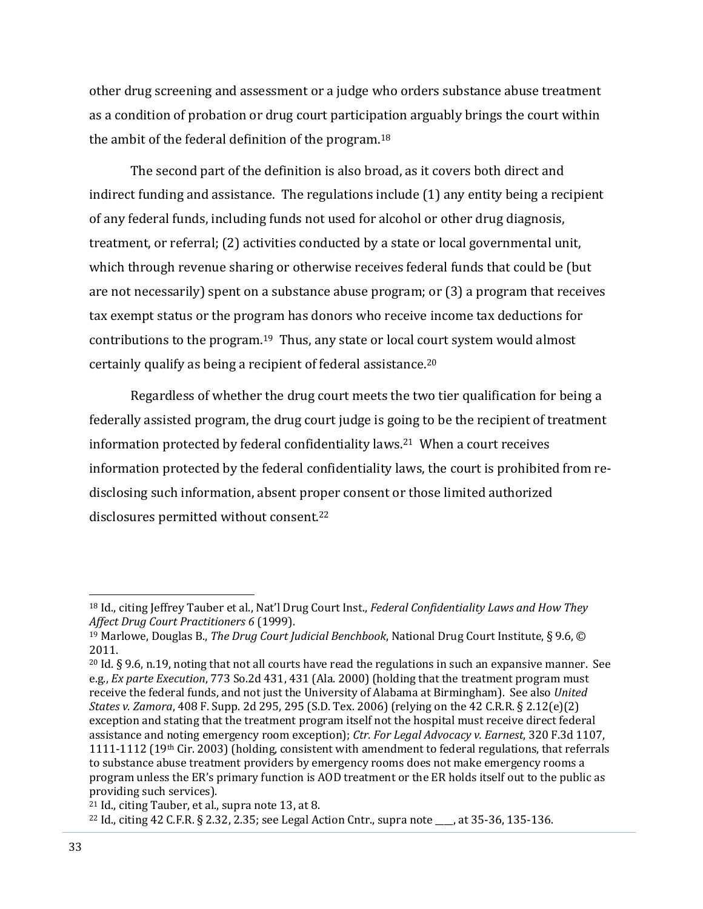other drug screening and assessment or a judge who orders substance abuse treatment as a condition of probation or drug court participation arguably brings the court within the ambit of the federal definition of the program.[18]

The second part of the definition is also broad, as it covers both direct and indirect funding and assistance. The regulations include (1) any entity being a recipient of any federal funds, including funds not used for alcohol or other drug diagnosis, treatment, or referral; (2) activities conducted by a state or local governmental unit, which through revenue sharing or otherwise receives federal funds that could be (but are not necessarily) spent on a substance abuse program; or (3) a program that receives tax exempt status or the program has donors who receive income tax deductions for contributions to the program.[19] Thus, any state or local court system would almost certainly qualify as being a recipient of federal assistance.[20]

Regardless of whether the drug court meets the two tier qualification for being a federally assisted program, the drug court judge is going to be the recipient of treatment information protected by federal confidentiality laws.[21] When a court receives information protected by the federal confidentiality laws, the court is prohibited from re-disclosing such information, absent proper consent or those limited authorized disclosures permitted without consent.[22]

---

[18] Id., citing Jeffrey Tauber et al., Nat'l Drug Court Inst., *Federal Confidentiality Laws and How They Affect Drug Court Practitioners 6* (1999).

[19] Marlowe, Douglas B., *The Drug Court Judicial Benchbook*, National Drug Court Institute, § 9.6, © 2011.

[20] Id. § 9.6, n.19, noting that not all courts have read the regulations in such an expansive manner. See e.g., *Ex parte Execution*, 773 So.2d 431, 431 (Ala. 2000) (holding that the treatment program must receive the federal funds, and not just the University of Alabama at Birmingham). See also *United States v. Zamora*, 408 F. Supp. 2d 295, 295 (S.D. Tex. 2006) (relying on the 42 C.R.R. § 2.12(e)(2) exception and stating that the treatment program itself not the hospital must receive direct federal assistance and noting emergency room exception); *Ctr. For Legal Advocacy v. Earnest*, 320 F.3d 1107, 1111-1112 (19th Cir. 2003) (holding, consistent with amendment to federal regulations, that referrals to substance abuse treatment providers by emergency rooms does not make emergency rooms a program unless the ER's primary function is AOD treatment or the ER holds itself out to the public as providing such services).

[21] Id., citing Tauber, et al., supra note 13, at 8.

[22] Id., citing 42 C.F.R. § 2.32, 2.35; see Legal Action Cntr., supra note ___, at 35-36, 135-136.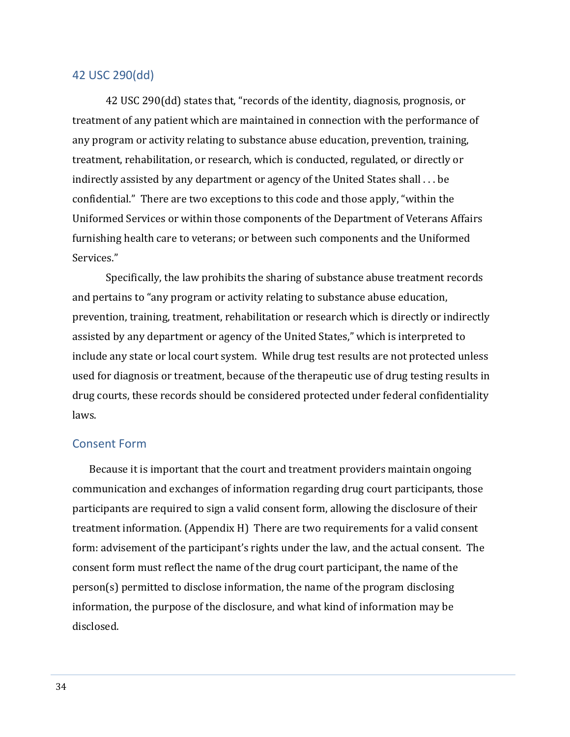## 42 USC 290(dd)

42 USC 290(dd) states that, "records of the identity, diagnosis, prognosis, or treatment of any patient which are maintained in connection with the performance of any program or activity relating to substance abuse education, prevention, training, treatment, rehabilitation, or research, which is conducted, regulated, or directly or indirectly assisted by any department or agency of the United States shall . . . be confidential." There are two exceptions to this code and those apply, "within the Uniformed Services or within those components of the Department of Veterans Affairs furnishing health care to veterans; or between such components and the Uniformed Services."

Specifically, the law prohibits the sharing of substance abuse treatment records and pertains to "any program or activity relating to substance abuse education, prevention, training, treatment, rehabilitation or research which is directly or indirectly assisted by any department or agency of the United States," which is interpreted to include any state or local court system. While drug test results are not protected unless used for diagnosis or treatment, because of the therapeutic use of drug testing results in drug courts, these records should be considered protected under federal confidentiality laws.

## Consent Form

Because it is important that the court and treatment providers maintain ongoing communication and exchanges of information regarding drug court participants, those participants are required to sign a valid consent form, allowing the disclosure of their treatment information. (Appendix H) There are two requirements for a valid consent form: advisement of the participant's rights under the law, and the actual consent. The consent form must reflect the name of the drug court participant, the name of the person(s) permitted to disclose information, the name of the program disclosing information, the purpose of the disclosure, and what kind of information may be disclosed.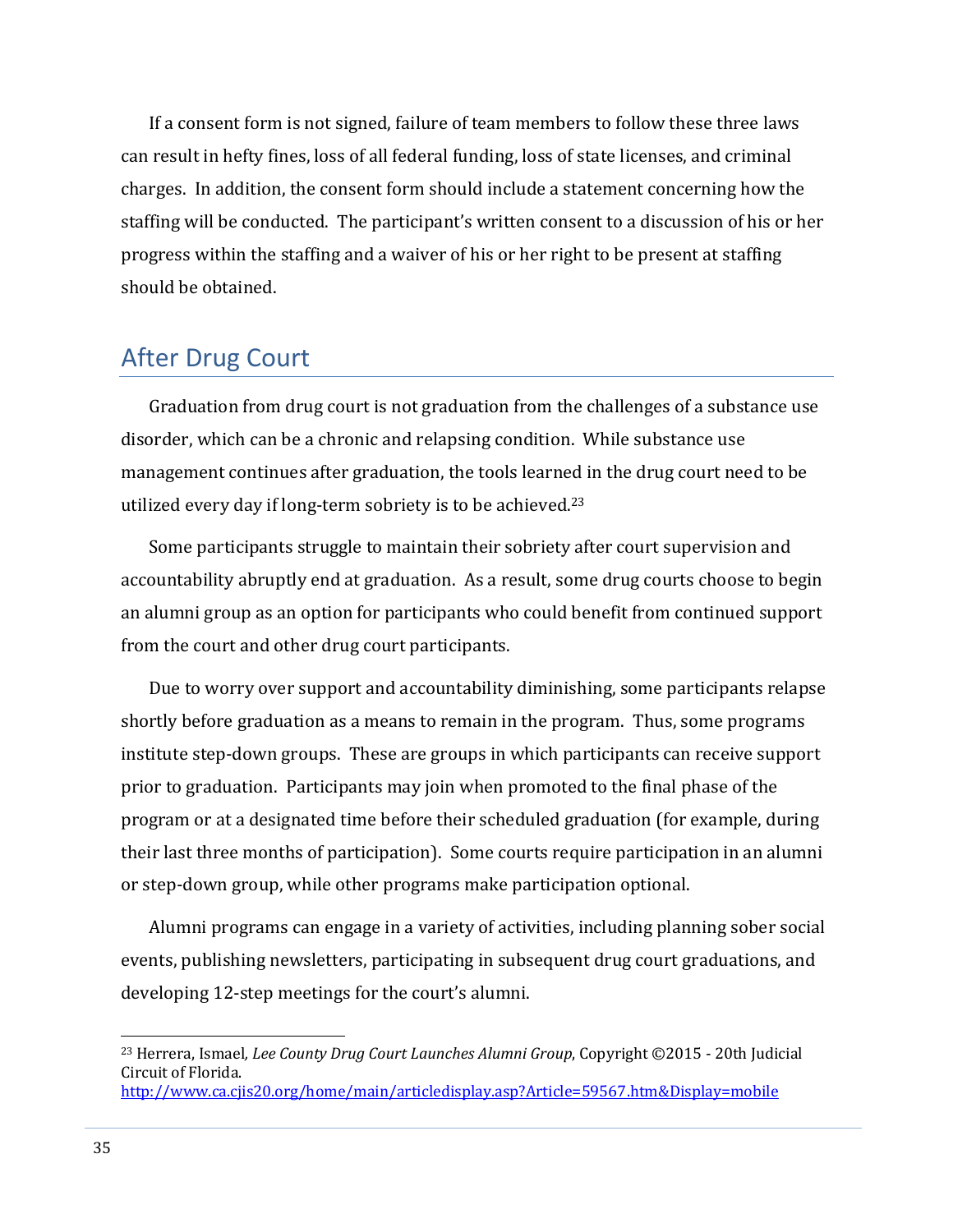If a consent form is not signed, failure of team members to follow these three laws can result in hefty fines, loss of all federal funding, loss of state licenses, and criminal charges. In addition, the consent form should include a statement concerning how the staffing will be conducted. The participant's written consent to a discussion of his or her progress within the staffing and a waiver of his or her right to be present at staffing should be obtained.

## After Drug Court

Graduation from drug court is not graduation from the challenges of a substance use disorder, which can be a chronic and relapsing condition. While substance use management continues after graduation, the tools learned in the drug court need to be utilized every day if long-term sobriety is to be achieved.[23]

Some participants struggle to maintain their sobriety after court supervision and accountability abruptly end at graduation. As a result, some drug courts choose to begin an alumni group as an option for participants who could benefit from continued support from the court and other drug court participants.

Due to worry over support and accountability diminishing, some participants relapse shortly before graduation as a means to remain in the program. Thus, some programs institute step-down groups. These are groups in which participants can receive support prior to graduation. Participants may join when promoted to the final phase of the program or at a designated time before their scheduled graduation (for example, during their last three months of participation). Some courts require participation in an alumni or step-down group, while other programs make participation optional.

Alumni programs can engage in a variety of activities, including planning sober social events, publishing newsletters, participating in subsequent drug court graduations, and developing 12-step meetings for the court's alumni.

---

[23] Herrera, Ismael, *Lee County Drug Court Launches Alumni Group*, Copyright ©2015 - 20th Judicial Circuit of Florida. http://www.ca.cjis20.org/home/main/articledisplay.asp?Article=59567.htm&Display=mobile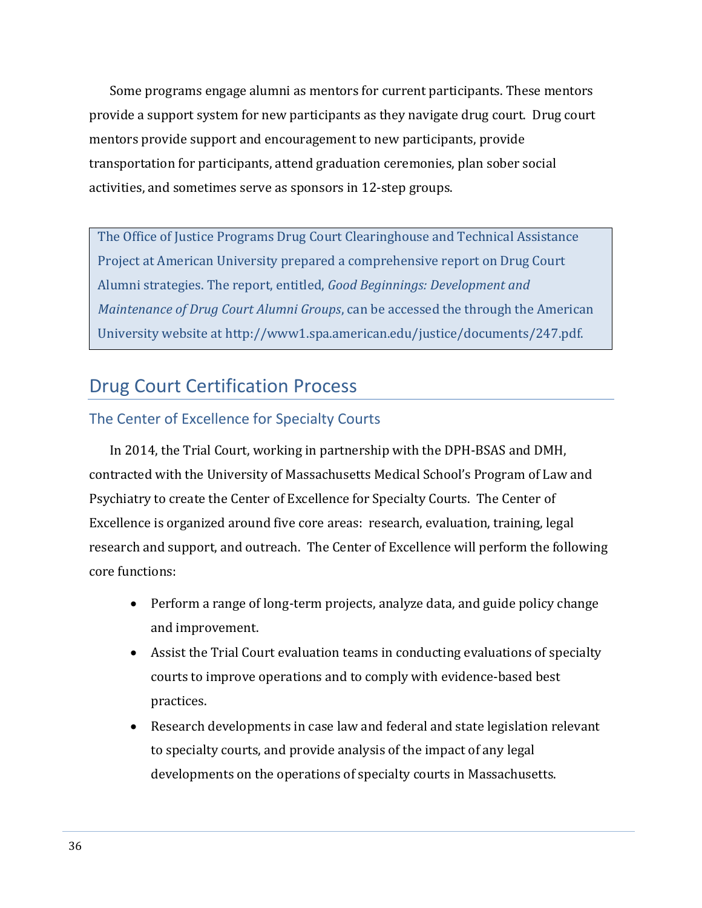Some programs engage alumni as mentors for current participants. These mentors provide a support system for new participants as they navigate drug court. Drug court mentors provide support and encouragement to new participants, provide transportation for participants, attend graduation ceremonies, plan sober social activities, and sometimes serve as sponsors in 12-step groups.

> The Office of Justice Programs Drug Court Clearinghouse and Technical Assistance Project at American University prepared a comprehensive report on Drug Court Alumni strategies. The report, entitled, *Good Beginnings: Development and Maintenance of Drug Court Alumni Groups*, can be accessed the through the American University website at http://www1.spa.american.edu/justice/documents/247.pdf.

# Drug Court Certification Process

## The Center of Excellence for Specialty Courts

In 2014, the Trial Court, working in partnership with the DPH-BSAS and DMH, contracted with the University of Massachusetts Medical School's Program of Law and Psychiatry to create the Center of Excellence for Specialty Courts. The Center of Excellence is organized around five core areas: research, evaluation, training, legal research and support, and outreach. The Center of Excellence will perform the following core functions:

- Perform a range of long-term projects, analyze data, and guide policy change and improvement.
- Assist the Trial Court evaluation teams in conducting evaluations of specialty courts to improve operations and to comply with evidence-based best practices.
- Research developments in case law and federal and state legislation relevant to specialty courts, and provide analysis of the impact of any legal developments on the operations of specialty courts in Massachusetts.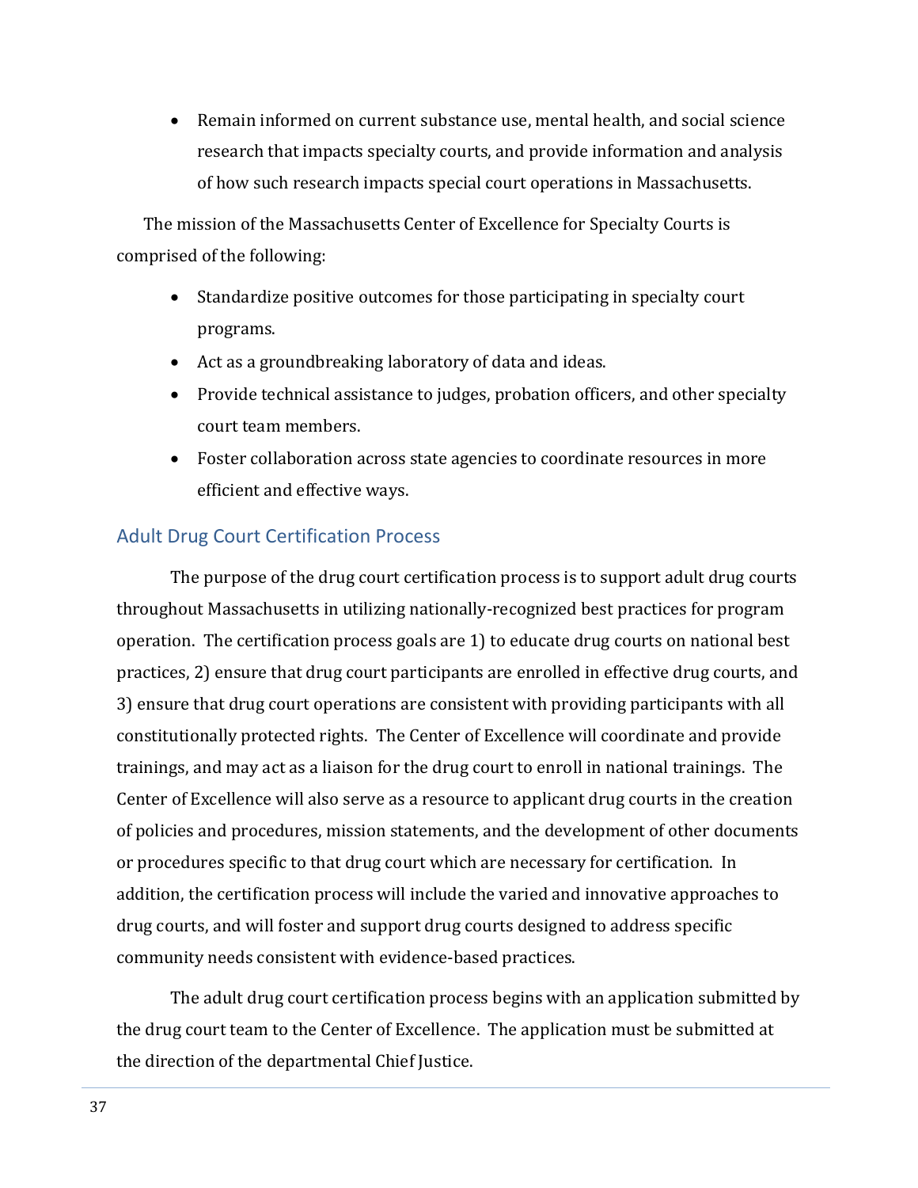- Remain informed on current substance use, mental health, and social science research that impacts specialty courts, and provide information and analysis of how such research impacts special court operations in Massachusetts.

The mission of the Massachusetts Center of Excellence for Specialty Courts is comprised of the following:

- Standardize positive outcomes for those participating in specialty court programs.
- Act as a groundbreaking laboratory of data and ideas.
- Provide technical assistance to judges, probation officers, and other specialty court team members.
- Foster collaboration across state agencies to coordinate resources in more efficient and effective ways.

## Adult Drug Court Certification Process

The purpose of the drug court certification process is to support adult drug courts throughout Massachusetts in utilizing nationally-recognized best practices for program operation. The certification process goals are 1) to educate drug courts on national best practices, 2) ensure that drug court participants are enrolled in effective drug courts, and 3) ensure that drug court operations are consistent with providing participants with all constitutionally protected rights. The Center of Excellence will coordinate and provide trainings, and may act as a liaison for the drug court to enroll in national trainings. The Center of Excellence will also serve as a resource to applicant drug courts in the creation of policies and procedures, mission statements, and the development of other documents or procedures specific to that drug court which are necessary for certification. In addition, the certification process will include the varied and innovative approaches to drug courts, and will foster and support drug courts designed to address specific community needs consistent with evidence-based practices.

The adult drug court certification process begins with an application submitted by the drug court team to the Center of Excellence. The application must be submitted at the direction of the departmental Chief Justice.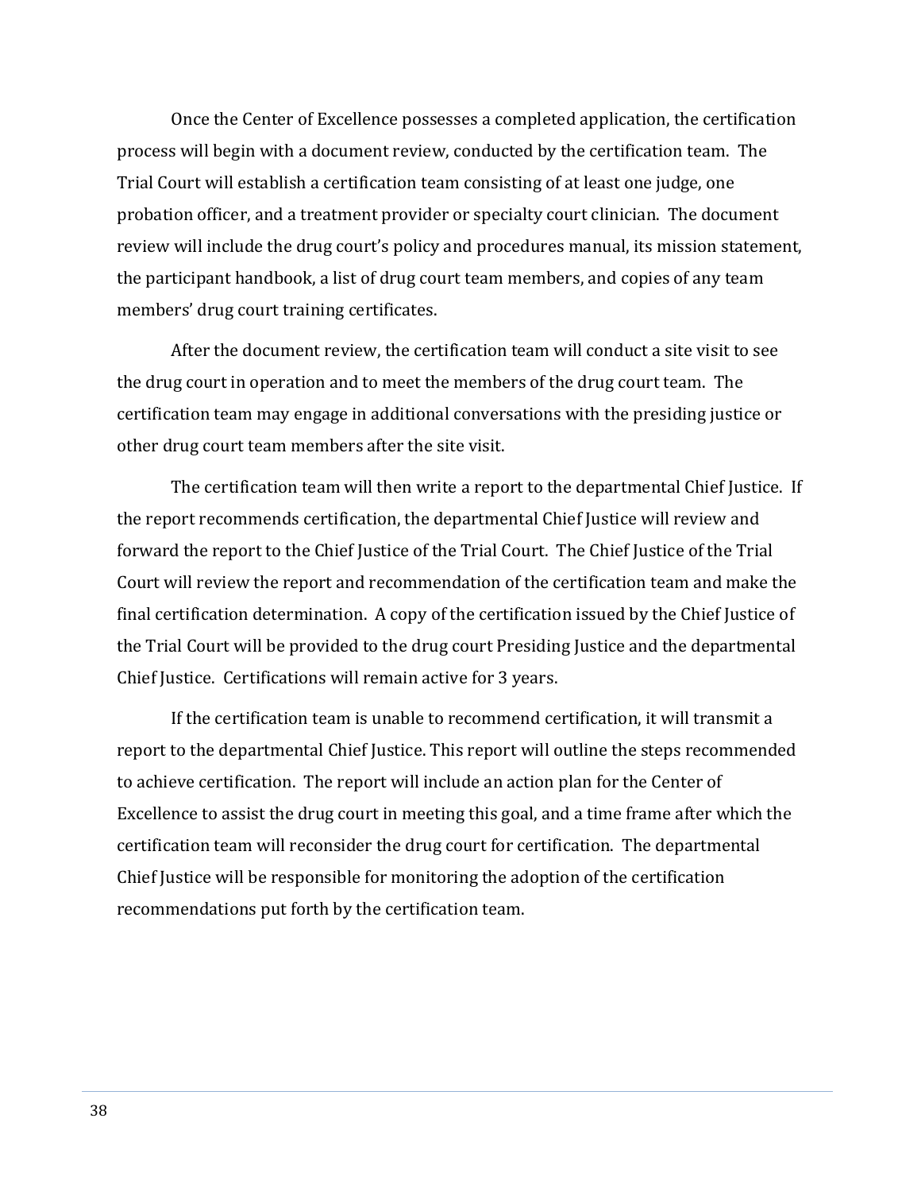Once the Center of Excellence possesses a completed application, the certification process will begin with a document review, conducted by the certification team. The Trial Court will establish a certification team consisting of at least one judge, one probation officer, and a treatment provider or specialty court clinician. The document review will include the drug court's policy and procedures manual, its mission statement, the participant handbook, a list of drug court team members, and copies of any team members' drug court training certificates.

After the document review, the certification team will conduct a site visit to see the drug court in operation and to meet the members of the drug court team. The certification team may engage in additional conversations with the presiding justice or other drug court team members after the site visit.

The certification team will then write a report to the departmental Chief Justice. If the report recommends certification, the departmental Chief Justice will review and forward the report to the Chief Justice of the Trial Court. The Chief Justice of the Trial Court will review the report and recommendation of the certification team and make the final certification determination. A copy of the certification issued by the Chief Justice of the Trial Court will be provided to the drug court Presiding Justice and the departmental Chief Justice. Certifications will remain active for 3 years.

If the certification team is unable to recommend certification, it will transmit a report to the departmental Chief Justice. This report will outline the steps recommended to achieve certification. The report will include an action plan for the Center of Excellence to assist the drug court in meeting this goal, and a time frame after which the certification team will reconsider the drug court for certification. The departmental Chief Justice will be responsible for monitoring the adoption of the certification recommendations put forth by the certification team.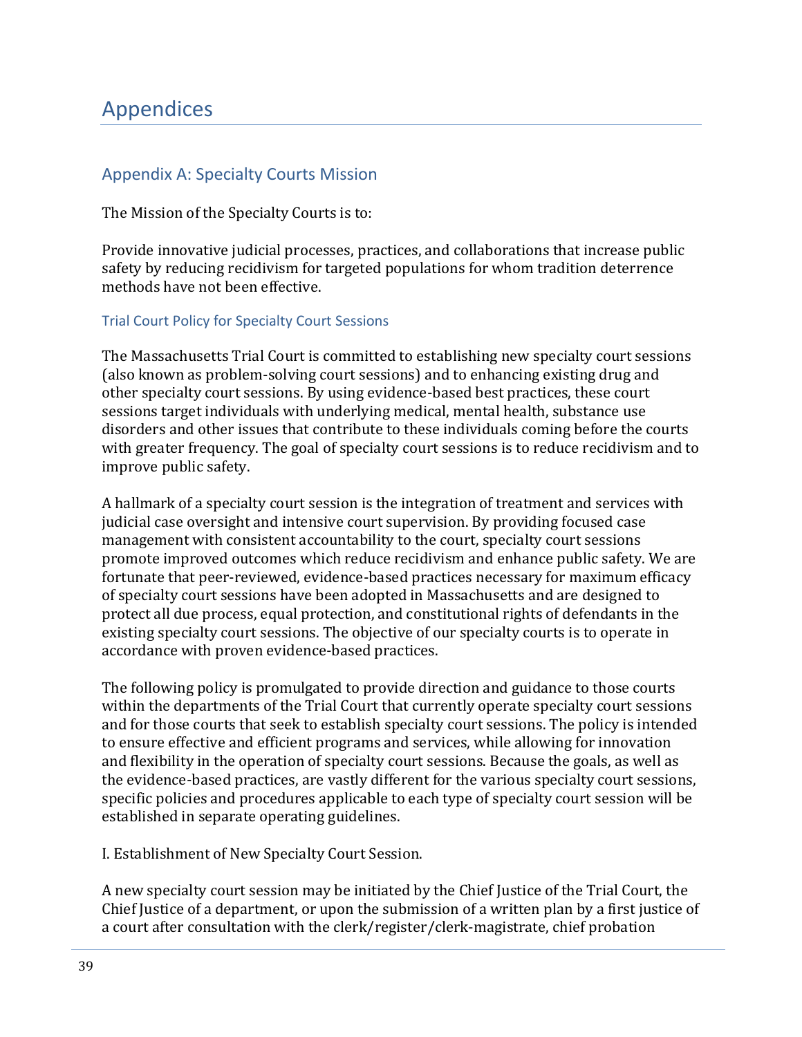# Appendices

## Appendix A: Specialty Courts Mission

The Mission of the Specialty Courts is to:

Provide innovative judicial processes, practices, and collaborations that increase public safety by reducing recidivism for targeted populations for whom tradition deterrence methods have not been effective.

### Trial Court Policy for Specialty Court Sessions

The Massachusetts Trial Court is committed to establishing new specialty court sessions (also known as problem-solving court sessions) and to enhancing existing drug and other specialty court sessions. By using evidence-based best practices, these court sessions target individuals with underlying medical, mental health, substance use disorders and other issues that contribute to these individuals coming before the courts with greater frequency. The goal of specialty court sessions is to reduce recidivism and to improve public safety.

A hallmark of a specialty court session is the integration of treatment and services with judicial case oversight and intensive court supervision. By providing focused case management with consistent accountability to the court, specialty court sessions promote improved outcomes which reduce recidivism and enhance public safety. We are fortunate that peer-reviewed, evidence-based practices necessary for maximum efficacy of specialty court sessions have been adopted in Massachusetts and are designed to protect all due process, equal protection, and constitutional rights of defendants in the existing specialty court sessions. The objective of our specialty courts is to operate in accordance with proven evidence-based practices.

The following policy is promulgated to provide direction and guidance to those courts within the departments of the Trial Court that currently operate specialty court sessions and for those courts that seek to establish specialty court sessions. The policy is intended to ensure effective and efficient programs and services, while allowing for innovation and flexibility in the operation of specialty court sessions. Because the goals, as well as the evidence-based practices, are vastly different for the various specialty court sessions, specific policies and procedures applicable to each type of specialty court session will be established in separate operating guidelines.

I. Establishment of New Specialty Court Session.

A new specialty court session may be initiated by the Chief Justice of the Trial Court, the Chief Justice of a department, or upon the submission of a written plan by a first justice of a court after consultation with the clerk/register/clerk-magistrate, chief probation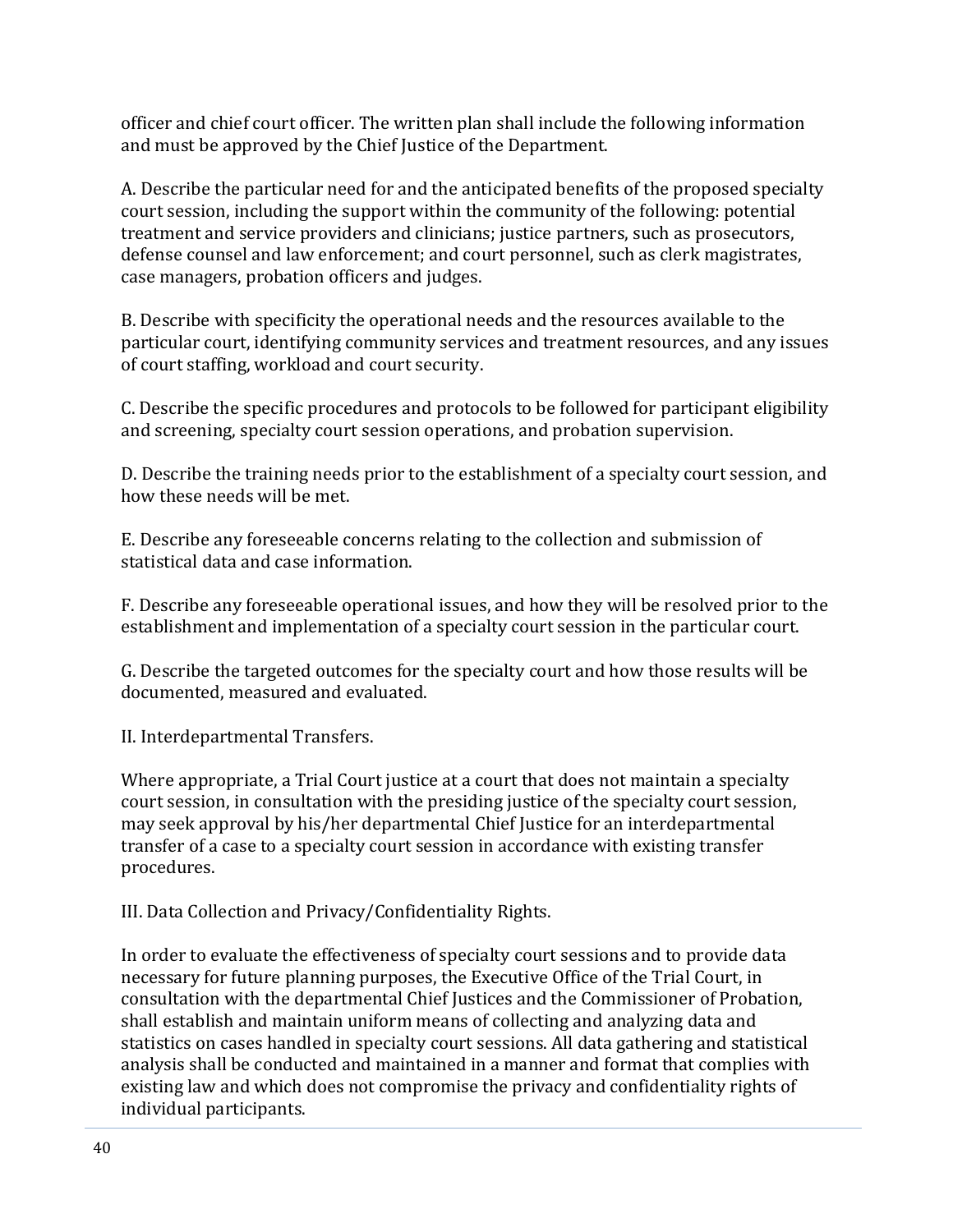officer and chief court officer. The written plan shall include the following information and must be approved by the Chief Justice of the Department.

A. Describe the particular need for and the anticipated benefits of the proposed specialty court session, including the support within the community of the following: potential treatment and service providers and clinicians; justice partners, such as prosecutors, defense counsel and law enforcement; and court personnel, such as clerk magistrates, case managers, probation officers and judges.

B. Describe with specificity the operational needs and the resources available to the particular court, identifying community services and treatment resources, and any issues of court staffing, workload and court security.

C. Describe the specific procedures and protocols to be followed for participant eligibility and screening, specialty court session operations, and probation supervision.

D. Describe the training needs prior to the establishment of a specialty court session, and how these needs will be met.

E. Describe any foreseeable concerns relating to the collection and submission of statistical data and case information.

F. Describe any foreseeable operational issues, and how they will be resolved prior to the establishment and implementation of a specialty court session in the particular court.

G. Describe the targeted outcomes for the specialty court and how those results will be documented, measured and evaluated.

II. Interdepartmental Transfers.

Where appropriate, a Trial Court justice at a court that does not maintain a specialty court session, in consultation with the presiding justice of the specialty court session, may seek approval by his/her departmental Chief Justice for an interdepartmental transfer of a case to a specialty court session in accordance with existing transfer procedures.

III. Data Collection and Privacy/Confidentiality Rights.

In order to evaluate the effectiveness of specialty court sessions and to provide data necessary for future planning purposes, the Executive Office of the Trial Court, in consultation with the departmental Chief Justices and the Commissioner of Probation, shall establish and maintain uniform means of collecting and analyzing data and statistics on cases handled in specialty court sessions. All data gathering and statistical analysis shall be conducted and maintained in a manner and format that complies with existing law and which does not compromise the privacy and confidentiality rights of individual participants.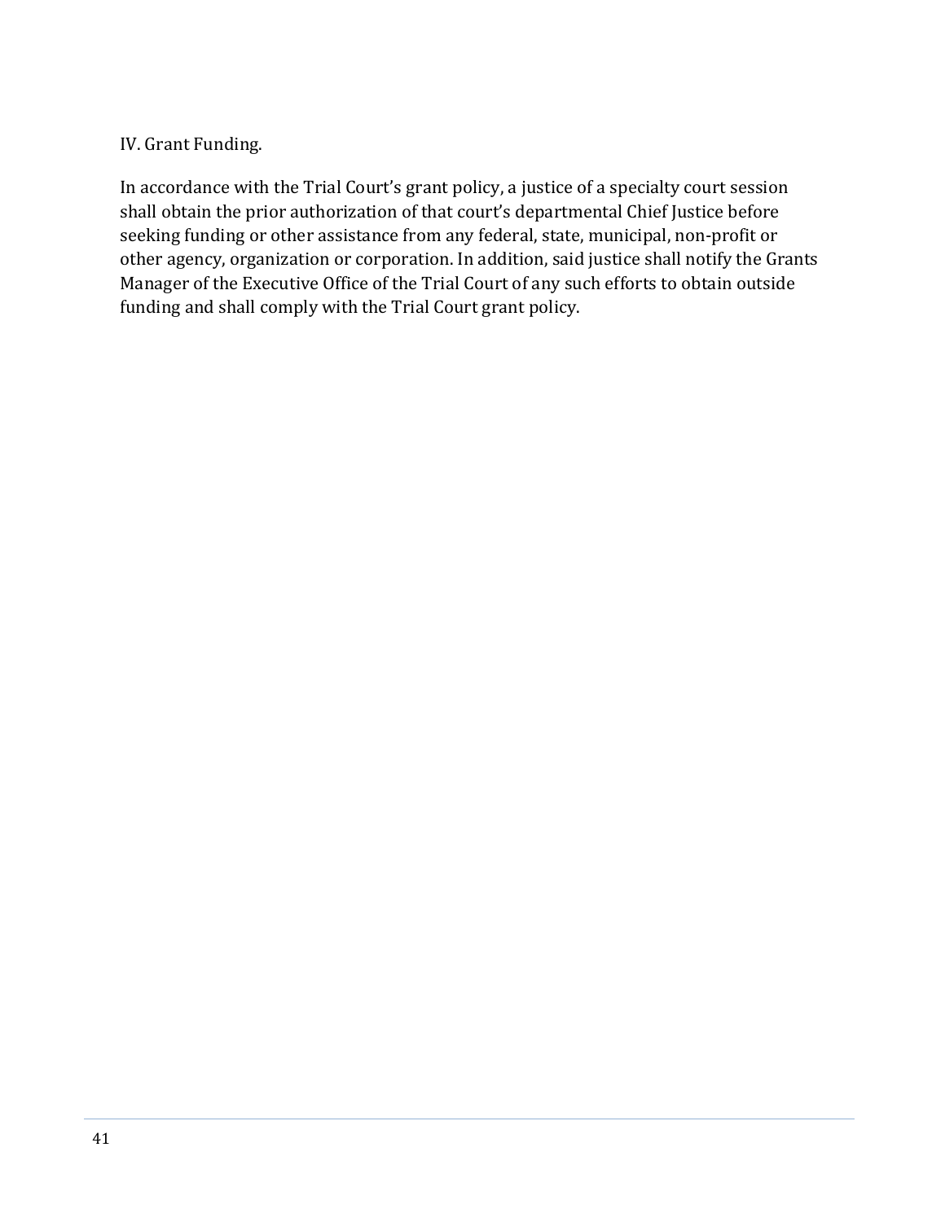## IV. Grant Funding.

In accordance with the Trial Court's grant policy, a justice of a specialty court session shall obtain the prior authorization of that court's departmental Chief Justice before seeking funding or other assistance from any federal, state, municipal, non-profit or other agency, organization or corporation. In addition, said justice shall notify the Grants Manager of the Executive Office of the Trial Court of any such efforts to obtain outside funding and shall comply with the Trial Court grant policy.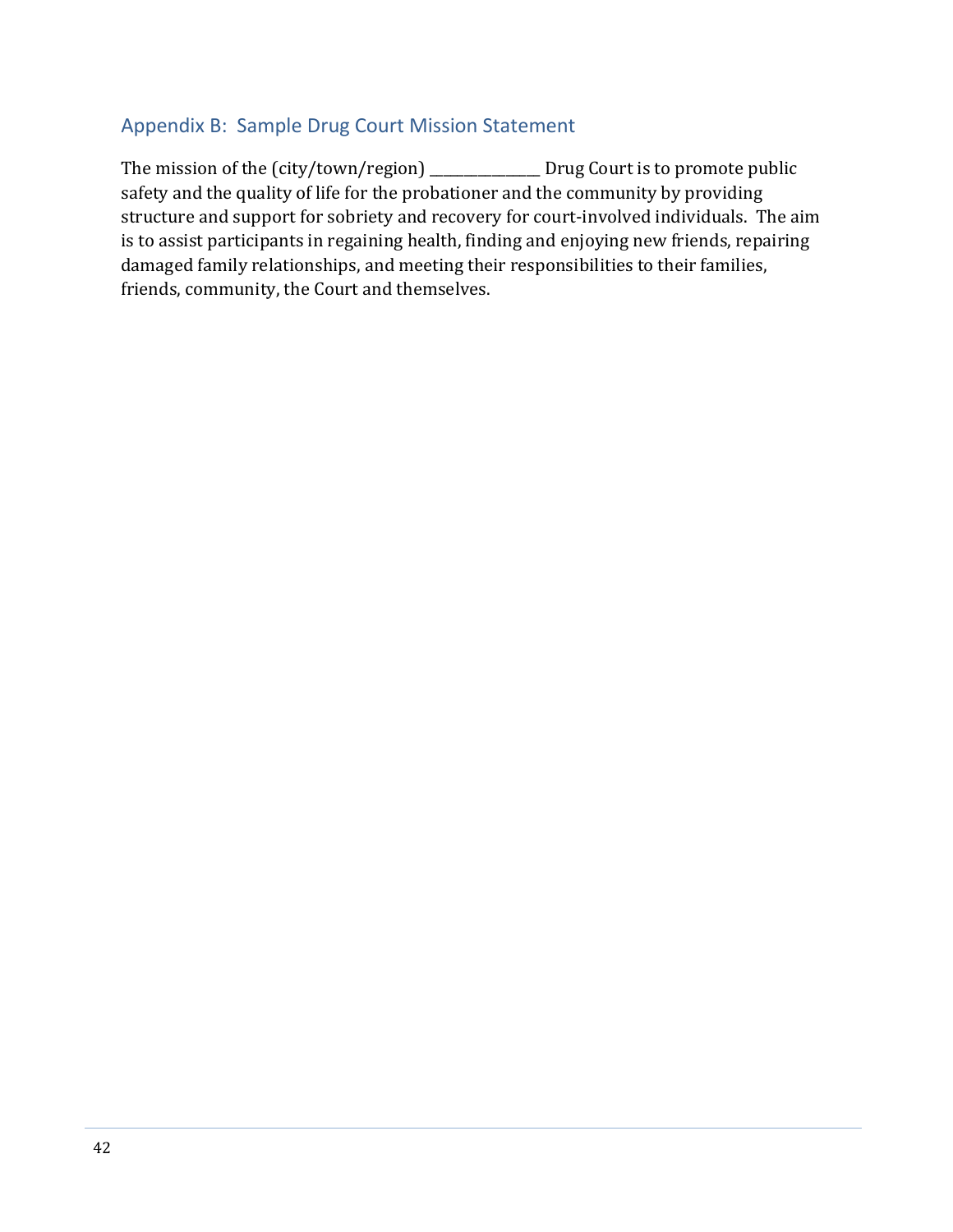## Appendix B: Sample Drug Court Mission Statement

The mission of the (city/town/region) _______________ Drug Court is to promote public safety and the quality of life for the probationer and the community by providing structure and support for sobriety and recovery for court-involved individuals. The aim is to assist participants in regaining health, finding and enjoying new friends, repairing damaged family relationships, and meeting their responsibilities to their families, friends, community, the Court and themselves.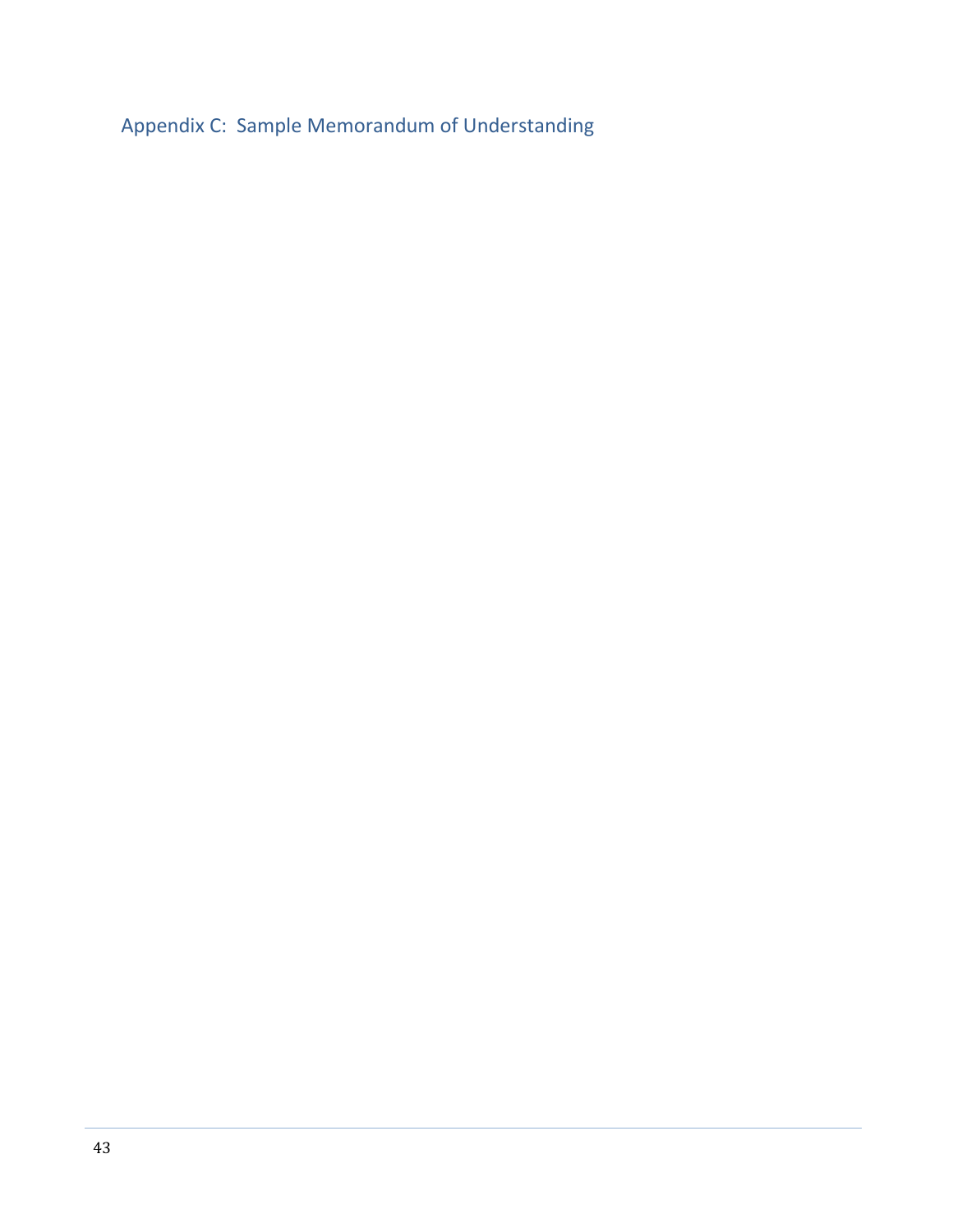## Appendix C: Sample Memorandum of Understanding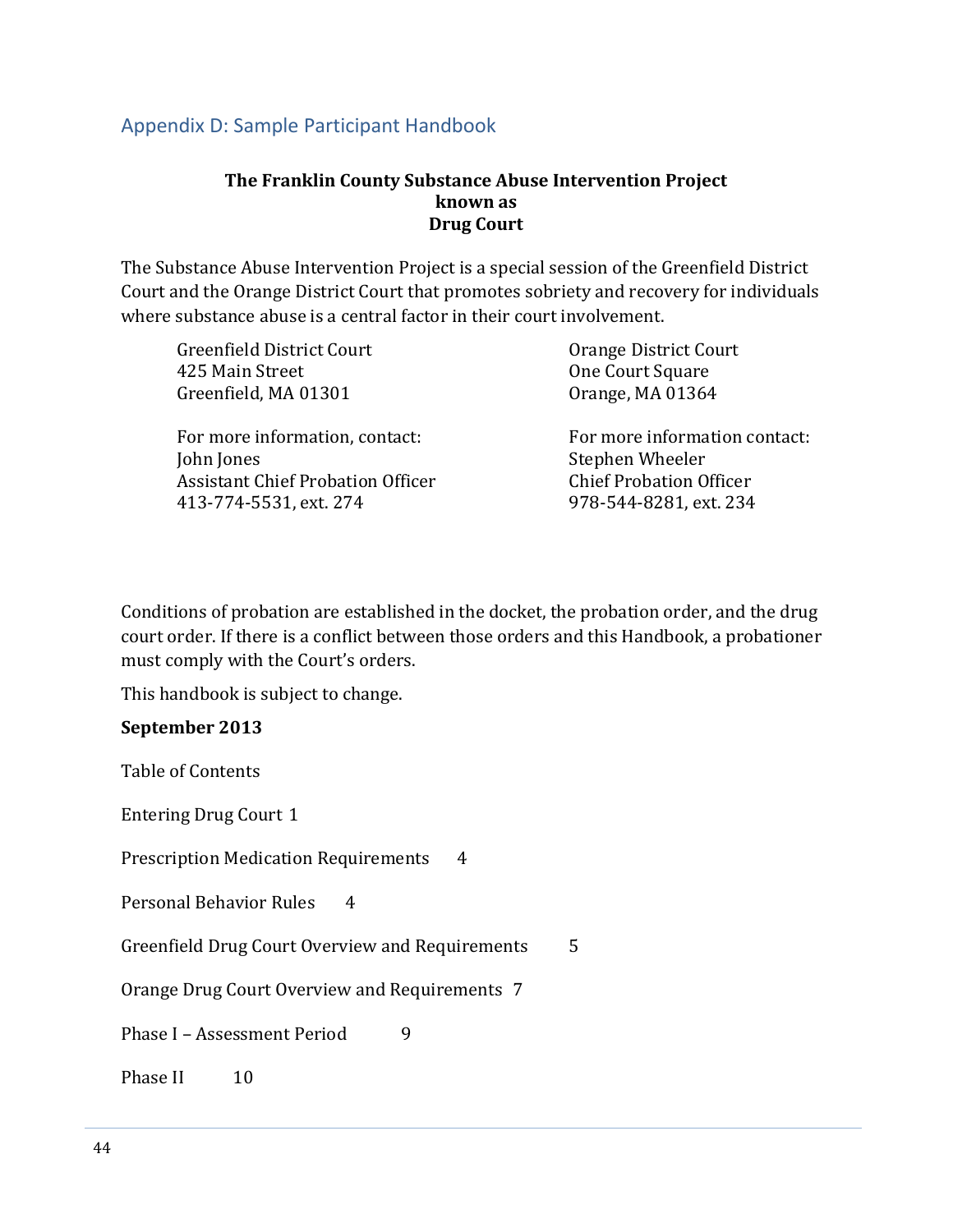## Appendix D: Sample Participant Handbook

**The Franklin County Substance Abuse Intervention Project**
**known as**
**Drug Court**

The Substance Abuse Intervention Project is a special session of the Greenfield District Court and the Orange District Court that promotes sobriety and recovery for individuals where substance abuse is a central factor in their court involvement.

Greenfield District Court
425 Main Street
Greenfield, MA 01301

For more information, contact:
John Jones
Assistant Chief Probation Officer
413-774-5531, ext. 274

Orange District Court
One Court Square
Orange, MA 01364

For more information contact:
Stephen Wheeler
Chief Probation Officer
978-544-8281, ext. 234

Conditions of probation are established in the docket, the probation order, and the drug court order. If there is a conflict between those orders and this Handbook, a probationer must comply with the Court's orders.

This handbook is subject to change.

**September 2013**

Table of Contents

Entering Drug Court 1

Prescription Medication Requirements 4

Personal Behavior Rules 4

Greenfield Drug Court Overview and Requirements 5

Orange Drug Court Overview and Requirements 7

Phase I – Assessment Period 9

Phase II 10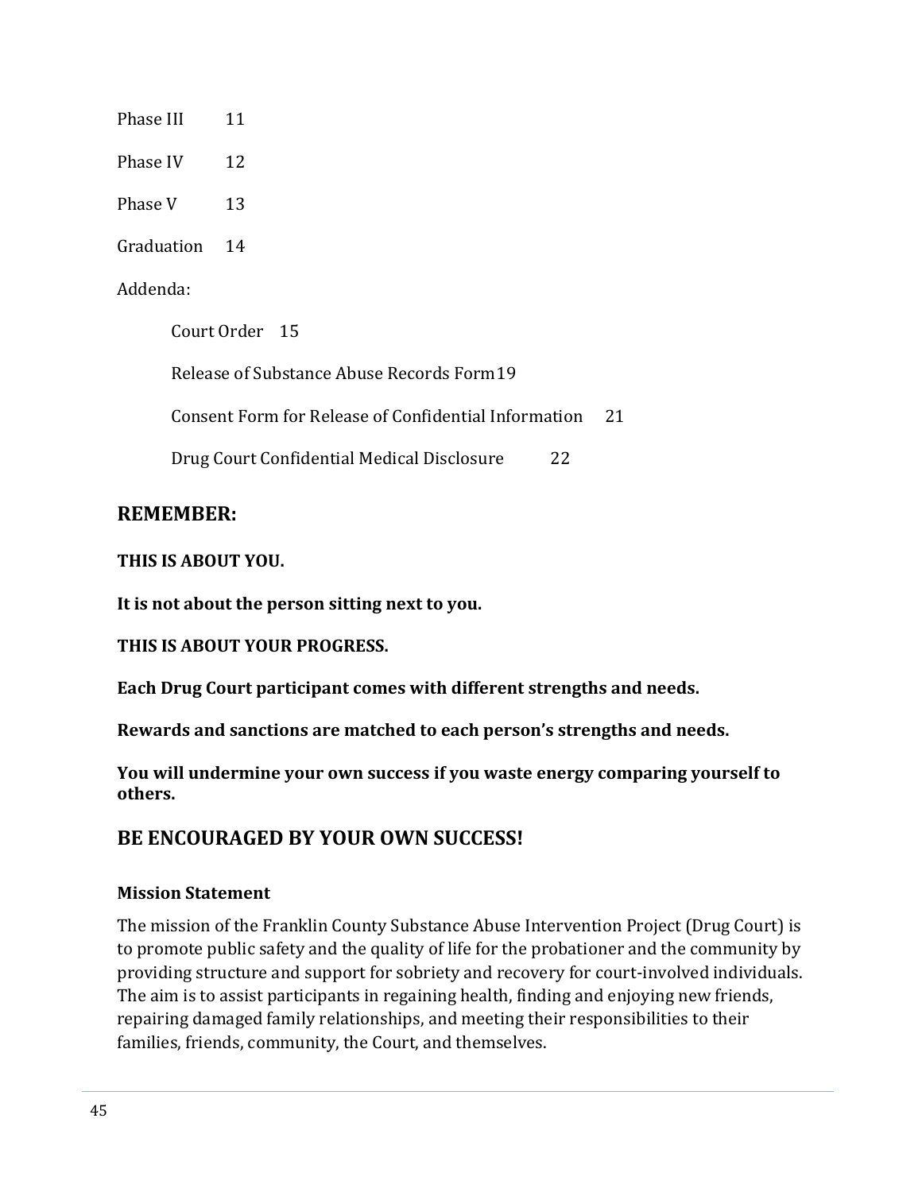Phase III 11

Phase IV 12

Phase V 13

Graduation 14

Addenda:

- Court Order 15
- Release of Substance Abuse Records Form 19
- Consent Form for Release of Confidential Information 21
- Drug Court Confidential Medical Disclosure 22

## REMEMBER:

**THIS IS ABOUT YOU.**

**It is not about the person sitting next to you.**

**THIS IS ABOUT YOUR PROGRESS.**

**Each Drug Court participant comes with different strengths and needs.**

**Rewards and sanctions are matched to each person's strengths and needs.**

**You will undermine your own success if you waste energy comparing yourself to others.**

## BE ENCOURAGED BY YOUR OWN SUCCESS!

### Mission Statement

The mission of the Franklin County Substance Abuse Intervention Project (Drug Court) is to promote public safety and the quality of life for the probationer and the community by providing structure and support for sobriety and recovery for court-involved individuals. The aim is to assist participants in regaining health, finding and enjoying new friends, repairing damaged family relationships, and meeting their responsibilities to their families, friends, community, the Court, and themselves.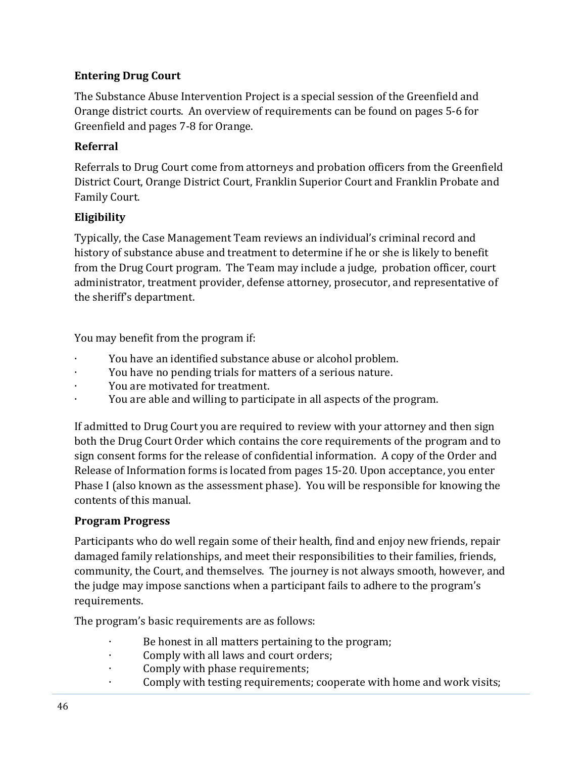## Entering Drug Court

The Substance Abuse Intervention Project is a special session of the Greenfield and Orange district courts. An overview of requirements can be found on pages 5-6 for Greenfield and pages 7-8 for Orange.

### Referral

Referrals to Drug Court come from attorneys and probation officers from the Greenfield District Court, Orange District Court, Franklin Superior Court and Franklin Probate and Family Court.

### Eligibility

Typically, the Case Management Team reviews an individual's criminal record and history of substance abuse and treatment to determine if he or she is likely to benefit from the Drug Court program. The Team may include a judge, probation officer, court administrator, treatment provider, defense attorney, prosecutor, and representative of the sheriff's department.

You may benefit from the program if:

- You have an identified substance abuse or alcohol problem.
- You have no pending trials for matters of a serious nature.
- You are motivated for treatment.
- You are able and willing to participate in all aspects of the program.

If admitted to Drug Court you are required to review with your attorney and then sign both the Drug Court Order which contains the core requirements of the program and to sign consent forms for the release of confidential information. A copy of the Order and Release of Information forms is located from pages 15-20. Upon acceptance, you enter Phase I (also known as the assessment phase). You will be responsible for knowing the contents of this manual.

### Program Progress

Participants who do well regain some of their health, find and enjoy new friends, repair damaged family relationships, and meet their responsibilities to their families, friends, community, the Court, and themselves. The journey is not always smooth, however, and the judge may impose sanctions when a participant fails to adhere to the program's requirements.

The program's basic requirements are as follows:

- Be honest in all matters pertaining to the program;
- Comply with all laws and court orders;
- Comply with phase requirements;
- Comply with testing requirements; cooperate with home and work visits;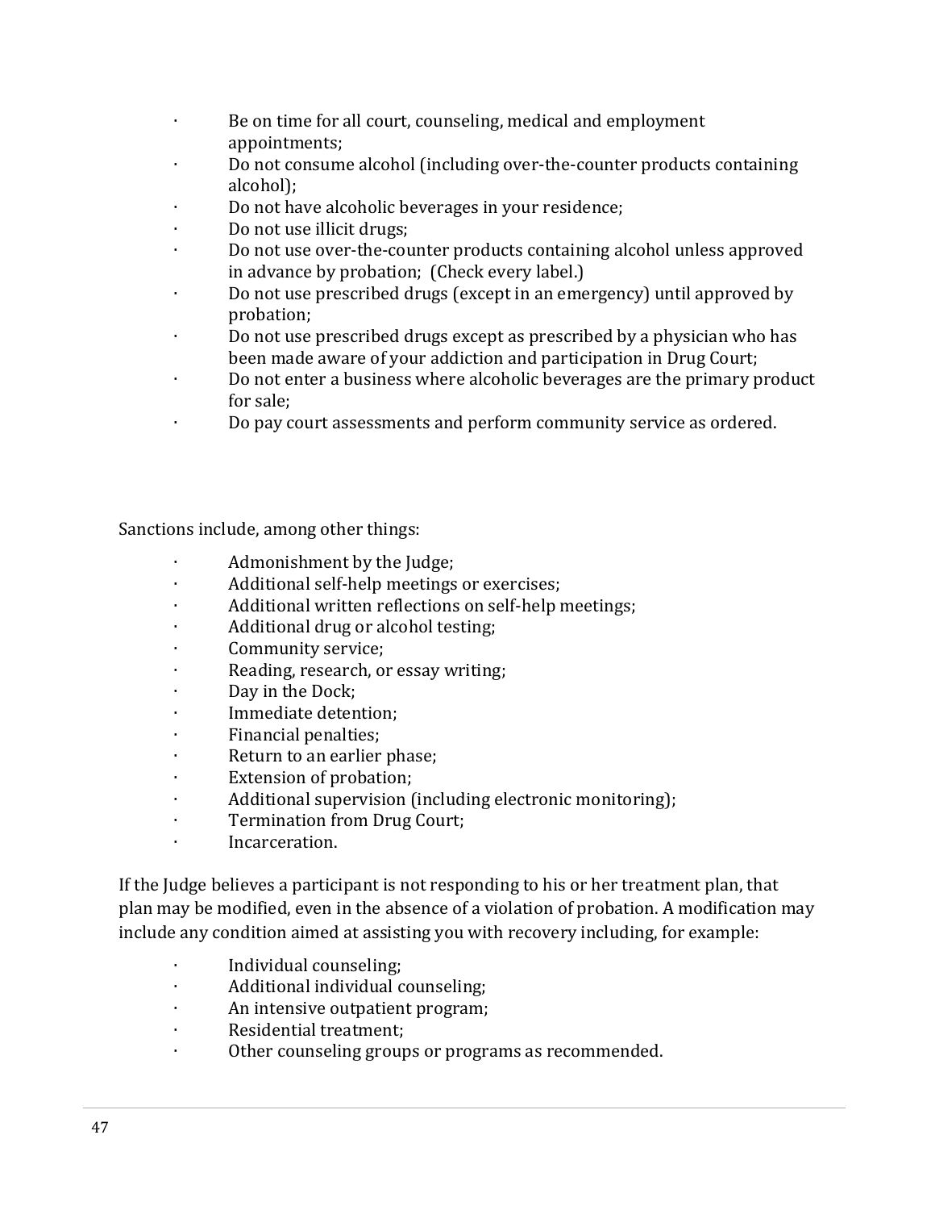- Be on time for all court, counseling, medical and employment appointments;
- Do not consume alcohol (including over-the-counter products containing alcohol);
- Do not have alcoholic beverages in your residence;
- Do not use illicit drugs;
- Do not use over-the-counter products containing alcohol unless approved in advance by probation; (Check every label.)
- Do not use prescribed drugs (except in an emergency) until approved by probation;
- Do not use prescribed drugs except as prescribed by a physician who has been made aware of your addiction and participation in Drug Court;
- Do not enter a business where alcoholic beverages are the primary product for sale;
- Do pay court assessments and perform community service as ordered.

Sanctions include, among other things:

- Admonishment by the Judge;
- Additional self-help meetings or exercises;
- Additional written reflections on self-help meetings;
- Additional drug or alcohol testing;
- Community service;
- Reading, research, or essay writing;
- Day in the Dock;
- Immediate detention;
- Financial penalties;
- Return to an earlier phase;
- Extension of probation;
- Additional supervision (including electronic monitoring);
- Termination from Drug Court;
- Incarceration.

If the Judge believes a participant is not responding to his or her treatment plan, that plan may be modified, even in the absence of a violation of probation. A modification may include any condition aimed at assisting you with recovery including, for example:

- Individual counseling;
- Additional individual counseling;
- An intensive outpatient program;
- Residential treatment;
- Other counseling groups or programs as recommended.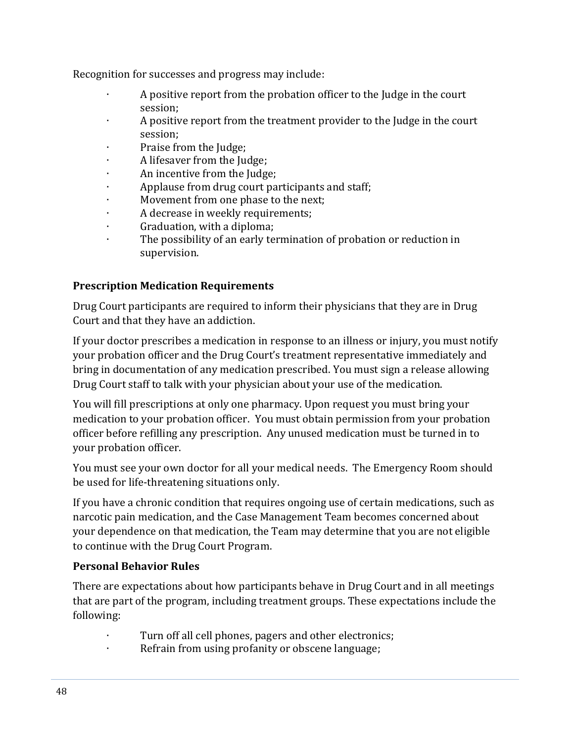Recognition for successes and progress may include:

- A positive report from the probation officer to the Judge in the court session;
- A positive report from the treatment provider to the Judge in the court session;
- Praise from the Judge;
- A lifesaver from the Judge;
- An incentive from the Judge;
- Applause from drug court participants and staff;
- Movement from one phase to the next;
- A decrease in weekly requirements;
- Graduation, with a diploma;
- The possibility of an early termination of probation or reduction in supervision.

### Prescription Medication Requirements

Drug Court participants are required to inform their physicians that they are in Drug Court and that they have an addiction.

If your doctor prescribes a medication in response to an illness or injury, you must notify your probation officer and the Drug Court's treatment representative immediately and bring in documentation of any medication prescribed. You must sign a release allowing Drug Court staff to talk with your physician about your use of the medication.

You will fill prescriptions at only one pharmacy. Upon request you must bring your medication to your probation officer. You must obtain permission from your probation officer before refilling any prescription. Any unused medication must be turned in to your probation officer.

You must see your own doctor for all your medical needs. The Emergency Room should be used for life-threatening situations only.

If you have a chronic condition that requires ongoing use of certain medications, such as narcotic pain medication, and the Case Management Team becomes concerned about your dependence on that medication, the Team may determine that you are not eligible to continue with the Drug Court Program.

### Personal Behavior Rules

There are expectations about how participants behave in Drug Court and in all meetings that are part of the program, including treatment groups. These expectations include the following:

- Turn off all cell phones, pagers and other electronics;
- Refrain from using profanity or obscene language;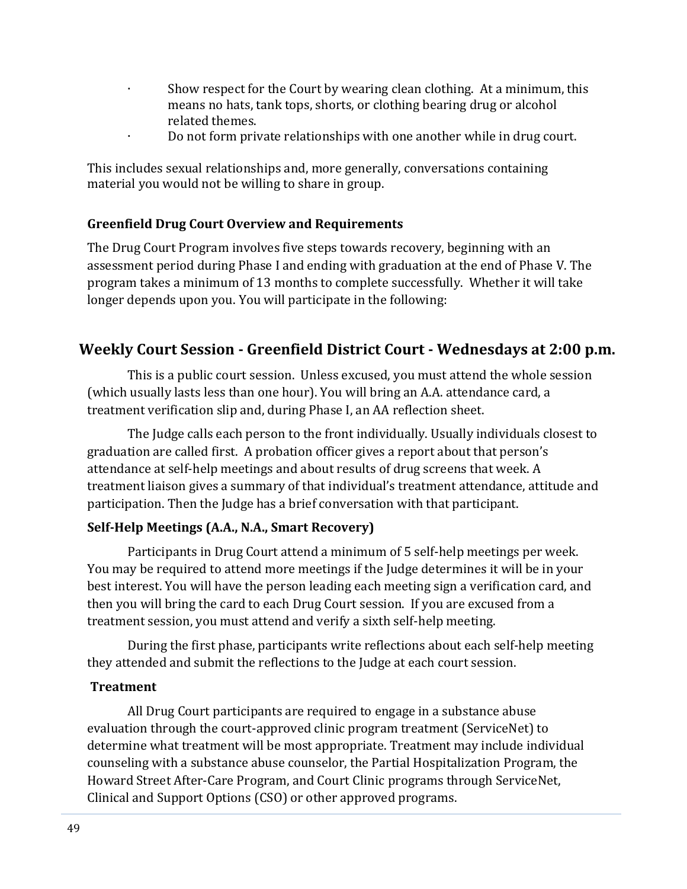- Show respect for the Court by wearing clean clothing. At a minimum, this means no hats, tank tops, shorts, or clothing bearing drug or alcohol related themes.
- Do not form private relationships with one another while in drug court.

This includes sexual relationships and, more generally, conversations containing material you would not be willing to share in group.

### Greenfield Drug Court Overview and Requirements

The Drug Court Program involves five steps towards recovery, beginning with an assessment period during Phase I and ending with graduation at the end of Phase V. The program takes a minimum of 13 months to complete successfully. Whether it will take longer depends upon you. You will participate in the following:

## Weekly Court Session - Greenfield District Court - Wednesdays at 2:00 p.m.

This is a public court session. Unless excused, you must attend the whole session (which usually lasts less than one hour). You will bring an A.A. attendance card, a treatment verification slip and, during Phase I, an AA reflection sheet.

The Judge calls each person to the front individually. Usually individuals closest to graduation are called first. A probation officer gives a report about that person's attendance at self-help meetings and about results of drug screens that week. A treatment liaison gives a summary of that individual's treatment attendance, attitude and participation. Then the Judge has a brief conversation with that participant.

### Self-Help Meetings (A.A., N.A., Smart Recovery)

Participants in Drug Court attend a minimum of 5 self-help meetings per week. You may be required to attend more meetings if the Judge determines it will be in your best interest. You will have the person leading each meeting sign a verification card, and then you will bring the card to each Drug Court session. If you are excused from a treatment session, you must attend and verify a sixth self-help meeting.

During the first phase, participants write reflections about each self-help meeting they attended and submit the reflections to the Judge at each court session.

### Treatment

All Drug Court participants are required to engage in a substance abuse evaluation through the court-approved clinic program treatment (ServiceNet) to determine what treatment will be most appropriate. Treatment may include individual counseling with a substance abuse counselor, the Partial Hospitalization Program, the Howard Street After-Care Program, and Court Clinic programs through ServiceNet, Clinical and Support Options (CSO) or other approved programs.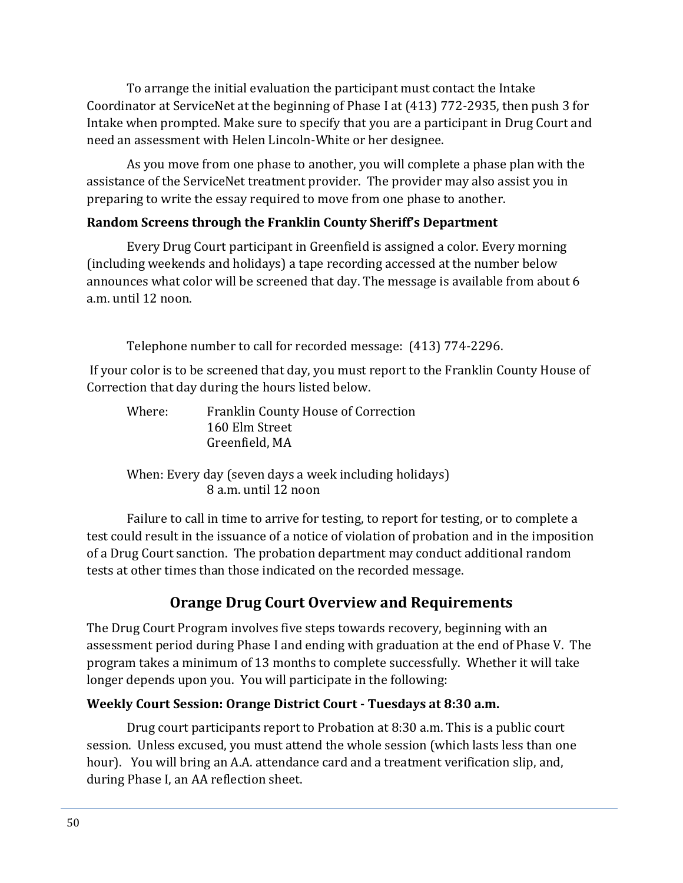To arrange the initial evaluation the participant must contact the Intake Coordinator at ServiceNet at the beginning of Phase I at (413) 772-2935, then push 3 for Intake when prompted. Make sure to specify that you are a participant in Drug Court and need an assessment with Helen Lincoln-White or her designee.

As you move from one phase to another, you will complete a phase plan with the assistance of the ServiceNet treatment provider. The provider may also assist you in preparing to write the essay required to move from one phase to another.

**Random Screens through the Franklin County Sheriff's Department**

Every Drug Court participant in Greenfield is assigned a color. Every morning (including weekends and holidays) a tape recording accessed at the number below announces what color will be screened that day. The message is available from about 6 a.m. until 12 noon.

Telephone number to call for recorded message: (413) 774-2296.

If your color is to be screened that day, you must report to the Franklin County House of Correction that day during the hours listed below.

Where: Franklin County House of Correction
160 Elm Street
Greenfield, MA

When: Every day (seven days a week including holidays)
8 a.m. until 12 noon

Failure to call in time to arrive for testing, to report for testing, or to complete a test could result in the issuance of a notice of violation of probation and in the imposition of a Drug Court sanction. The probation department may conduct additional random tests at other times than those indicated on the recorded message.

## Orange Drug Court Overview and Requirements

The Drug Court Program involves five steps towards recovery, beginning with an assessment period during Phase I and ending with graduation at the end of Phase V. The program takes a minimum of 13 months to complete successfully. Whether it will take longer depends upon you. You will participate in the following:

**Weekly Court Session: Orange District Court - Tuesdays at 8:30 a.m.**

Drug court participants report to Probation at 8:30 a.m. This is a public court session. Unless excused, you must attend the whole session (which lasts less than one hour). You will bring an A.A. attendance card and a treatment verification slip, and, during Phase I, an AA reflection sheet.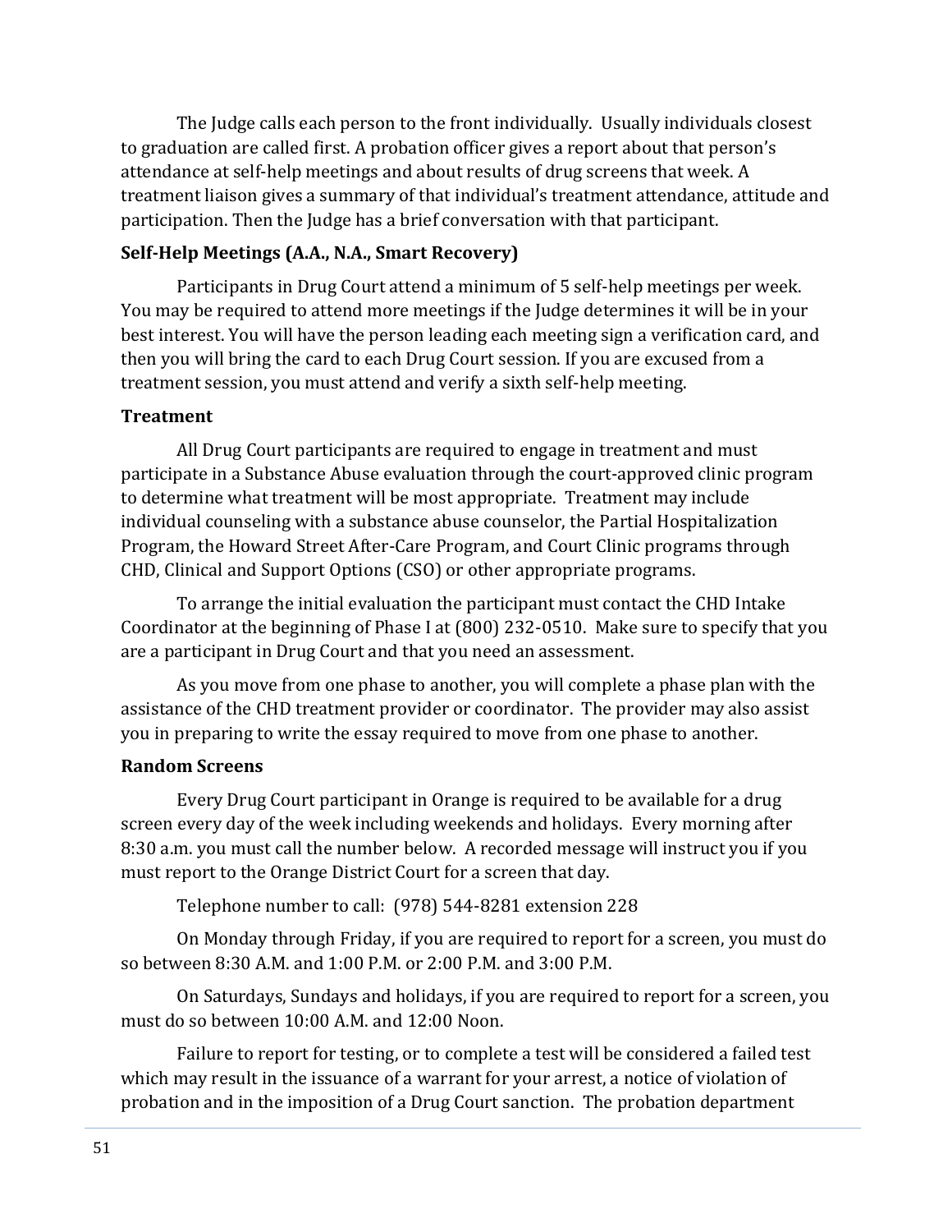The Judge calls each person to the front individually. Usually individuals closest to graduation are called first. A probation officer gives a report about that person's attendance at self-help meetings and about results of drug screens that week. A treatment liaison gives a summary of that individual's treatment attendance, attitude and participation. Then the Judge has a brief conversation with that participant.

### Self-Help Meetings (A.A., N.A., Smart Recovery)

Participants in Drug Court attend a minimum of 5 self-help meetings per week. You may be required to attend more meetings if the Judge determines it will be in your best interest. You will have the person leading each meeting sign a verification card, and then you will bring the card to each Drug Court session. If you are excused from a treatment session, you must attend and verify a sixth self-help meeting.

### Treatment

All Drug Court participants are required to engage in treatment and must participate in a Substance Abuse evaluation through the court-approved clinic program to determine what treatment will be most appropriate. Treatment may include individual counseling with a substance abuse counselor, the Partial Hospitalization Program, the Howard Street After-Care Program, and Court Clinic programs through CHD, Clinical and Support Options (CSO) or other appropriate programs.

To arrange the initial evaluation the participant must contact the CHD Intake Coordinator at the beginning of Phase I at (800) 232-0510. Make sure to specify that you are a participant in Drug Court and that you need an assessment.

As you move from one phase to another, you will complete a phase plan with the assistance of the CHD treatment provider or coordinator. The provider may also assist you in preparing to write the essay required to move from one phase to another.

### Random Screens

Every Drug Court participant in Orange is required to be available for a drug screen every day of the week including weekends and holidays. Every morning after 8:30 a.m. you must call the number below. A recorded message will instruct you if you must report to the Orange District Court for a screen that day.

Telephone number to call: (978) 544-8281 extension 228

On Monday through Friday, if you are required to report for a screen, you must do so between 8:30 A.M. and 1:00 P.M. or 2:00 P.M. and 3:00 P.M.

On Saturdays, Sundays and holidays, if you are required to report for a screen, you must do so between 10:00 A.M. and 12:00 Noon.

Failure to report for testing, or to complete a test will be considered a failed test which may result in the issuance of a warrant for your arrest, a notice of violation of probation and in the imposition of a Drug Court sanction. The probation department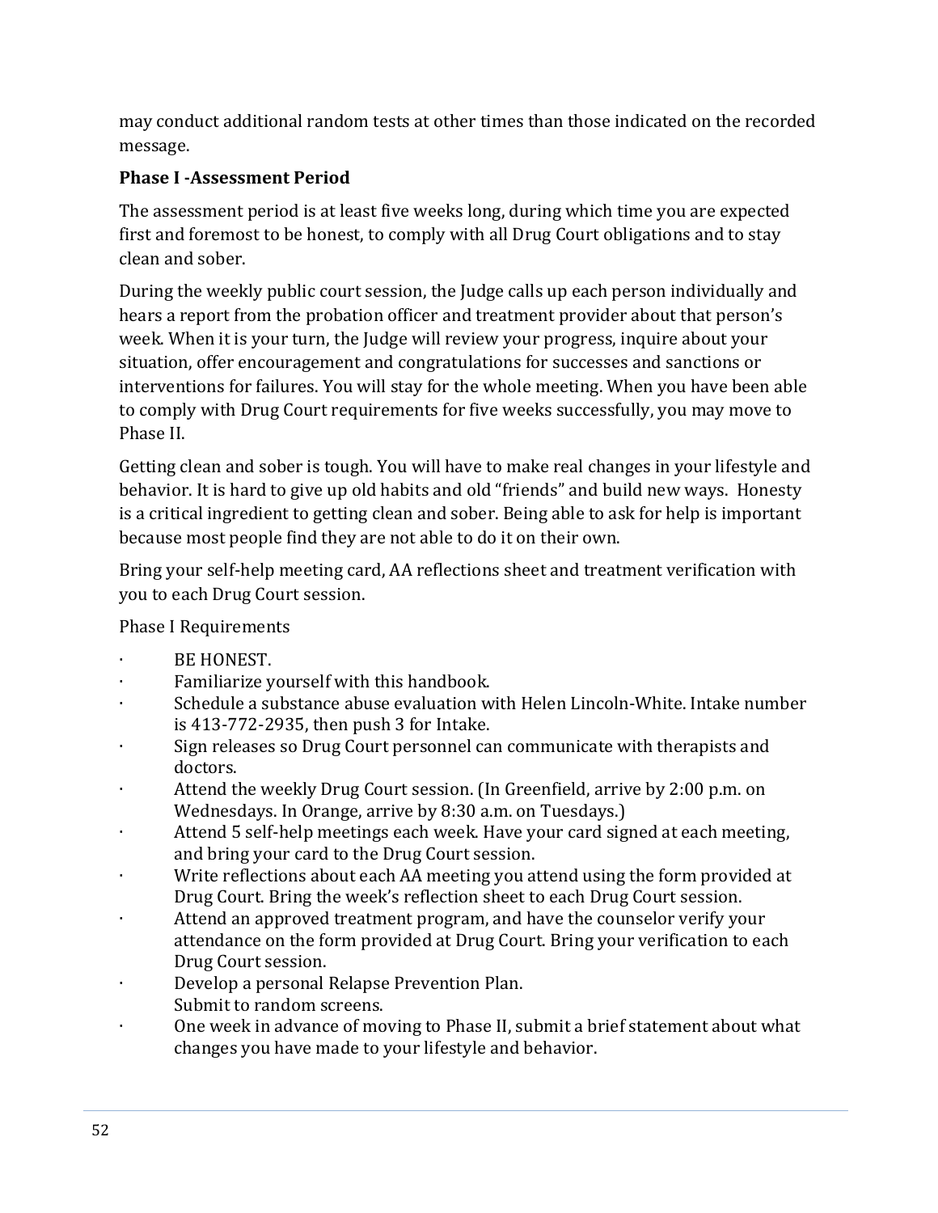may conduct additional random tests at other times than those indicated on the recorded message.

**Phase I -Assessment Period**

The assessment period is at least five weeks long, during which time you are expected first and foremost to be honest, to comply with all Drug Court obligations and to stay clean and sober.

During the weekly public court session, the Judge calls up each person individually and hears a report from the probation officer and treatment provider about that person's week. When it is your turn, the Judge will review your progress, inquire about your situation, offer encouragement and congratulations for successes and sanctions or interventions for failures. You will stay for the whole meeting. When you have been able to comply with Drug Court requirements for five weeks successfully, you may move to Phase II.

Getting clean and sober is tough. You will have to make real changes in your lifestyle and behavior. It is hard to give up old habits and old "friends" and build new ways. Honesty is a critical ingredient to getting clean and sober. Being able to ask for help is important because most people find they are not able to do it on their own.

Bring your self-help meeting card, AA reflections sheet and treatment verification with you to each Drug Court session.

Phase I Requirements

- BE HONEST.
- Familiarize yourself with this handbook.
- Schedule a substance abuse evaluation with Helen Lincoln-White. Intake number is 413-772-2935, then push 3 for Intake.
- Sign releases so Drug Court personnel can communicate with therapists and doctors.
- Attend the weekly Drug Court session. (In Greenfield, arrive by 2:00 p.m. on Wednesdays. In Orange, arrive by 8:30 a.m. on Tuesdays.)
- Attend 5 self-help meetings each week. Have your card signed at each meeting, and bring your card to the Drug Court session.
- Write reflections about each AA meeting you attend using the form provided at Drug Court. Bring the week's reflection sheet to each Drug Court session.
- Attend an approved treatment program, and have the counselor verify your attendance on the form provided at Drug Court. Bring your verification to each Drug Court session.
- Develop a personal Relapse Prevention Plan.
  Submit to random screens.
- One week in advance of moving to Phase II, submit a brief statement about what changes you have made to your lifestyle and behavior.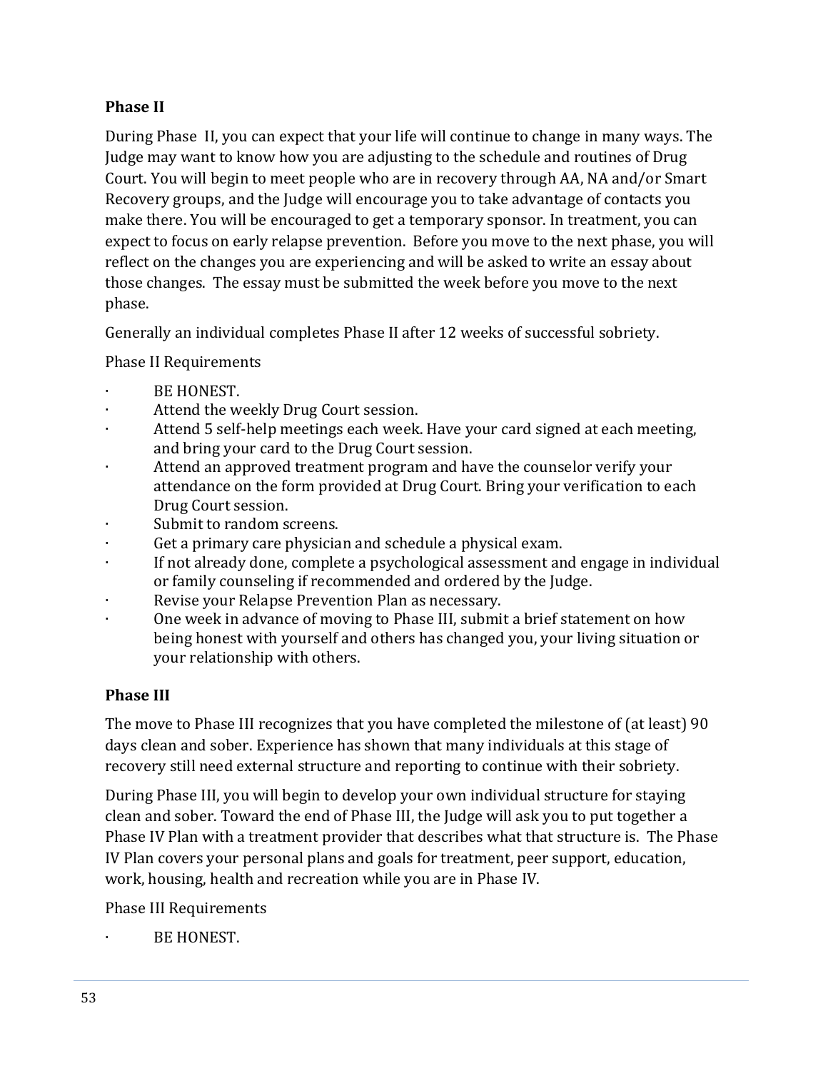### Phase II

During Phase II, you can expect that your life will continue to change in many ways. The Judge may want to know how you are adjusting to the schedule and routines of Drug Court. You will begin to meet people who are in recovery through AA, NA and/or Smart Recovery groups, and the Judge will encourage you to take advantage of contacts you make there. You will be encouraged to get a temporary sponsor. In treatment, you can expect to focus on early relapse prevention. Before you move to the next phase, you will reflect on the changes you are experiencing and will be asked to write an essay about those changes. The essay must be submitted the week before you move to the next phase.

Generally an individual completes Phase II after 12 weeks of successful sobriety.

Phase II Requirements

- BE HONEST.
- Attend the weekly Drug Court session.
- Attend 5 self-help meetings each week. Have your card signed at each meeting, and bring your card to the Drug Court session.
- Attend an approved treatment program and have the counselor verify your attendance on the form provided at Drug Court. Bring your verification to each Drug Court session.
- Submit to random screens.
- Get a primary care physician and schedule a physical exam.
- If not already done, complete a psychological assessment and engage in individual or family counseling if recommended and ordered by the Judge.
- Revise your Relapse Prevention Plan as necessary.
- One week in advance of moving to Phase III, submit a brief statement on how being honest with yourself and others has changed you, your living situation or your relationship with others.

### Phase III

The move to Phase III recognizes that you have completed the milestone of (at least) 90 days clean and sober. Experience has shown that many individuals at this stage of recovery still need external structure and reporting to continue with their sobriety.

During Phase III, you will begin to develop your own individual structure for staying clean and sober. Toward the end of Phase III, the Judge will ask you to put together a Phase IV Plan with a treatment provider that describes what that structure is. The Phase IV Plan covers your personal plans and goals for treatment, peer support, education, work, housing, health and recreation while you are in Phase IV.

Phase III Requirements

- BE HONEST.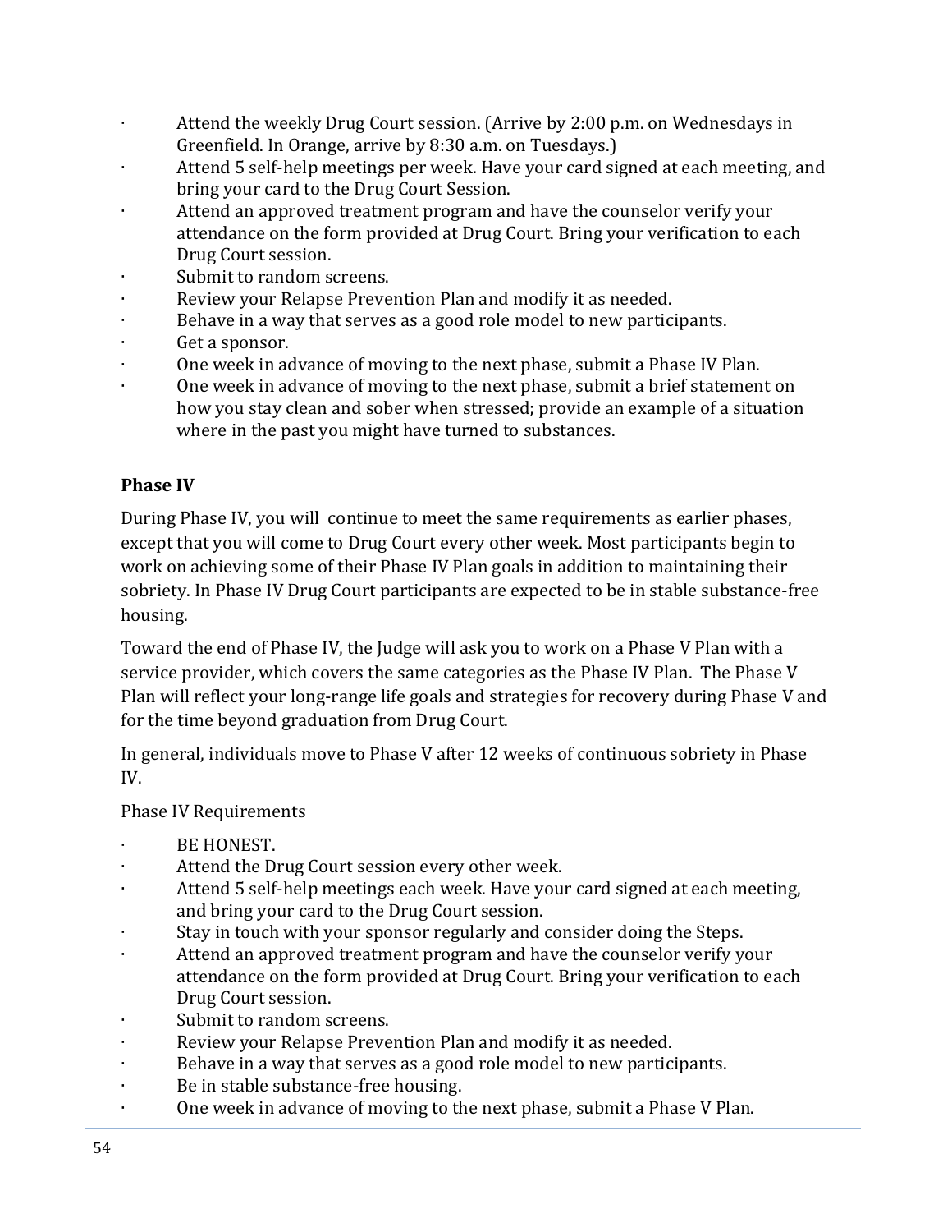- Attend the weekly Drug Court session. (Arrive by 2:00 p.m. on Wednesdays in Greenfield. In Orange, arrive by 8:30 a.m. on Tuesdays.)
- Attend 5 self-help meetings per week. Have your card signed at each meeting, and bring your card to the Drug Court Session.
- Attend an approved treatment program and have the counselor verify your attendance on the form provided at Drug Court. Bring your verification to each Drug Court session.
- Submit to random screens.
- Review your Relapse Prevention Plan and modify it as needed.
- Behave in a way that serves as a good role model to new participants.
- Get a sponsor.
- One week in advance of moving to the next phase, submit a Phase IV Plan.
- One week in advance of moving to the next phase, submit a brief statement on how you stay clean and sober when stressed; provide an example of a situation where in the past you might have turned to substances.

### Phase IV

During Phase IV, you will continue to meet the same requirements as earlier phases, except that you will come to Drug Court every other week. Most participants begin to work on achieving some of their Phase IV Plan goals in addition to maintaining their sobriety. In Phase IV Drug Court participants are expected to be in stable substance-free housing.

Toward the end of Phase IV, the Judge will ask you to work on a Phase V Plan with a service provider, which covers the same categories as the Phase IV Plan. The Phase V Plan will reflect your long-range life goals and strategies for recovery during Phase V and for the time beyond graduation from Drug Court.

In general, individuals move to Phase V after 12 weeks of continuous sobriety in Phase IV.

Phase IV Requirements

- BE HONEST.
- Attend the Drug Court session every other week.
- Attend 5 self-help meetings each week. Have your card signed at each meeting, and bring your card to the Drug Court session.
- Stay in touch with your sponsor regularly and consider doing the Steps.
- Attend an approved treatment program and have the counselor verify your attendance on the form provided at Drug Court. Bring your verification to each Drug Court session.
- Submit to random screens.
- Review your Relapse Prevention Plan and modify it as needed.
- Behave in a way that serves as a good role model to new participants.
- Be in stable substance-free housing.
- One week in advance of moving to the next phase, submit a Phase V Plan.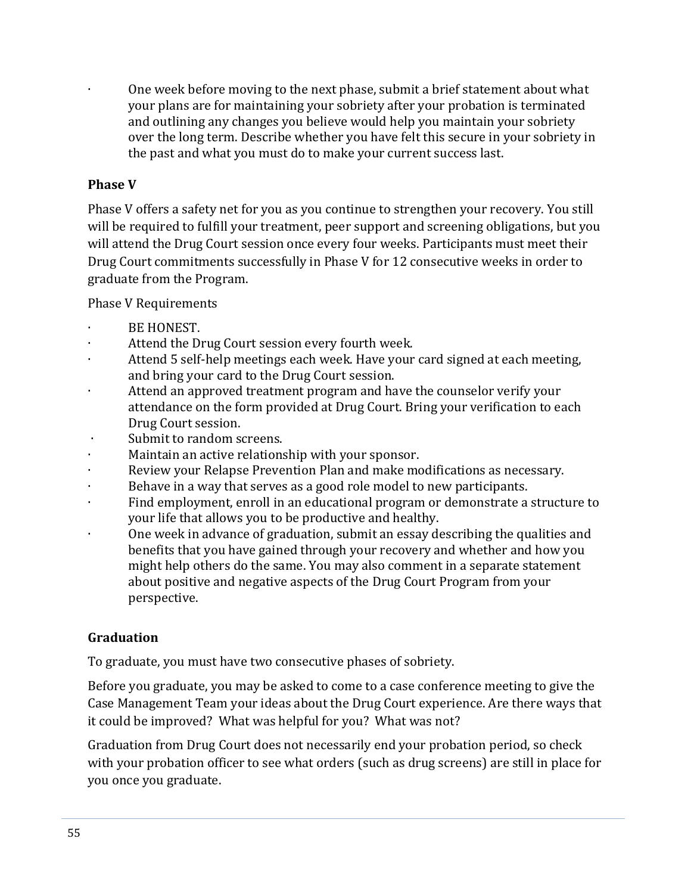- One week before moving to the next phase, submit a brief statement about what your plans are for maintaining your sobriety after your probation is terminated and outlining any changes you believe would help you maintain your sobriety over the long term. Describe whether you have felt this secure in your sobriety in the past and what you must do to make your current success last.

**Phase V**

Phase V offers a safety net for you as you continue to strengthen your recovery. You still will be required to fulfill your treatment, peer support and screening obligations, but you will attend the Drug Court session once every four weeks. Participants must meet their Drug Court commitments successfully in Phase V for 12 consecutive weeks in order to graduate from the Program.

Phase V Requirements

- BE HONEST.
- Attend the Drug Court session every fourth week.
- Attend 5 self-help meetings each week. Have your card signed at each meeting, and bring your card to the Drug Court session.
- Attend an approved treatment program and have the counselor verify your attendance on the form provided at Drug Court. Bring your verification to each Drug Court session.
- Submit to random screens.
- Maintain an active relationship with your sponsor.
- Review your Relapse Prevention Plan and make modifications as necessary.
- Behave in a way that serves as a good role model to new participants.
- Find employment, enroll in an educational program or demonstrate a structure to your life that allows you to be productive and healthy.
- One week in advance of graduation, submit an essay describing the qualities and benefits that you have gained through your recovery and whether and how you might help others do the same. You may also comment in a separate statement about positive and negative aspects of the Drug Court Program from your perspective.

**Graduation**

To graduate, you must have two consecutive phases of sobriety.

Before you graduate, you may be asked to come to a case conference meeting to give the Case Management Team your ideas about the Drug Court experience. Are there ways that it could be improved? What was helpful for you? What was not?

Graduation from Drug Court does not necessarily end your probation period, so check with your probation officer to see what orders (such as drug screens) are still in place for you once you graduate.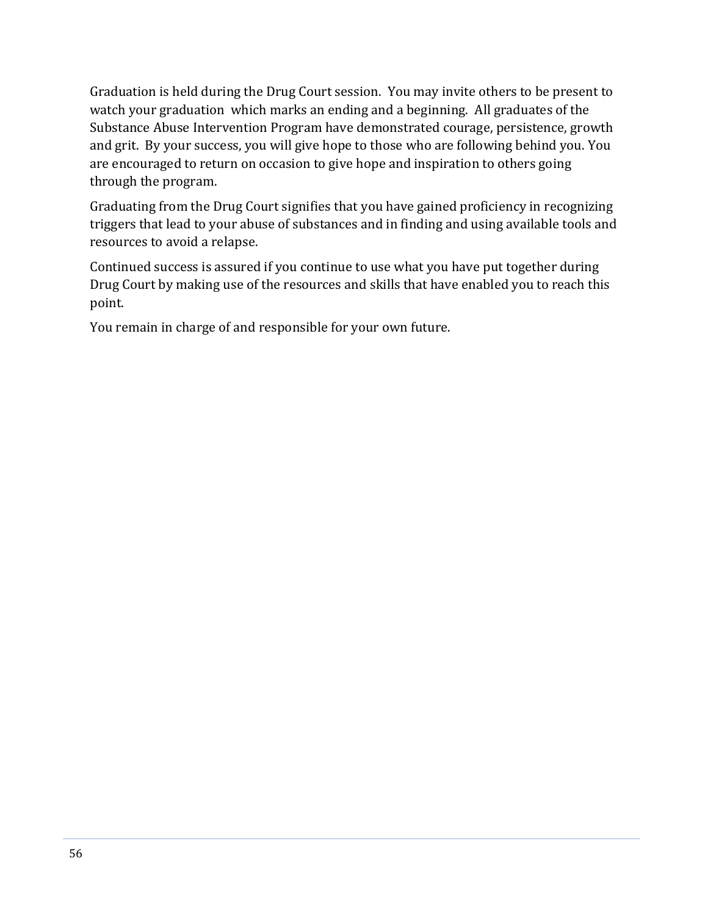Graduation is held during the Drug Court session. You may invite others to be present to watch your graduation which marks an ending and a beginning. All graduates of the Substance Abuse Intervention Program have demonstrated courage, persistence, growth and grit. By your success, you will give hope to those who are following behind you. You are encouraged to return on occasion to give hope and inspiration to others going through the program.

Graduating from the Drug Court signifies that you have gained proficiency in recognizing triggers that lead to your abuse of substances and in finding and using available tools and resources to avoid a relapse.

Continued success is assured if you continue to use what you have put together during Drug Court by making use of the resources and skills that have enabled you to reach this point.

You remain in charge of and responsible for your own future.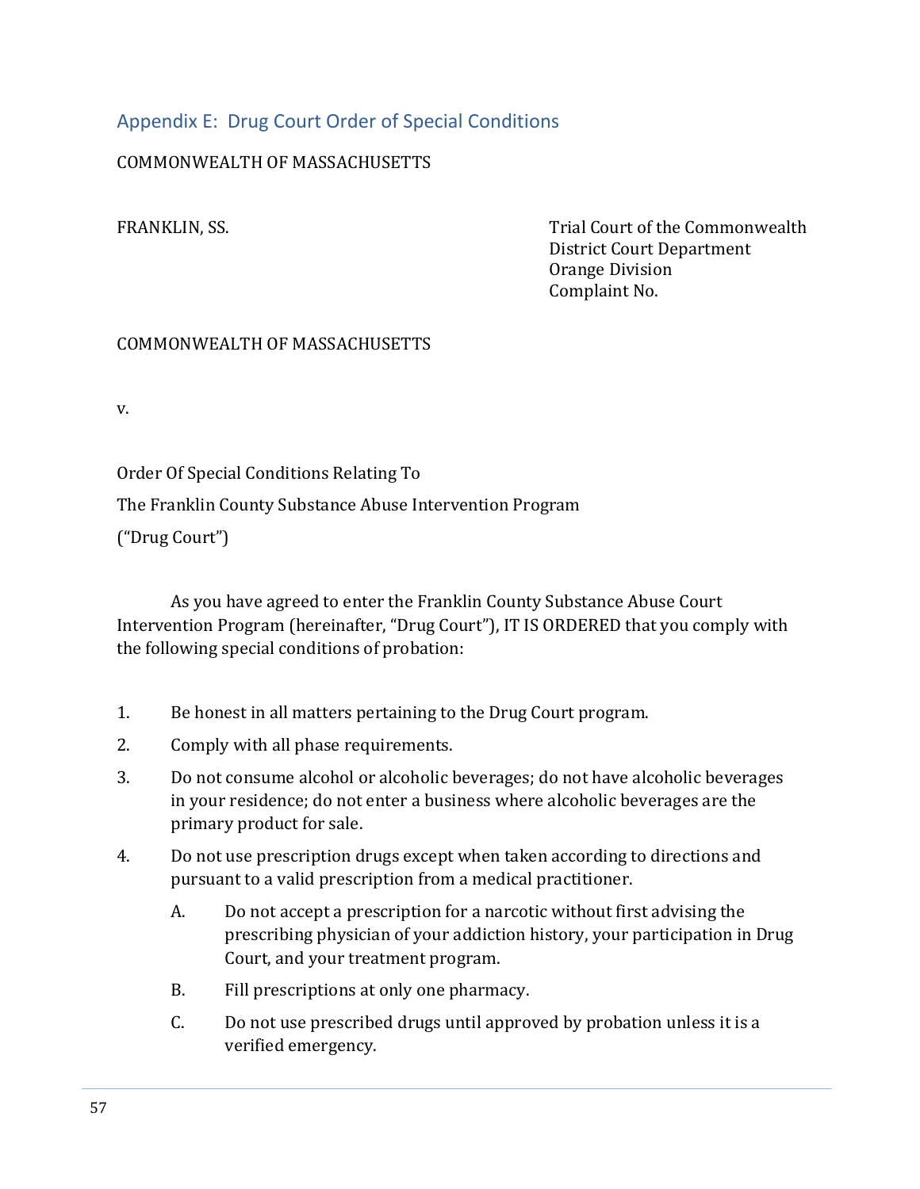## Appendix E: Drug Court Order of Special Conditions

COMMONWEALTH OF MASSACHUSETTS

FRANKLIN, SS.

Trial Court of the Commonwealth
District Court Department
Orange Division
Complaint No.

COMMONWEALTH OF MASSACHUSETTS

v.

Order Of Special Conditions Relating To

The Franklin County Substance Abuse Intervention Program

("Drug Court")

As you have agreed to enter the Franklin County Substance Abuse Court Intervention Program (hereinafter, "Drug Court"), IT IS ORDERED that you comply with the following special conditions of probation:

1. Be honest in all matters pertaining to the Drug Court program.
2. Comply with all phase requirements.
3. Do not consume alcohol or alcoholic beverages; do not have alcoholic beverages in your residence; do not enter a business where alcoholic beverages are the primary product for sale.
4. Do not use prescription drugs except when taken according to directions and pursuant to a valid prescription from a medical practitioner.
   - A. Do not accept a prescription for a narcotic without first advising the prescribing physician of your addiction history, your participation in Drug Court, and your treatment program.
   - B. Fill prescriptions at only one pharmacy.
   - C. Do not use prescribed drugs until approved by probation unless it is a verified emergency.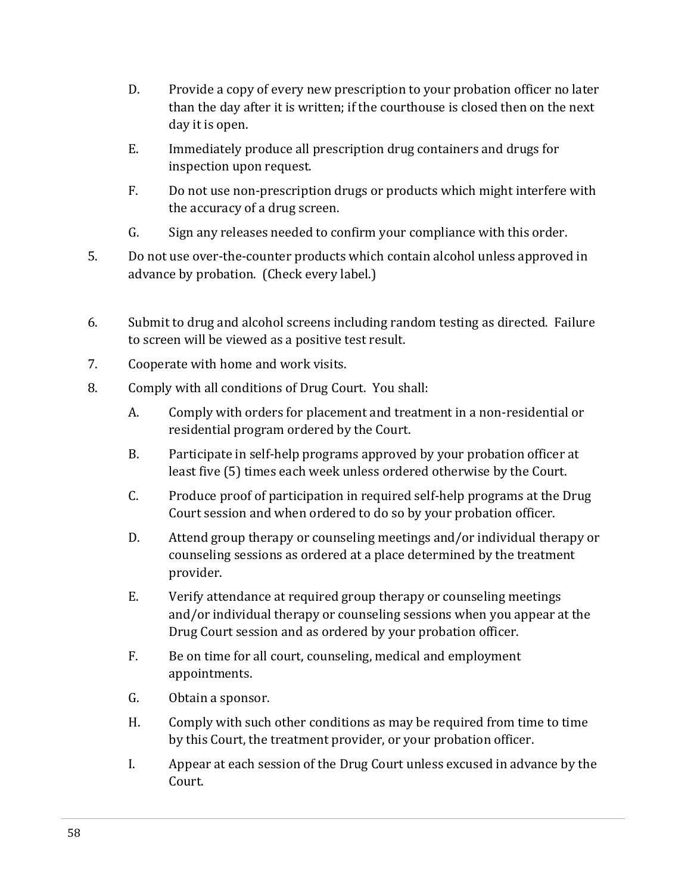D. Provide a copy of every new prescription to your probation officer no later than the day after it is written; if the courthouse is closed then on the next day it is open.

E. Immediately produce all prescription drug containers and drugs for inspection upon request.

F. Do not use non-prescription drugs or products which might interfere with the accuracy of a drug screen.

G. Sign any releases needed to confirm your compliance with this order.

5. Do not use over-the-counter products which contain alcohol unless approved in advance by probation. (Check every label.)

6. Submit to drug and alcohol screens including random testing as directed. Failure to screen will be viewed as a positive test result.

7. Cooperate with home and work visits.

8. Comply with all conditions of Drug Court. You shall:

   A. Comply with orders for placement and treatment in a non-residential or residential program ordered by the Court.

   B. Participate in self-help programs approved by your probation officer at least five (5) times each week unless ordered otherwise by the Court.

   C. Produce proof of participation in required self-help programs at the Drug Court session and when ordered to do so by your probation officer.

   D. Attend group therapy or counseling meetings and/or individual therapy or counseling sessions as ordered at a place determined by the treatment provider.

   E. Verify attendance at required group therapy or counseling meetings and/or individual therapy or counseling sessions when you appear at the Drug Court session and as ordered by your probation officer.

   F. Be on time for all court, counseling, medical and employment appointments.

   G. Obtain a sponsor.

   H. Comply with such other conditions as may be required from time to time by this Court, the treatment provider, or your probation officer.

   I. Appear at each session of the Drug Court unless excused in advance by the Court.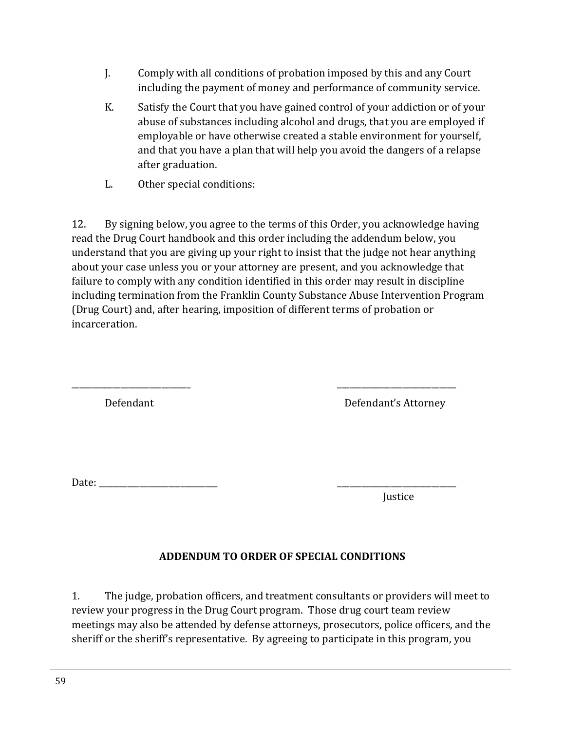J. Comply with all conditions of probation imposed by this and any Court including the payment of money and performance of community service.

K. Satisfy the Court that you have gained control of your addiction or of your abuse of substances including alcohol and drugs, that you are employed if employable or have otherwise created a stable environment for yourself, and that you have a plan that will help you avoid the dangers of a relapse after graduation.

L. Other special conditions:

12. By signing below, you agree to the terms of this Order, you acknowledge having read the Drug Court handbook and this order including the addendum below, you understand that you are giving up your right to insist that the judge not hear anything about your case unless you or your attorney are present, and you acknowledge that failure to comply with any condition identified in this order may result in discipline including termination from the Franklin County Substance Abuse Intervention Program (Drug Court) and, after hearing, imposition of different terms of probation or incarceration.

\_\_\_\_\_\_\_\_\_\_\_\_\_\_\_\_\_\_\_\_\_\_\_\_\_\_\_\_ \_\_\_\_\_\_\_\_\_\_\_\_\_\_\_\_\_\_\_\_\_\_\_\_\_\_\_\_

Defendant Defendant's Attorney

Date: \_\_\_\_\_\_\_\_\_\_\_\_\_\_\_\_\_\_\_\_\_\_\_\_\_\_\_\_ \_\_\_\_\_\_\_\_\_\_\_\_\_\_\_\_\_\_\_\_\_\_\_\_\_\_\_\_

Justice

## ADDENDUM TO ORDER OF SPECIAL CONDITIONS

1. The judge, probation officers, and treatment consultants or providers will meet to review your progress in the Drug Court program. Those drug court team review meetings may also be attended by defense attorneys, prosecutors, police officers, and the sheriff or the sheriff's representative. By agreeing to participate in this program, you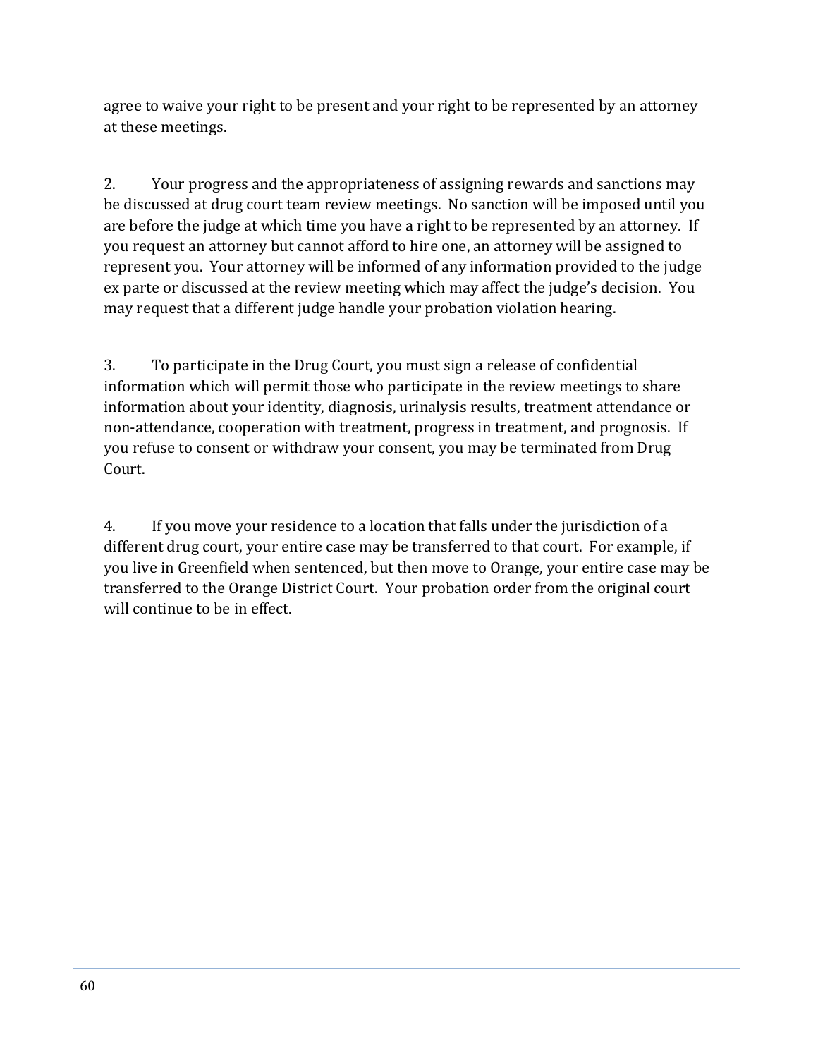agree to waive your right to be present and your right to be represented by an attorney at these meetings.

2. Your progress and the appropriateness of assigning rewards and sanctions may be discussed at drug court team review meetings. No sanction will be imposed until you are before the judge at which time you have a right to be represented by an attorney. If you request an attorney but cannot afford to hire one, an attorney will be assigned to represent you. Your attorney will be informed of any information provided to the judge ex parte or discussed at the review meeting which may affect the judge's decision. You may request that a different judge handle your probation violation hearing.

3. To participate in the Drug Court, you must sign a release of confidential information which will permit those who participate in the review meetings to share information about your identity, diagnosis, urinalysis results, treatment attendance or non-attendance, cooperation with treatment, progress in treatment, and prognosis. If you refuse to consent or withdraw your consent, you may be terminated from Drug Court.

4. If you move your residence to a location that falls under the jurisdiction of a different drug court, your entire case may be transferred to that court. For example, if you live in Greenfield when sentenced, but then move to Orange, your entire case may be transferred to the Orange District Court. Your probation order from the original court will continue to be in effect.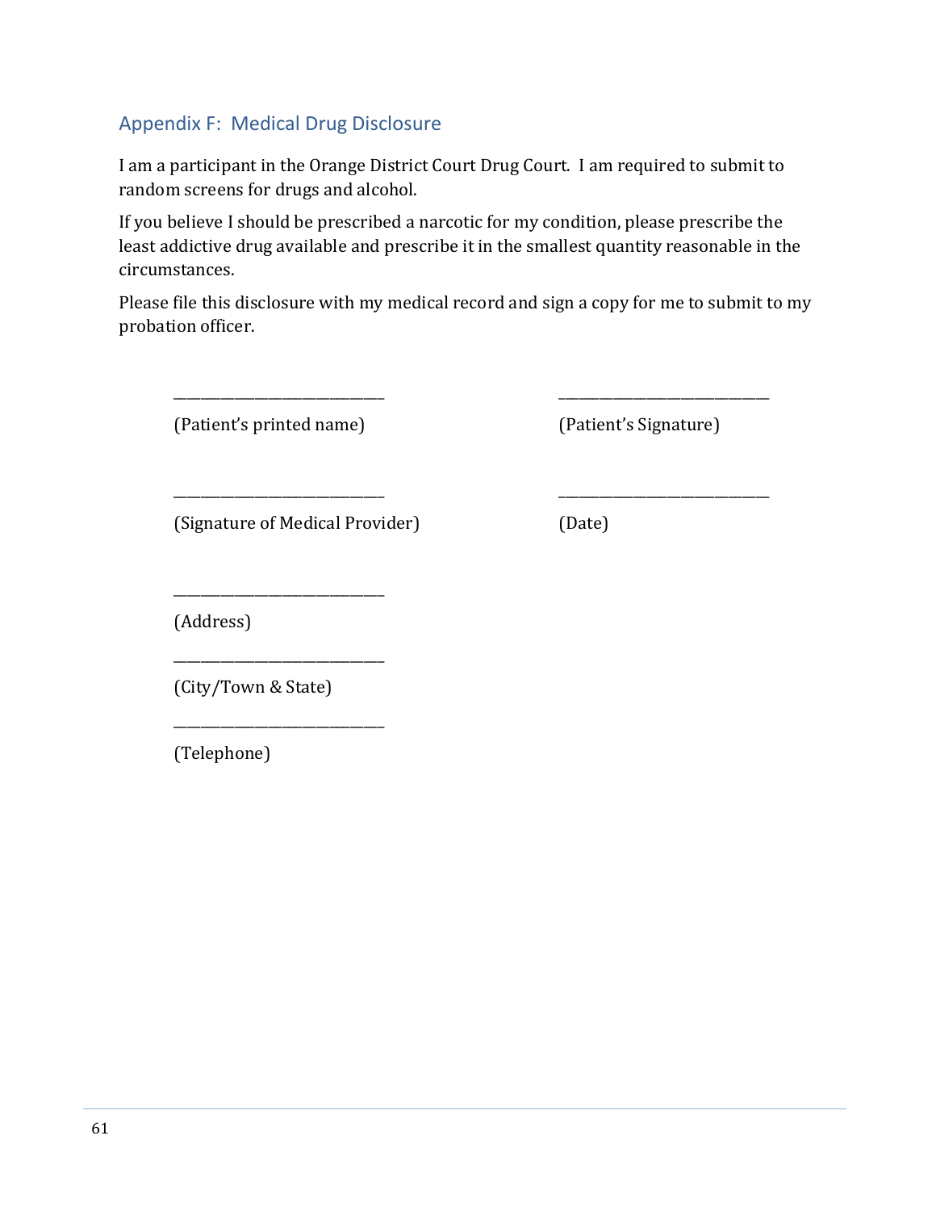## Appendix F: Medical Drug Disclosure

I am a participant in the Orange District Court Drug Court. I am required to submit to random screens for drugs and alcohol.

If you believe I should be prescribed a narcotic for my condition, please prescribe the least addictive drug available and prescribe it in the smallest quantity reasonable in the circumstances.

Please file this disclosure with my medical record and sign a copy for me to submit to my probation officer.

\_\_\_\_\_\_\_\_\_\_\_\_\_\_\_\_\_\_\_\_\_\_\_\_\_\_\_\_\_\_ 
(Patient's printed name)

\_\_\_\_\_\_\_\_\_\_\_\_\_\_\_\_\_\_\_\_\_\_\_\_\_\_\_\_\_\_ 
(Patient's Signature)

\_\_\_\_\_\_\_\_\_\_\_\_\_\_\_\_\_\_\_\_\_\_\_\_\_\_\_\_\_\_ 
(Signature of Medical Provider)

\_\_\_\_\_\_\_\_\_\_\_\_\_\_\_\_\_\_\_\_\_\_\_\_\_\_\_\_\_\_ 
(Date)

\_\_\_\_\_\_\_\_\_\_\_\_\_\_\_\_\_\_\_\_\_\_\_\_\_\_\_\_\_\_ 
(Address)

\_\_\_\_\_\_\_\_\_\_\_\_\_\_\_\_\_\_\_\_\_\_\_\_\_\_\_\_\_\_ 
(City/Town & State)

\_\_\_\_\_\_\_\_\_\_\_\_\_\_\_\_\_\_\_\_\_\_\_\_\_\_\_\_\_\_ 
(Telephone)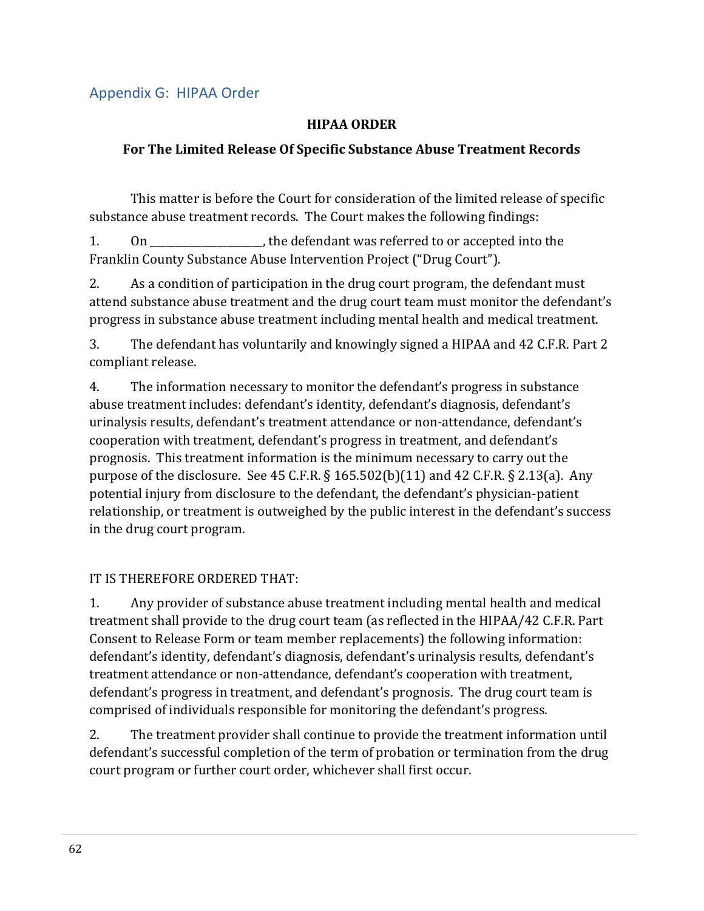## Appendix G: HIPAA Order

**HIPAA ORDER**

**For The Limited Release Of Specific Substance Abuse Treatment Records**

This matter is before the Court for consideration of the limited release of specific substance abuse treatment records. The Court makes the following findings:

1. On ____________________, the defendant was referred to or accepted into the Franklin County Substance Abuse Intervention Project ("Drug Court").

2. As a condition of participation in the drug court program, the defendant must attend substance abuse treatment and the drug court team must monitor the defendant's progress in substance abuse treatment including mental health and medical treatment.

3. The defendant has voluntarily and knowingly signed a HIPAA and 42 C.F.R. Part 2 compliant release.

4. The information necessary to monitor the defendant's progress in substance abuse treatment includes: defendant's identity, defendant's diagnosis, defendant's urinalysis results, defendant's treatment attendance or non-attendance, defendant's cooperation with treatment, defendant's progress in treatment, and defendant's prognosis. This treatment information is the minimum necessary to carry out the purpose of the disclosure. See 45 C.F.R. § 165.502(b)(11) and 42 C.F.R. § 2.13(a). Any potential injury from disclosure to the defendant, the defendant's physician-patient relationship, or treatment is outweighed by the public interest in the defendant's success in the drug court program.

IT IS THEREFORE ORDERED THAT:

1. Any provider of substance abuse treatment including mental health and medical treatment shall provide to the drug court team (as reflected in the HIPAA/42 C.F.R. Part Consent to Release Form or team member replacements) the following information: defendant's identity, defendant's diagnosis, defendant's urinalysis results, defendant's treatment attendance or non-attendance, defendant's cooperation with treatment, defendant's progress in treatment, and defendant's prognosis. The drug court team is comprised of individuals responsible for monitoring the defendant's progress.

2. The treatment provider shall continue to provide the treatment information until defendant's successful completion of the term of probation or termination from the drug court program or further court order, whichever shall first occur.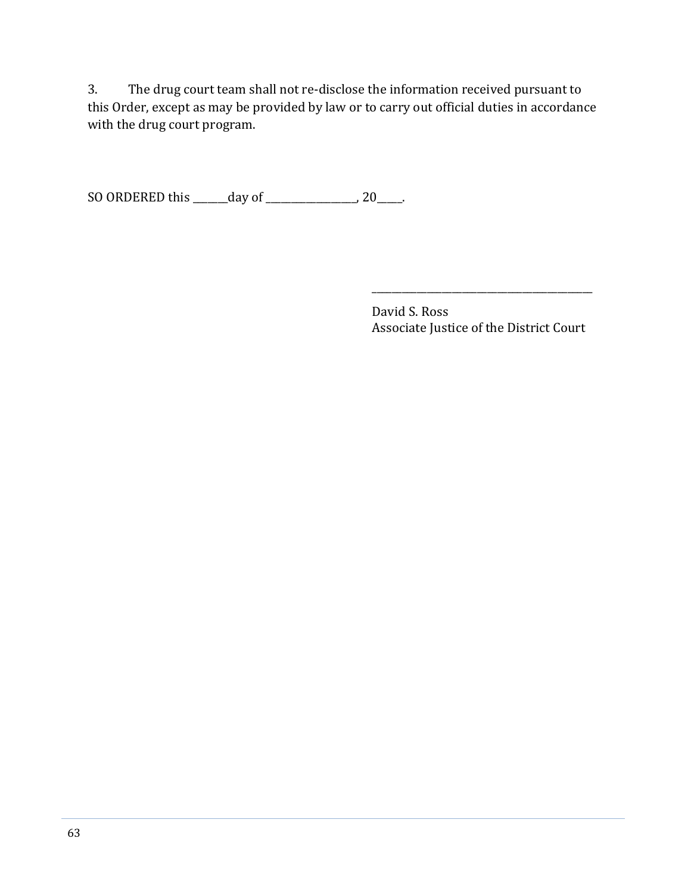3. The drug court team shall not re-disclose the information received pursuant to this Order, except as may be provided by law or to carry out official duties in accordance with the drug court program.

SO ORDERED this _______day of _________________, 20_____.

_______________________________________

David S. Ross
Associate Justice of the District Court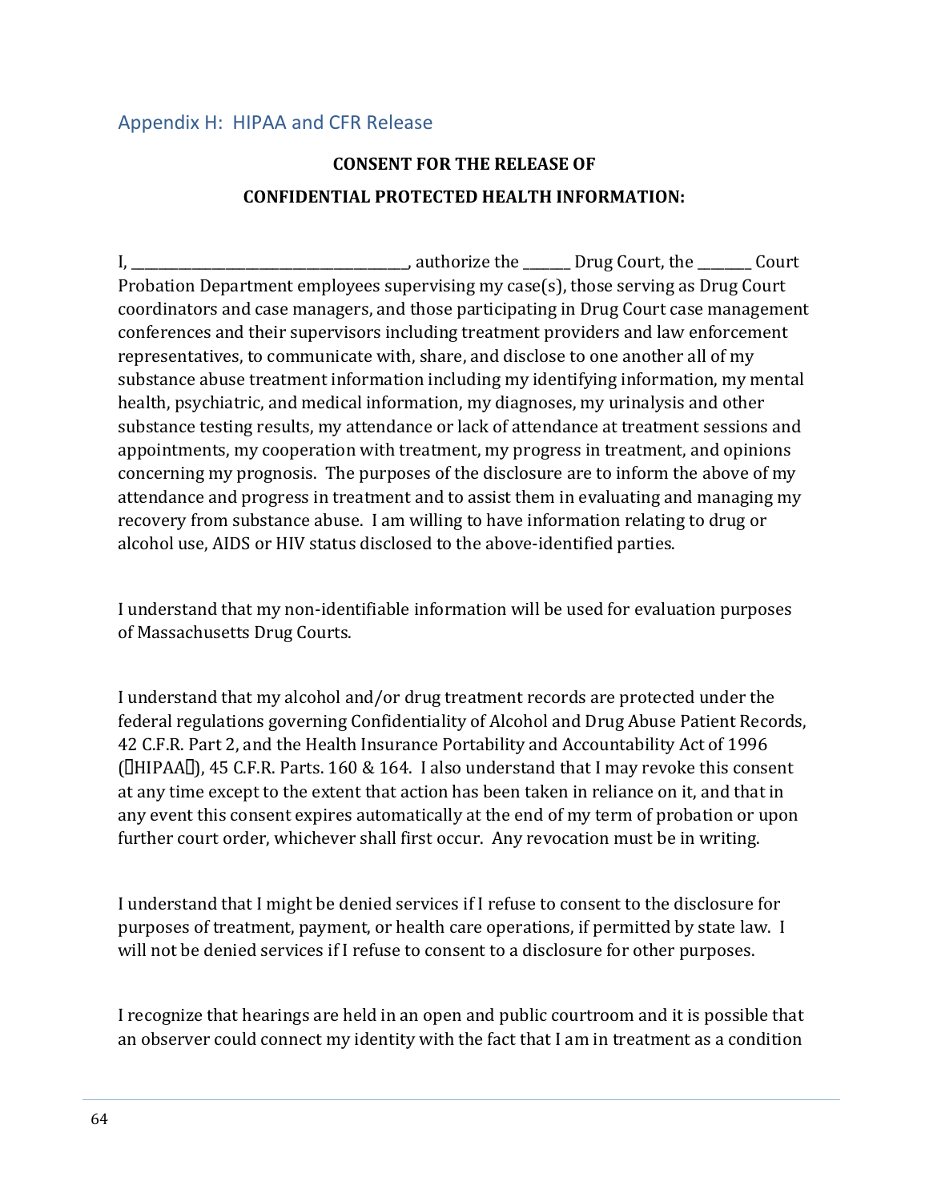## Appendix H: HIPAA and CFR Release

**CONSENT FOR THE RELEASE OF**

**CONFIDENTIAL PROTECTED HEALTH INFORMATION:**

I, ______________________________________, authorize the _______ Drug Court, the ________ Court Probation Department employees supervising my case(s), those serving as Drug Court coordinators and case managers, and those participating in Drug Court case management conferences and their supervisors including treatment providers and law enforcement representatives, to communicate with, share, and disclose to one another all of my substance abuse treatment information including my identifying information, my mental health, psychiatric, and medical information, my diagnoses, my urinalysis and other substance testing results, my attendance or lack of attendance at treatment sessions and appointments, my cooperation with treatment, my progress in treatment, and opinions concerning my prognosis. The purposes of the disclosure are to inform the above of my attendance and progress in treatment and to assist them in evaluating and managing my recovery from substance abuse. I am willing to have information relating to drug or alcohol use, AIDS or HIV status disclosed to the above-identified parties.

I understand that my non-identifiable information will be used for evaluation purposes of Massachusetts Drug Courts.

I understand that my alcohol and/or drug treatment records are protected under the federal regulations governing Confidentiality of Alcohol and Drug Abuse Patient Records, 42 C.F.R. Part 2, and the Health Insurance Portability and Accountability Act of 1996 ("HIPAA"), 45 C.F.R. Parts. 160 & 164. I also understand that I may revoke this consent at any time except to the extent that action has been taken in reliance on it, and that in any event this consent expires automatically at the end of my term of probation or upon further court order, whichever shall first occur. Any revocation must be in writing.

I understand that I might be denied services if I refuse to consent to the disclosure for purposes of treatment, payment, or health care operations, if permitted by state law. I will not be denied services if I refuse to consent to a disclosure for other purposes.

I recognize that hearings are held in an open and public courtroom and it is possible that an observer could connect my identity with the fact that I am in treatment as a condition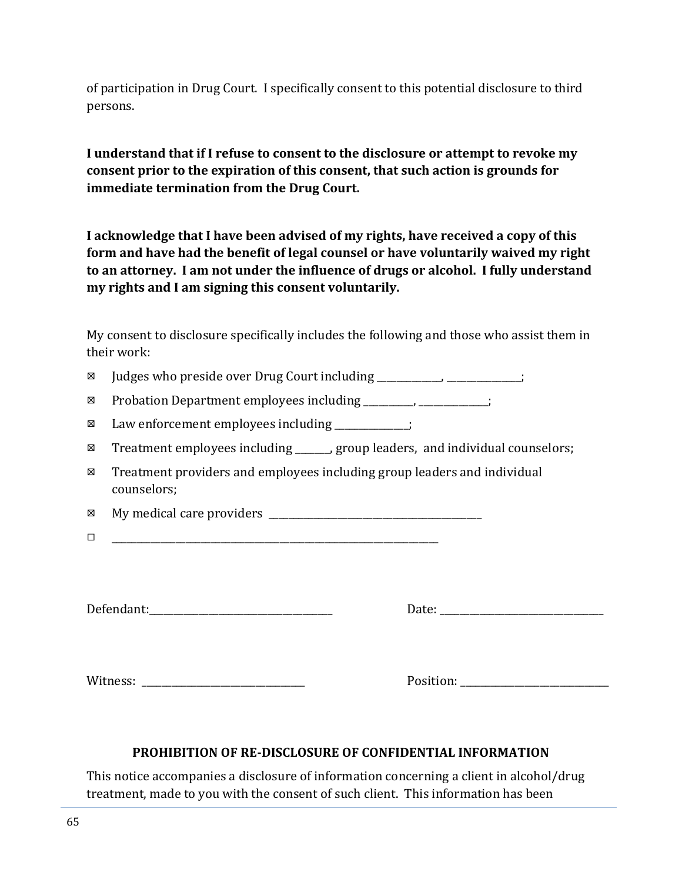of participation in Drug Court. I specifically consent to this potential disclosure to third persons.

**I understand that if I refuse to consent to the disclosure or attempt to revoke my consent prior to the expiration of this consent, that such action is grounds for immediate termination from the Drug Court.**

**I acknowledge that I have been advised of my rights, have received a copy of this form and have had the benefit of legal counsel or have voluntarily waived my right to an attorney. I am not under the influence of drugs or alcohol. I fully understand my rights and I am signing this consent voluntarily.**

My consent to disclosure specifically includes the following and those who assist them in their work:

- ☒ Judges who preside over Drug Court including _____________, _______________;
- ☒ Probation Department employees including __________, ______________;
- ☒ Law enforcement employees including ______________;
- ☒ Treatment employees including _______, group leaders, and individual counselors;
- ☒ Treatment providers and employees including group leaders and individual counselors;
- ☒ My medical care providers __________________________________________
- ☐ _________________________________________________________________

Defendant:____________________________________ Date: _________________________________

Witness: _________________________________ Position: ______________________________

**PROHIBITION OF RE-DISCLOSURE OF CONFIDENTIAL INFORMATION**

This notice accompanies a disclosure of information concerning a client in alcohol/drug treatment, made to you with the consent of such client. This information has been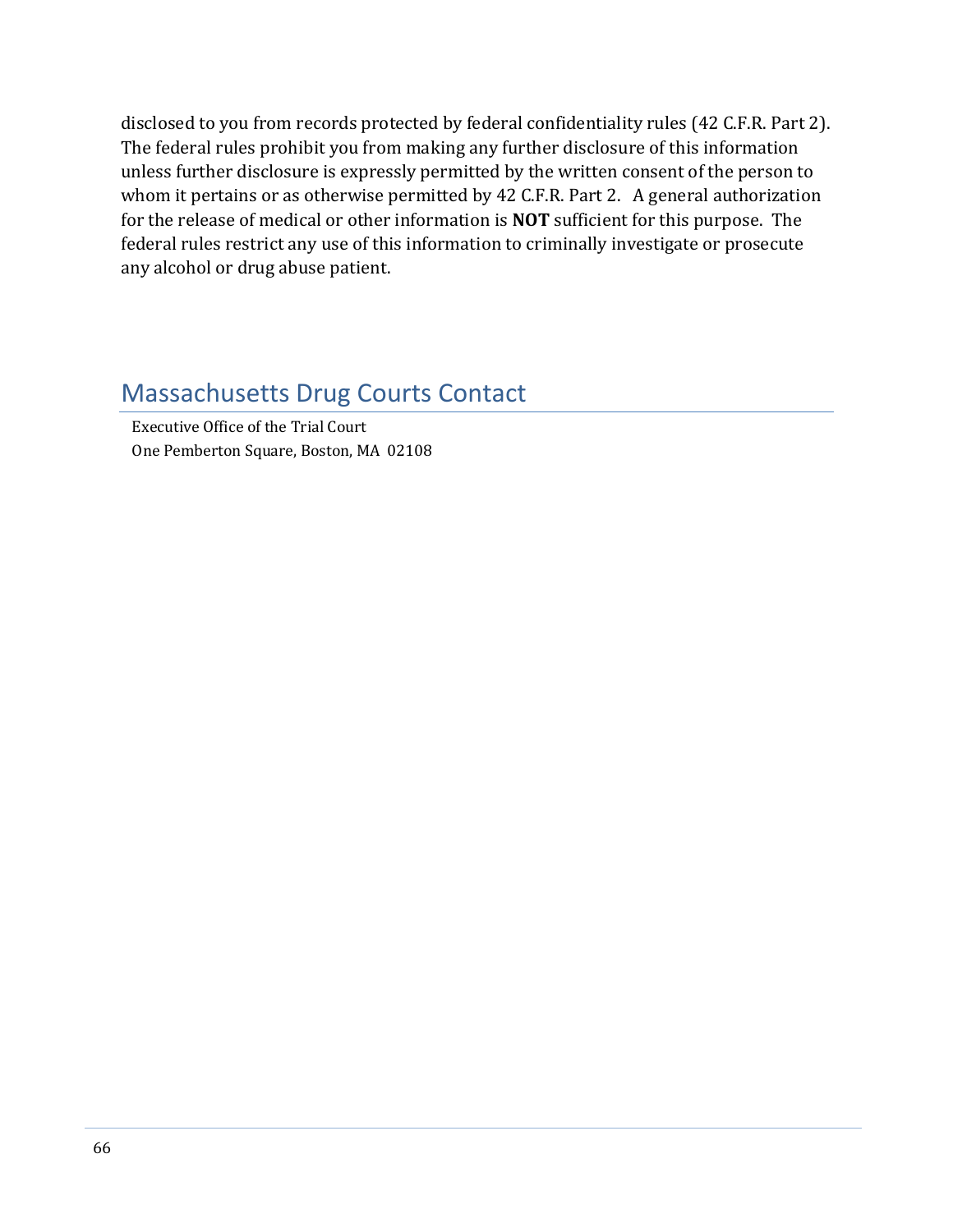disclosed to you from records protected by federal confidentiality rules (42 C.F.R. Part 2). The federal rules prohibit you from making any further disclosure of this information unless further disclosure is expressly permitted by the written consent of the person to whom it pertains or as otherwise permitted by 42 C.F.R. Part 2. A general authorization for the release of medical or other information is **NOT** sufficient for this purpose. The federal rules restrict any use of this information to criminally investigate or prosecute any alcohol or drug abuse patient.

## Massachusetts Drug Courts Contact

Executive Office of the Trial Court
One Pemberton Square, Boston, MA 02108